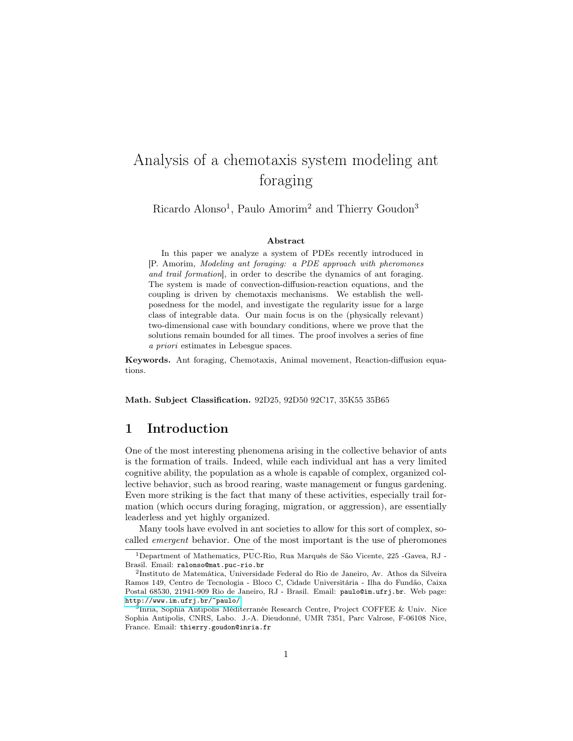# Analysis of a chemotaxis system modeling ant foraging

Ricardo Alonso[1], Paulo Amorim[2] and Thierry Goudon[3]

### Abstract

In this paper we analyze a system of PDEs recently introduced in [P. Amorim, *Modeling ant foraging: a PDE approach with pheromones and trail formation*], in order to describe the dynamics of ant foraging. The system is made of convection-diffusion-reaction equations, and the coupling is driven by chemotaxis mechanisms. We establish the well-posedness for the model, and investigate the regularity issue for a large class of integrable data. Our main focus is on the (physically relevant) two-dimensional case with boundary conditions, where we prove that the solutions remain bounded for all times. The proof involves a series of fine *a priori* estimates in Lebesgue spaces.

**Keywords.** Ant foraging, Chemotaxis, Animal movement, Reaction-diffusion equations.

**Math. Subject Classification.** 92D25, 92D50 92C17, 35K55 35B65

## 1 Introduction

One of the most interesting phenomena arising in the collective behavior of ants is the formation of trails. Indeed, while each individual ant has a very limited cognitive ability, the population as a whole is capable of complex, organized collective behavior, such as brood rearing, waste management or fungus gardening. Even more striking is the fact that many of these activities, especially trail formation (which occurs during foraging, migration, or aggression), are essentially leaderless and yet highly organized.

Many tools have evolved in ant societies to allow for this sort of complex, so-called *emergent* behavior. One of the most important is the use of pheromones

---

[1] Department of Mathematics, PUC-Rio, Rua Marquês de São Vicente, 225 -Gavea, RJ - Brasil. Email: `ralonso@mat.puc-rio.br`

[2] Instituto de Matemática, Universidade Federal do Rio de Janeiro, Av. Athos da Silveira Ramos 149, Centro de Tecnologia - Bloco C, Cidade Universitária - Ilha do Fundão, Caixa Postal 68530, 21941-909 Rio de Janeiro, RJ - Brasil. Email: `paulo@im.ufrj.br`. Web page: http://www.im.ufrj.br/~paulo/

[3] Inria, Sophia Antipolis Méditerranée Research Centre, Project COFFEE & Univ. Nice Sophia Antipolis, CNRS, Labo. J.-A. Dieudonné, UMR 7351, Parc Valrose, F-06108 Nice, France. Email: `thierry.goudon@inria.fr`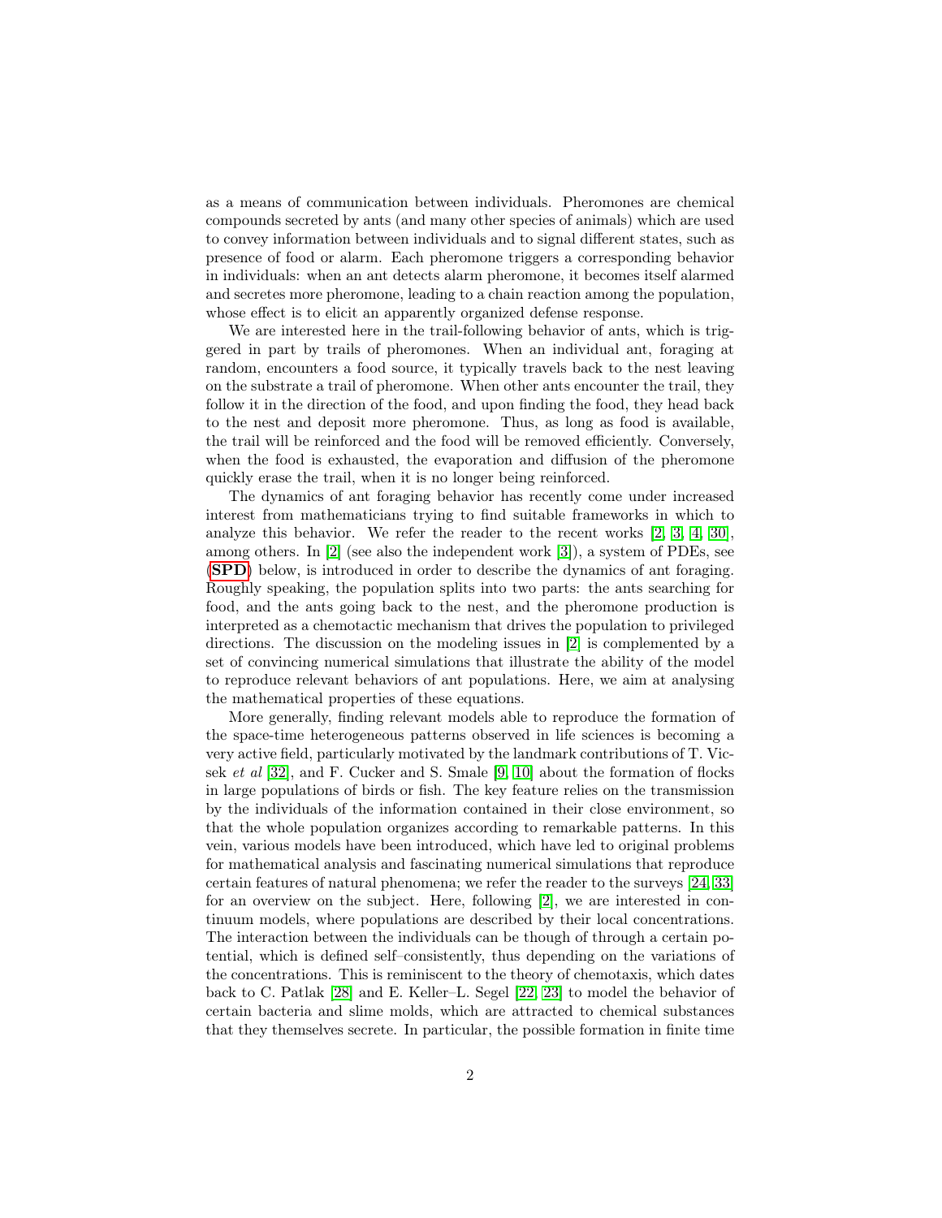as a means of communication between individuals. Pheromones are chemical compounds secreted by ants (and many other species of animals) which are used to convey information between individuals and to signal different states, such as presence of food or alarm. Each pheromone triggers a corresponding behavior in individuals: when an ant detects alarm pheromone, it becomes itself alarmed and secretes more pheromone, leading to a chain reaction among the population, whose effect is to elicit an apparently organized defense response.

We are interested here in the trail-following behavior of ants, which is triggered in part by trails of pheromones. When an individual ant, foraging at random, encounters a food source, it typically travels back to the nest leaving on the substrate a trail of pheromone. When other ants encounter the trail, they follow it in the direction of the food, and upon finding the food, they head back to the nest and deposit more pheromone. Thus, as long as food is available, the trail will be reinforced and the food will be removed efficiently. Conversely, when the food is exhausted, the evaporation and diffusion of the pheromone quickly erase the trail, when it is no longer being reinforced.

The dynamics of ant foraging behavior has recently come under increased interest from mathematicians trying to find suitable frameworks in which to analyze this behavior. We refer the reader to the recent works [2, 3, 4, 30], among others. In [2] (see also the independent work [3]), a system of PDEs, see (**SPD**) below, is introduced in order to describe the dynamics of ant foraging. Roughly speaking, the population splits into two parts: the ants searching for food, and the ants going back to the nest, and the pheromone production is interpreted as a chemotactic mechanism that drives the population to privileged directions. The discussion on the modeling issues in [2] is complemented by a set of convincing numerical simulations that illustrate the ability of the model to reproduce relevant behaviors of ant populations. Here, we aim at analysing the mathematical properties of these equations.

More generally, finding relevant models able to reproduce the formation of the space-time heterogeneous patterns observed in life sciences is becoming a very active field, particularly motivated by the landmark contributions of T. Vicsek *et al* [32], and F. Cucker and S. Smale [9, 10] about the formation of flocks in large populations of birds or fish. The key feature relies on the transmission by the individuals of the information contained in their close environment, so that the whole population organizes according to remarkable patterns. In this vein, various models have been introduced, which have led to original problems for mathematical analysis and fascinating numerical simulations that reproduce certain features of natural phenomena; we refer the reader to the surveys [24, 33] for an overview on the subject. Here, following [2], we are interested in continuum models, where populations are described by their local concentrations. The interaction between the individuals can be though of through a certain potential, which is defined self–consistently, thus depending on the variations of the concentrations. This is reminiscent to the theory of chemotaxis, which dates back to C. Patlak [28] and E. Keller–L. Segel [22, 23] to model the behavior of certain bacteria and slime molds, which are attracted to chemical substances that they themselves secrete. In particular, the possible formation in finite time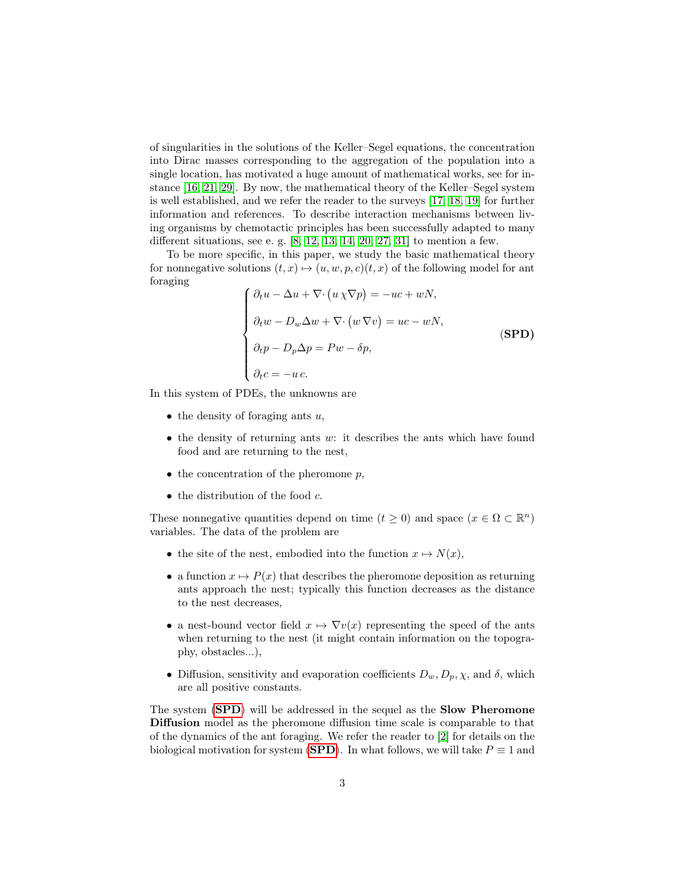of singularities in the solutions of the Keller–Segel equations, the concentration into Dirac masses corresponding to the aggregation of the population into a single location, has motivated a huge amount of mathematical works, see for instance [16, 21, 29]. By now, the mathematical theory of the Keller–Segel system is well established, and we refer the reader to the surveys [17, 18, 19] for further information and references. To describe interaction mechanisms between living organisms by chemotactic principles has been successfully adapted to many different situations, see e. g. [8, 12, 13, 14, 20, 27, 31] to mention a few.

To be more specific, in this paper, we study the basic mathematical theory for nonnegative solutions $(t, x) \mapsto (u, w, p, c)(t, x)$ of the following model for ant foraging

$$
\begin{cases}
\partial_t u - \Delta u + \nabla \cdot \big( u \, \chi \nabla p \big) = -uc + wN, \\[2mm]
\partial_t w - D_w \Delta w + \nabla \cdot \big( w \, \nabla v \big) = uc - wN, \\[2mm]
\partial_t p - D_p \Delta p = Pw - \delta p, \\[2mm]
\partial_t c = -u \, c.
\end{cases}
\tag{SPD}
$$

In this system of PDEs, the unknowns are

- the density of foraging ants $u$,
- the density of returning ants $w$: it describes the ants which have found food and are returning to the nest,
- the concentration of the pheromone $p$,
- the distribution of the food $c$.

These nonnegative quantities depend on time ($t \geq 0$) and space ($x \in \Omega \subset \mathbb{R}^n$) variables. The data of the problem are

- the site of the nest, embodied into the function $x \mapsto N(x)$,
- a function $x \mapsto P(x)$ that describes the pheromone deposition as returning ants approach the nest; typically this function decreases as the distance to the nest decreases,
- a nest-bound vector field $x \mapsto \nabla v(x)$ representing the speed of the ants when returning to the nest (it might contain information on the topography, obstacles...),
- Diffusion, sensitivity and evaporation coefficients $D_w, D_p, \chi$, and $\delta$, which are all positive constants.

The system (**SPD**) will be addressed in the sequel as the **Slow Pheromone Diffusion** model as the pheromone diffusion time scale is comparable to that of the dynamics of the ant foraging. We refer the reader to [2] for details on the biological motivation for system (**SPD**). In what follows, we will take $P \equiv 1$ and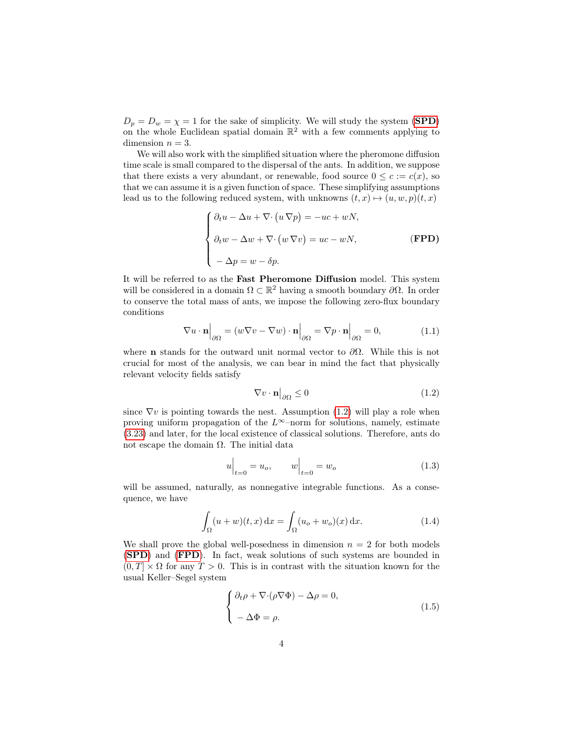$D_p = D_w = \chi = 1$ for the sake of simplicity. We will study the system (**SPD**) on the whole Euclidean spatial domain $\mathbb{R}^2$ with a few comments applying to dimension $n = 3$.

We will also work with the simplified situation where the pheromone diffusion time scale is small compared to the dispersal of the ants. In addition, we suppose that there exists a very abundant, or renewable, food source $0 \leq c := c(x)$, so that we can assume it is a given function of space. These simplifying assumptions lead us to the following reduced system, with unknowns $(t, x) \mapsto (u, w, p)(t, x)$

$$
\begin{cases}
\partial_t u - \Delta u + \nabla\cdot\big(u\,\nabla p\big) = -uc + wN, \\[2mm]
\partial_t w - \Delta w + \nabla\cdot\big(w\,\nabla v\big) = uc - wN, \\[2mm]
-\Delta p = w - \delta p.
\end{cases}
\tag{FPD}
$$

It will be referred to as the **Fast Pheromone Diffusion** model. This system will be considered in a domain $\Omega \subset \mathbb{R}^2$ having a smooth boundary $\partial\Omega$. In order to conserve the total mass of ants, we impose the following zero-flux boundary conditions

$$
\nabla u \cdot \mathbf{n}\Big|_{\partial\Omega} = (w\nabla v - \nabla w)\cdot \mathbf{n}\Big|_{\partial\Omega} = \nabla p \cdot \mathbf{n}\Big|_{\partial\Omega} = 0, \tag{1.1}
$$

where $\mathbf{n}$ stands for the outward unit normal vector to $\partial\Omega$. While this is not crucial for most of the analysis, we can bear in mind the fact that physically relevant velocity fields satisfy

$$
\nabla v \cdot \mathbf{n}\big|_{\partial\Omega} \leq 0 \tag{1.2}
$$

since $\nabla v$ is pointing towards the nest. Assumption (1.2) will play a role when proving uniform propagation of the $L^\infty$–norm for solutions, namely, estimate (3.23) and later, for the local existence of classical solutions. Therefore, ants do not escape the domain $\Omega$. The initial data

$$
u\Big|_{t=0} = u_o, \qquad w\Big|_{t=0} = w_o \tag{1.3}
$$

will be assumed, naturally, as nonnegative integrable functions. As a consequence, we have

$$
\int_\Omega (u + w)(t, x)\,\mathrm{d}x = \int_\Omega (u_o + w_o)(x)\,\mathrm{d}x. \tag{1.4}
$$

We shall prove the global well-posedness in dimension $n = 2$ for both models (**SPD**) and (**FPD**). In fact, weak solutions of such systems are bounded in $(0, T] \times \Omega$ for any $T > 0$. This is in contrast with the situation known for the usual Keller–Segel system

$$
\begin{cases}
\partial_t \rho + \nabla\cdot(\rho\nabla\Phi) - \Delta\rho = 0, \\[2mm]
-\Delta\Phi = \rho.
\end{cases}
\tag{1.5}
$$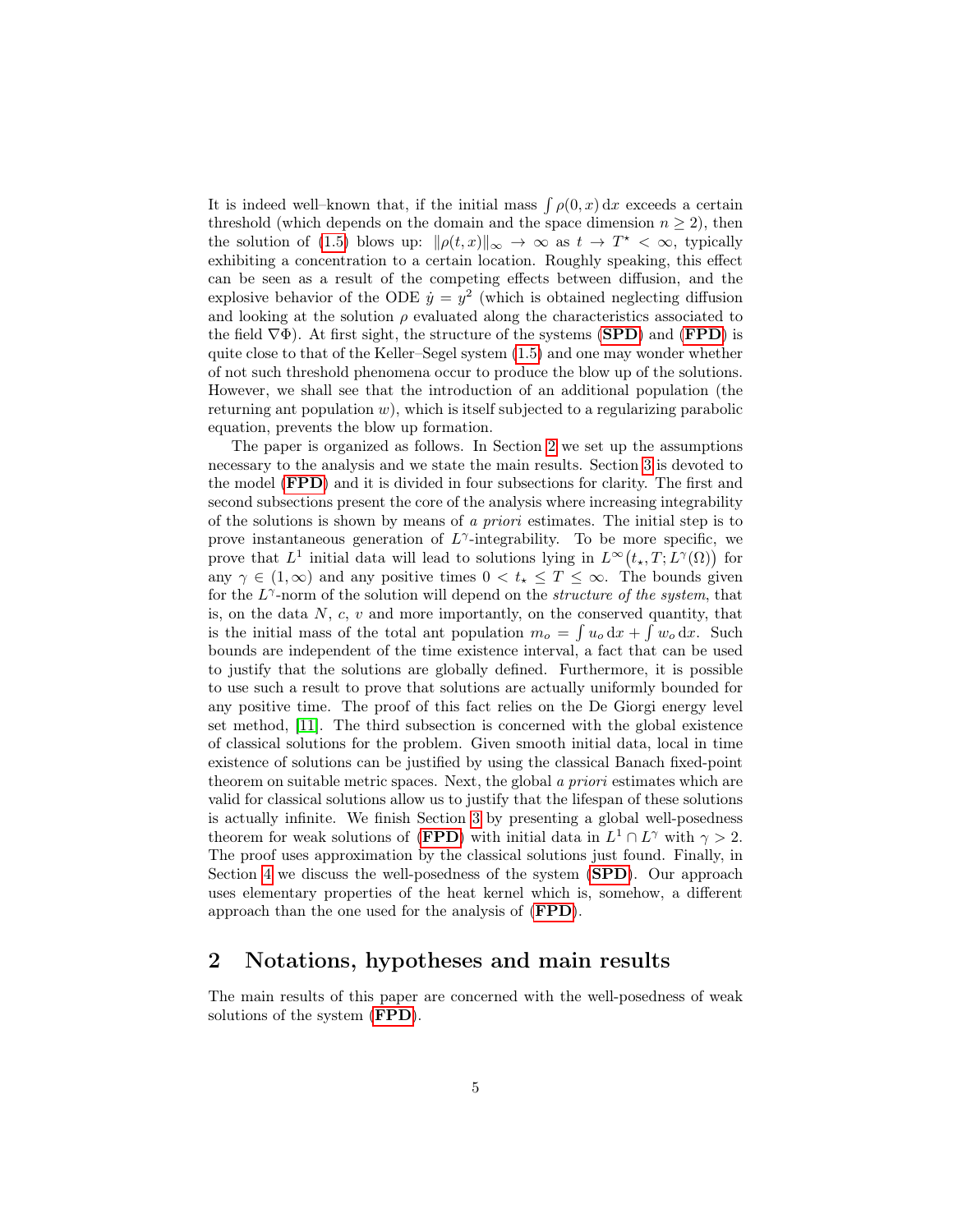It is indeed well–known that, if the initial mass $\int \rho(0,x)\,\mathrm{d}x$ exceeds a certain threshold (which depends on the domain and the space dimension $n \geq 2$), then the solution of (1.5) blows up: $\|\rho(t,x)\|_\infty \to \infty$ as $t \to T^\star < \infty$, typically exhibiting a concentration to a certain location. Roughly speaking, this effect can be seen as a result of the competing effects between diffusion, and the explosive behavior of the ODE $\dot{y} = y^2$ (which is obtained neglecting diffusion and looking at the solution $\rho$ evaluated along the characteristics associated to the field $\nabla\Phi$). At first sight, the structure of the systems (**SPD**) and (**FPD**) is quite close to that of the Keller–Segel system (1.5) and one may wonder whether of not such threshold phenomena occur to produce the blow up of the solutions. However, we shall see that the introduction of an additional population (the returning ant population $w$), which is itself subjected to a regularizing parabolic equation, prevents the blow up formation.

The paper is organized as follows. In Section 2 we set up the assumptions necessary to the analysis and we state the main results. Section 3 is devoted to the model (**FPD**) and it is divided in four subsections for clarity. The first and second subsections present the core of the analysis where increasing integrability of the solutions is shown by means of *a priori* estimates. The initial step is to prove instantaneous generation of $L^\gamma$-integrability. To be more specific, we prove that $L^1$ initial data will lead to solutions lying in $L^\infty\big(t_\star, T; L^\gamma(\Omega)\big)$ for any $\gamma \in (1,\infty)$ and any positive times $0 < t_\star \leq T \leq \infty$. The bounds given for the $L^\gamma$-norm of the solution will depend on the *structure of the system*, that is, on the data $N$, $c$, $v$ and more importantly, on the conserved quantity, that is the initial mass of the total ant population $m_o = \int u_o\,\mathrm{d}x + \int w_o\,\mathrm{d}x$. Such bounds are independent of the time existence interval, a fact that can be used to justify that the solutions are globally defined. Furthermore, it is possible to use such a result to prove that solutions are actually uniformly bounded for any positive time. The proof of this fact relies on the De Giorgi energy level set method, [11]. The third subsection is concerned with the global existence of classical solutions for the problem. Given smooth initial data, local in time existence of solutions can be justified by using the classical Banach fixed-point theorem on suitable metric spaces. Next, the global *a priori* estimates which are valid for classical solutions allow us to justify that the lifespan of these solutions is actually infinite. We finish Section 3 by presenting a global well-posedness theorem for weak solutions of (**FPD**) with initial data in $L^1 \cap L^\gamma$ with $\gamma > 2$. The proof uses approximation by the classical solutions just found. Finally, in Section 4 we discuss the well-posedness of the system (**SPD**). Our approach uses elementary properties of the heat kernel which is, somehow, a different approach than the one used for the analysis of (**FPD**).

## 2 Notations, hypotheses and main results

The main results of this paper are concerned with the well-posedness of weak solutions of the system (**FPD**).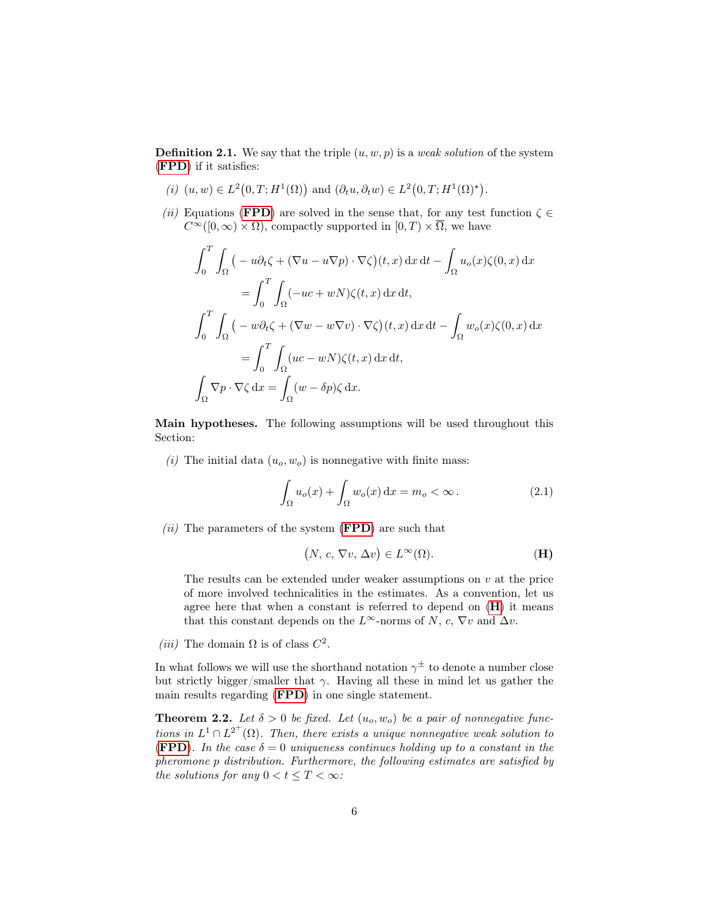**Definition 2.1.** We say that the triple $(u, w, p)$ is a *weak solution* of the system (**FPD**) if it satisfies:

*(i)* $(u, w) \in L^2\big(0, T; H^1(\Omega)\big)$ and $(\partial_t u, \partial_t w) \in L^2\big(0, T; H^1(\Omega)^\star\big)$.

*(ii)* Equations (**FPD**) are solved in the sense that, for any test function $\zeta \in C^\infty([0,\infty) \times \Omega)$, compactly supported in $[0, T) \times \overline{\Omega}$, we have

$$\int_0^T \int_\Omega \big( -u \partial_t \zeta + (\nabla u - u \nabla p) \cdot \nabla \zeta \big)(t, x) \,\mathrm{d}x \,\mathrm{d}t - \int_\Omega u_o(x) \zeta(0, x) \,\mathrm{d}x$$
$$= \int_0^T \int_\Omega (-uc + wN) \zeta(t, x) \,\mathrm{d}x \,\mathrm{d}t,$$
$$\int_0^T \int_\Omega \big( -w \partial_t \zeta + (\nabla w - w \nabla v) \cdot \nabla \zeta \big)(t, x) \,\mathrm{d}x \,\mathrm{d}t - \int_\Omega w_o(x) \zeta(0, x) \,\mathrm{d}x$$
$$= \int_0^T \int_\Omega (uc - wN) \zeta(t, x) \,\mathrm{d}x \,\mathrm{d}t,$$
$$\int_\Omega \nabla p \cdot \nabla \zeta \,\mathrm{d}x = \int_\Omega (w - \delta p) \zeta \,\mathrm{d}x.$$

**Main hypotheses.** The following assumptions will be used throughout this Section:

*(i)* The initial data $(u_o, w_o)$ is nonnegative with finite mass:

$$\int_\Omega u_o(x) + \int_\Omega w_o(x) \,\mathrm{d}x = m_o < \infty\,. \tag{2.1}$$

*(ii)* The parameters of the system (**FPD**) are such that

$$\big(N,\, c,\, \nabla v,\, \Delta v\big) \in L^\infty(\Omega). \tag{H}$$

The results can be extended under weaker assumptions on $v$ at the price of more involved technicalities in the estimates. As a convention, let us agree here that when a constant is referred to depend on (**H**) it means that this constant depends on the $L^\infty$-norms of $N$, $c$, $\nabla v$ and $\Delta v$.

*(iii)* The domain $\Omega$ is of class $C^2$.

In what follows we will use the shorthand notation $\gamma^\pm$ to denote a number close but strictly bigger/smaller that $\gamma$. Having all these in mind let us gather the main results regarding (**FPD**) in one single statement.

**Theorem 2.2.** *Let $\delta > 0$ be fixed. Let $(u_o, w_o)$ be a pair of nonnegative functions in $L^1 \cap L^{2^+}(\Omega)$. Then, there exists a unique nonnegative weak solution to* (**FPD**)*. In the case $\delta = 0$ uniqueness continues holding up to a constant in the pheromone $p$ distribution. Furthermore, the following estimates are satisfied by the solutions for any $0 < t \le T < \infty$:*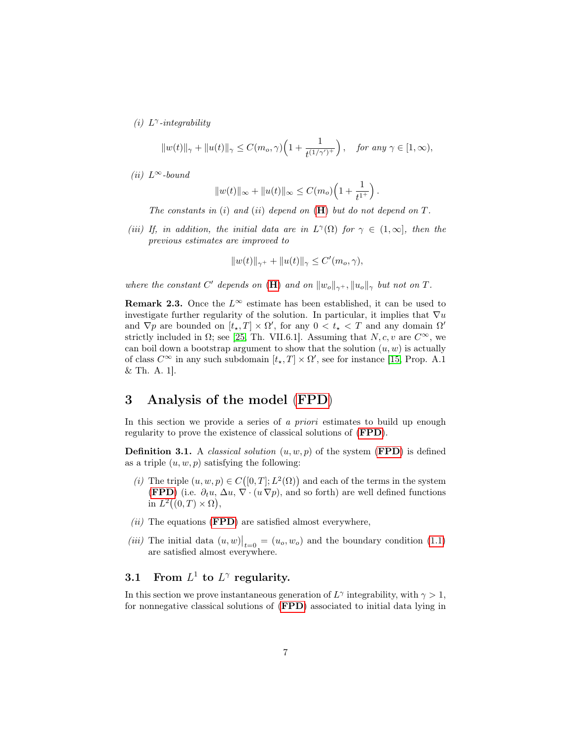*(i)* $L^\gamma$*-integrability*

$$\|w(t)\|_\gamma + \|u(t)\|_\gamma \leq C(m_o, \gamma)\Big(1 + \frac{1}{t^{(1/\gamma')^+}}\Big), \quad \textit{for any } \gamma \in [1, \infty),$$

*(ii)* $L^\infty$*-bound*

$$\|w(t)\|_\infty + \|u(t)\|_\infty \leq C(m_o)\Big(1 + \frac{1}{t^{1^+}}\Big).$$

*The constants in (i) and (ii) depend on* (**H**) *but do not depend on* $T$.

*(iii) If, in addition, the initial data are in* $L^\gamma(\Omega)$ *for* $\gamma \in (1, \infty]$*, then the previous estimates are improved to*

$$\|w(t)\|_{\gamma^+} + \|u(t)\|_\gamma \leq C'(m_o, \gamma),$$

*where the constant* $C'$ *depends on* (**H**) *and on* $\|w_o\|_{\gamma^+}, \|u_o\|_\gamma$ *but not on* $T$.

**Remark 2.3.** Once the $L^\infty$ estimate has been established, it can be used to investigate further regularity of the solution. In particular, it implies that $\nabla u$ and $\nabla p$ are bounded on $[t_\star, T] \times \Omega'$, for any $0 < t_\star < T$ and any domain $\Omega'$ strictly included in $\Omega$; see [25, Th. VII.6.1]. Assuming that $N, c, v$ are $C^\infty$, we can boil down a bootstrap argument to show that the solution $(u, w)$ is actually of class $C^\infty$ in any such subdomain $[t_\star, T] \times \Omega'$, see for instance [15, Prop. A.1 & Th. A. 1].

# 3 Analysis of the model (FPD)

In this section we provide a series of *a priori* estimates to build up enough regularity to prove the existence of classical solutions of (**FPD**).

**Definition 3.1.** A *classical solution* $(u, w, p)$ of the system (**FPD**) is defined as a triple $(u, w, p)$ satisfying the following:

*(i)* The triple $(u, w, p) \in C\big([0, T]; L^2(\Omega)\big)$ and each of the terms in the system (**FPD**) (i.e. $\partial_t u$, $\Delta u$, $\nabla \cdot (u \nabla p)$, and so forth) are well defined functions in $L^2\big((0, T) \times \Omega\big)$,

*(ii)* The equations (**FPD**) are satisfied almost everywhere,

*(iii)* The initial data $(u, w)\big|_{t=0} = (u_o, w_o)$ and the boundary condition (1.1) are satisfied almost everywhere.

## 3.1 From $L^1$ to $L^\gamma$ regularity.

In this section we prove instantaneous generation of $L^\gamma$ integrability, with $\gamma > 1$, for nonnegative classical solutions of (**FPD**) associated to initial data lying in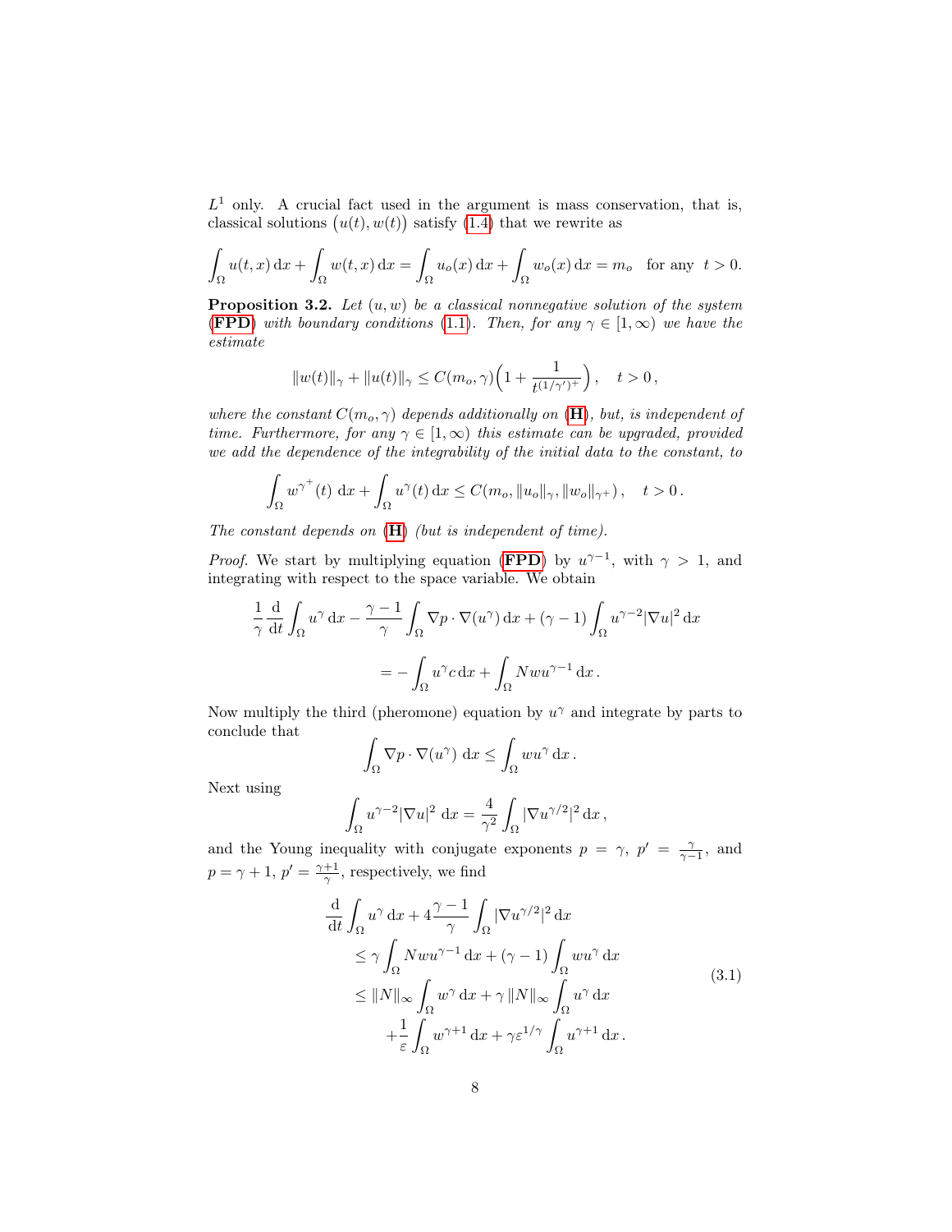$L^1$ only. A crucial fact used in the argument is mass conservation, that is, classical solutions $\big(u(t), w(t)\big)$ satisfy (1.4) that we rewrite as

$$\int_\Omega u(t,x)\,\mathrm{d}x + \int_\Omega w(t,x)\,\mathrm{d}x = \int_\Omega u_o(x)\,\mathrm{d}x + \int_\Omega w_o(x)\,\mathrm{d}x = m_o \quad \text{for any } \; t>0.$$

**Proposition 3.2.** *Let $(u,w)$ be a classical nonnegative solution of the system* (**FPD**) *with boundary conditions* (1.1)*. Then, for any $\gamma \in [1,\infty)$ we have the estimate*

$$\|w(t)\|_\gamma + \|u(t)\|_\gamma \leq C(m_o,\gamma)\Big(1+\frac{1}{t^{(1/\gamma')^+}}\Big)\,, \quad t>0\,,$$

*where the constant $C(m_o,\gamma)$ depends additionally on* (**H**)*, but, is independent of time. Furthermore, for any $\gamma\in[1,\infty)$ this estimate can be upgraded, provided we add the dependence of the integrability of the initial data to the constant, to*

$$\int_\Omega w^{\gamma^+}(t)\;\mathrm{d}x + \int_\Omega u^\gamma(t)\,\mathrm{d}x \leq C(m_o, \|u_o\|_\gamma, \|w_o\|_{\gamma^+})\,, \quad t>0\,.$$

*The constant depends on* (**H**) *(but is independent of time).*

*Proof.* We start by multiplying equation (**FPD**) by $u^{\gamma-1}$, with $\gamma>1$, and integrating with respect to the space variable. We obtain

$$\frac{1}{\gamma}\frac{\mathrm{d}}{\mathrm{d}t}\int_\Omega u^\gamma\,\mathrm{d}x - \frac{\gamma-1}{\gamma}\int_\Omega \nabla p\cdot\nabla(u^\gamma)\,\mathrm{d}x + (\gamma-1)\int_\Omega u^{\gamma-2}|\nabla u|^2\,\mathrm{d}x$$
$$= -\int_\Omega u^\gamma c\,\mathrm{d}x + \int_\Omega N w u^{\gamma-1}\,\mathrm{d}x\,.$$

Now multiply the third (pheromone) equation by $u^\gamma$ and integrate by parts to conclude that

$$\int_\Omega \nabla p\cdot\nabla(u^\gamma)\;\mathrm{d}x \leq \int_\Omega w u^\gamma\,\mathrm{d}x\,.$$

Next using

$$\int_\Omega u^{\gamma-2}|\nabla u|^2\;\mathrm{d}x = \frac{4}{\gamma^2}\int_\Omega |\nabla u^{\gamma/2}|^2\,\mathrm{d}x\,,$$

and the Young inequality with conjugate exponents $p=\gamma$, $p'=\frac{\gamma}{\gamma-1}$, and $p=\gamma+1$, $p'=\frac{\gamma+1}{\gamma}$, respectively, we find

$$\begin{aligned}
&\frac{\mathrm{d}}{\mathrm{d}t}\int_\Omega u^\gamma\,\mathrm{d}x + 4\frac{\gamma-1}{\gamma}\int_\Omega|\nabla u^{\gamma/2}|^2\,\mathrm{d}x\\
&\quad\leq \gamma\int_\Omega N w u^{\gamma-1}\,\mathrm{d}x + (\gamma-1)\int_\Omega w u^\gamma\,\mathrm{d}x\\
&\quad\leq \|N\|_\infty\int_\Omega w^\gamma\,\mathrm{d}x + \gamma\,\|N\|_\infty\int_\Omega u^\gamma\,\mathrm{d}x\\
&\qquad+\frac{1}{\varepsilon}\int_\Omega w^{\gamma+1}\,\mathrm{d}x + \gamma\varepsilon^{1/\gamma}\int_\Omega u^{\gamma+1}\,\mathrm{d}x\,.
\end{aligned} \tag{3.1}$$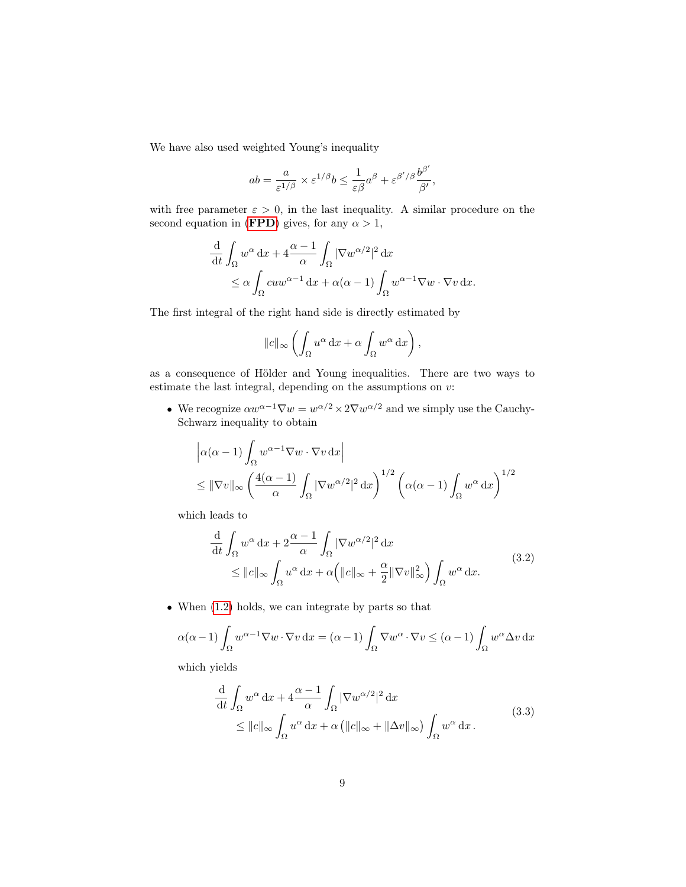We have also used weighted Young's inequality

$$
ab = \frac{a}{\varepsilon^{1/\beta}} \times \varepsilon^{1/\beta} b \leq \frac{1}{\varepsilon \beta} a^{\beta} + \varepsilon^{\beta'/\beta} \frac{b^{\beta'}}{\beta'},
$$

with free parameter $\varepsilon > 0$, in the last inequality. A similar procedure on the second equation in (**FPD**) gives, for any $\alpha > 1$,

$$
\begin{aligned}
\frac{\mathrm{d}}{\mathrm{d}t} \int_\Omega w^\alpha \, \mathrm{d}x + 4\frac{\alpha - 1}{\alpha} \int_\Omega |\nabla w^{\alpha/2}|^2 \, \mathrm{d}x \\
\leq \alpha \int_\Omega c u w^{\alpha-1} \, \mathrm{d}x + \alpha(\alpha - 1) \int_\Omega w^{\alpha-1} \nabla w \cdot \nabla v \, \mathrm{d}x.
\end{aligned}
$$

The first integral of the right hand side is directly estimated by

$$
\|c\|_\infty \left( \int_\Omega u^\alpha \, \mathrm{d}x + \alpha \int_\Omega w^\alpha \, \mathrm{d}x \right),
$$

as a consequence of Hölder and Young inequalities. There are two ways to estimate the last integral, depending on the assumptions on $v$:

- We recognize $\alpha w^{\alpha-1} \nabla w = w^{\alpha/2} \times 2\nabla w^{\alpha/2}$ and we simply use the Cauchy-Schwarz inequality to obtain

$$
\begin{aligned}
&\left| \alpha(\alpha - 1) \int_\Omega w^{\alpha-1} \nabla w \cdot \nabla v \, \mathrm{d}x \right| \\
&\leq \|\nabla v\|_\infty \left( \frac{4(\alpha - 1)}{\alpha} \int_\Omega |\nabla w^{\alpha/2}|^2 \, \mathrm{d}x \right)^{1/2} \left( \alpha(\alpha - 1) \int_\Omega w^\alpha \, \mathrm{d}x \right)^{1/2}
\end{aligned}
$$

  which leads to

$$
\begin{aligned}
\frac{\mathrm{d}}{\mathrm{d}t} \int_\Omega w^\alpha \, \mathrm{d}x + 2\frac{\alpha - 1}{\alpha} \int_\Omega |\nabla w^{\alpha/2}|^2 \, \mathrm{d}x \\
\leq \|c\|_\infty \int_\Omega u^\alpha \, \mathrm{d}x + \alpha \Big( \|c\|_\infty + \frac{\alpha}{2} \|\nabla v\|_\infty^2 \Big) \int_\Omega w^\alpha \, \mathrm{d}x.
\end{aligned}
\tag{3.2}
$$

- When (1.2) holds, we can integrate by parts so that

$$
\alpha(\alpha - 1) \int_\Omega w^{\alpha-1} \nabla w \cdot \nabla v \, \mathrm{d}x = (\alpha - 1) \int_\Omega \nabla w^\alpha \cdot \nabla v \leq (\alpha - 1) \int_\Omega w^\alpha \Delta v \, \mathrm{d}x
$$

  which yields

$$
\begin{aligned}
\frac{\mathrm{d}}{\mathrm{d}t} \int_\Omega w^\alpha \, \mathrm{d}x + 4\frac{\alpha - 1}{\alpha} \int_\Omega |\nabla w^{\alpha/2}|^2 \, \mathrm{d}x \\
\leq \|c\|_\infty \int_\Omega u^\alpha \, \mathrm{d}x + \alpha \left( \|c\|_\infty + \|\Delta v\|_\infty \right) \int_\Omega w^\alpha \, \mathrm{d}x \, .
\end{aligned}
\tag{3.3}
$$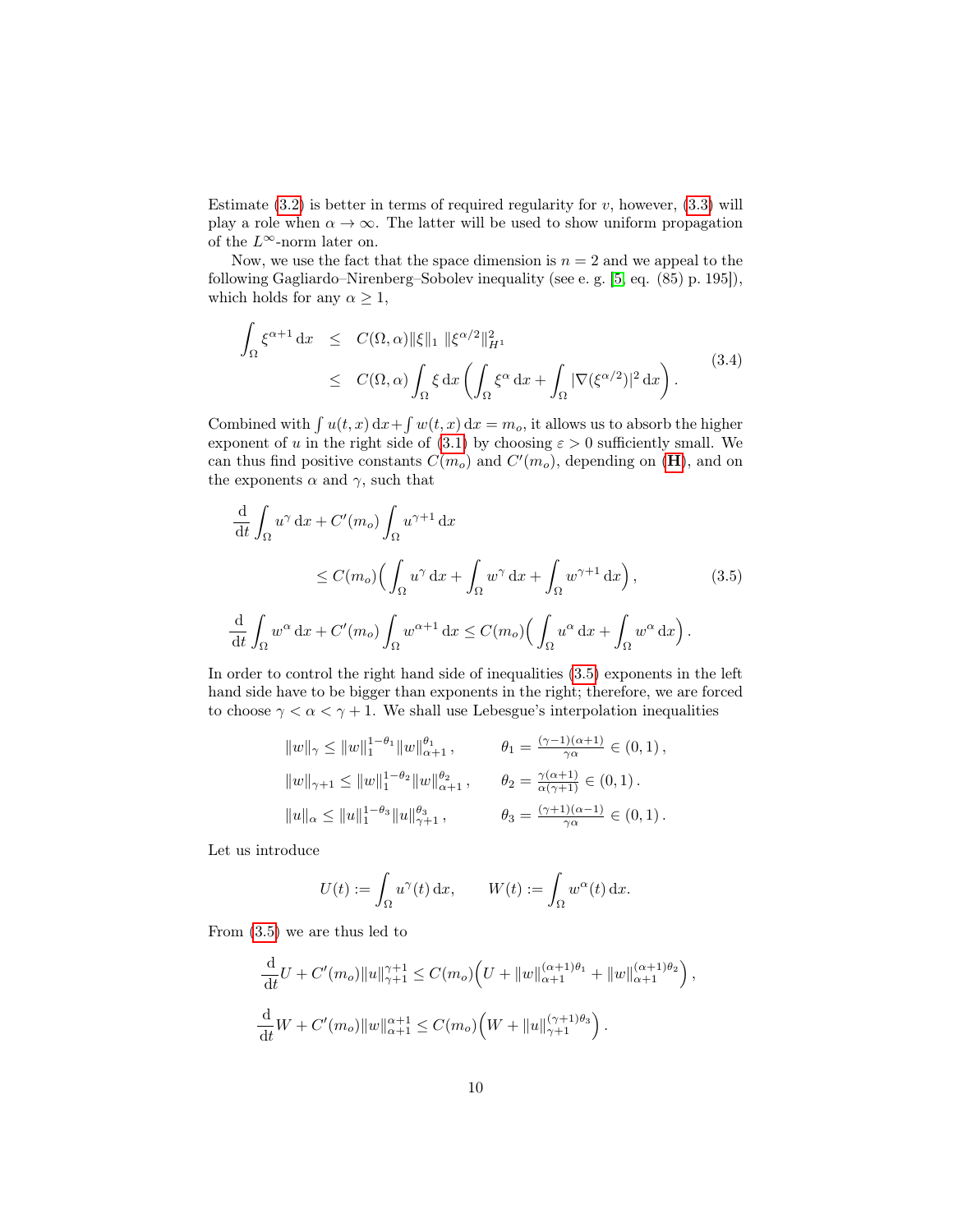Estimate (3.2) is better in terms of required regularity for $v$, however, (3.3) will play a role when $\alpha \to \infty$. The latter will be used to show uniform propagation of the $L^\infty$-norm later on.

Now, we use the fact that the space dimension is $n = 2$ and we appeal to the following Gagliardo–Nirenberg–Sobolev inequality (see e. g. [5, eq. (85) p. 195]), which holds for any $\alpha \geq 1$,

$$
\begin{aligned}
\int_\Omega \xi^{\alpha+1}\,\mathrm{d}x &\leq C(\Omega,\alpha)\|\xi\|_1\,\|\xi^{\alpha/2}\|_{H^1}^2 \\
&\leq C(\Omega,\alpha)\int_\Omega \xi\,\mathrm{d}x\left(\int_\Omega \xi^\alpha\,\mathrm{d}x + \int_\Omega |\nabla(\xi^{\alpha/2})|^2\,\mathrm{d}x\right).
\end{aligned}
\tag{3.4}
$$

Combined with $\int u(t,x)\,\mathrm{d}x + \int w(t,x)\,\mathrm{d}x = m_o$, it allows us to absorb the higher exponent of $u$ in the right side of (3.1) by choosing $\varepsilon > 0$ sufficiently small. We can thus find positive constants $C(m_o)$ and $C'(m_o)$, depending on (**H**), and on the exponents $\alpha$ and $\gamma$, such that

$$
\begin{aligned}
&\frac{\mathrm{d}}{\mathrm{d}t}\int_\Omega u^\gamma\,\mathrm{d}x + C'(m_o)\int_\Omega u^{\gamma+1}\,\mathrm{d}x \\
&\qquad\qquad \leq C(m_o)\Big(\int_\Omega u^\gamma\,\mathrm{d}x + \int_\Omega w^\gamma\,\mathrm{d}x + \int_\Omega w^{\gamma+1}\,\mathrm{d}x\Big), \\
&\frac{\mathrm{d}}{\mathrm{d}t}\int_\Omega w^\alpha\,\mathrm{d}x + C'(m_o)\int_\Omega w^{\alpha+1}\,\mathrm{d}x \leq C(m_o)\Big(\int_\Omega u^\alpha\,\mathrm{d}x + \int_\Omega w^\alpha\,\mathrm{d}x\Big).
\end{aligned}
\tag{3.5}
$$

In order to control the right hand side of inequalities (3.5) exponents in the left hand side have to be bigger than exponents in the right; therefore, we are forced to choose $\gamma < \alpha < \gamma + 1$. We shall use Lebesgue's interpolation inequalities

$$
\begin{aligned}
&\|w\|_\gamma \leq \|w\|_1^{1-\theta_1}\|w\|_{\alpha+1}^{\theta_1}, && \theta_1 = \tfrac{(\gamma-1)(\alpha+1)}{\gamma\alpha} \in (0,1), \\
&\|w\|_{\gamma+1} \leq \|w\|_1^{1-\theta_2}\|w\|_{\alpha+1}^{\theta_2}, && \theta_2 = \tfrac{\gamma(\alpha+1)}{\alpha(\gamma+1)} \in (0,1). \\
&\|u\|_\alpha \leq \|u\|_1^{1-\theta_3}\|u\|_{\gamma+1}^{\theta_3}, && \theta_3 = \tfrac{(\gamma+1)(\alpha-1)}{\gamma\alpha} \in (0,1).
\end{aligned}
$$

Let us introduce

$$
U(t) := \int_\Omega u^\gamma(t)\,\mathrm{d}x, \qquad W(t) := \int_\Omega w^\alpha(t)\,\mathrm{d}x.
$$

From (3.5) we are thus led to

$$
\begin{aligned}
&\frac{\mathrm{d}}{\mathrm{d}t}U + C'(m_o)\|u\|_{\gamma+1}^{\gamma+1} \leq C(m_o)\Big(U + \|w\|_{\alpha+1}^{(\alpha+1)\theta_1} + \|w\|_{\alpha+1}^{(\alpha+1)\theta_2}\Big), \\
&\frac{\mathrm{d}}{\mathrm{d}t}W + C'(m_o)\|w\|_{\alpha+1}^{\alpha+1} \leq C(m_o)\Big(W + \|u\|_{\gamma+1}^{(\gamma+1)\theta_3}\Big).
\end{aligned}
$$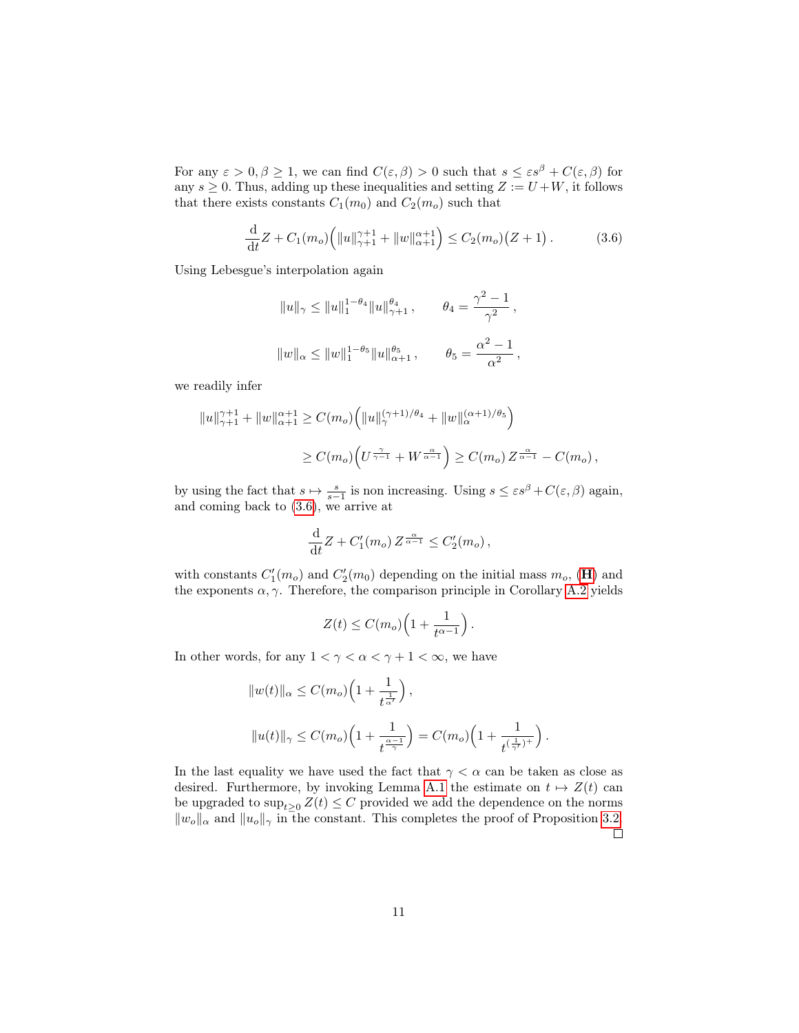For any $\varepsilon > 0, \beta \geq 1$, we can find $C(\varepsilon, \beta) > 0$ such that $s \leq \varepsilon s^\beta + C(\varepsilon, \beta)$ for any $s \geq 0$. Thus, adding up these inequalities and setting $Z := U + W$, it follows that there exists constants $C_1(m_0)$ and $C_2(m_o)$ such that

$$\frac{\mathrm{d}}{\mathrm{d}t} Z + C_1(m_o)\Big(\|u\|_{\gamma+1}^{\gamma+1} + \|w\|_{\alpha+1}^{\alpha+1}\Big) \leq C_2(m_o)\big(Z + 1\big)\,. \tag{3.6}$$

Using Lebesgue's interpolation again

$$\|u\|_\gamma \leq \|u\|_1^{1-\theta_4}\|u\|_{\gamma+1}^{\theta_4}\,, \qquad \theta_4 = \frac{\gamma^2 - 1}{\gamma^2}\,,$$

$$\|w\|_\alpha \leq \|w\|_1^{1-\theta_5}\|u\|_{\alpha+1}^{\theta_5}\,, \qquad \theta_5 = \frac{\alpha^2 - 1}{\alpha^2}\,,$$

we readily infer

$$\|u\|_{\gamma+1}^{\gamma+1} + \|w\|_{\alpha+1}^{\alpha+1} \geq C(m_o)\Big(\|u\|_\gamma^{(\gamma+1)/\theta_4} + \|w\|_\alpha^{(\alpha+1)/\theta_5}\Big)$$

$$\geq C(m_o)\Big(U^{\frac{\gamma}{\gamma-1}} + W^{\frac{\alpha}{\alpha-1}}\Big) \geq C(m_o)\, Z^{\frac{\alpha}{\alpha-1}} - C(m_o)\,,$$

by using the fact that $s \mapsto \frac{s}{s-1}$ is non increasing. Using $s \leq \varepsilon s^\beta + C(\varepsilon, \beta)$ again, and coming back to (3.6), we arrive at

$$\frac{\mathrm{d}}{\mathrm{d}t} Z + C_1'(m_o)\, Z^{\frac{\alpha}{\alpha-1}} \leq C_2'(m_o)\,,$$

with constants $C_1'(m_o)$ and $C_2'(m_0)$ depending on the initial mass $m_o$, (**H**) and the exponents $\alpha, \gamma$. Therefore, the comparison principle in Corollary A.2 yields

$$Z(t) \leq C(m_o)\Big(1 + \frac{1}{t^{\alpha-1}}\Big)\,.$$

In other words, for any $1 < \gamma < \alpha < \gamma + 1 < \infty$, we have

$$\|w(t)\|_\alpha \leq C(m_o)\Big(1 + \frac{1}{t^{\frac{1}{\alpha'}}}\Big)\,,$$

$$\|u(t)\|_\gamma \leq C(m_o)\Big(1 + \frac{1}{t^{\frac{\alpha-1}{\gamma}}}\Big) = C(m_o)\Big(1 + \frac{1}{t^{(\frac{1}{\gamma'})^+}}\Big)\,.$$

In the last equality we have used the fact that $\gamma < \alpha$ can be taken as close as desired. Furthermore, by invoking Lemma A.1 the estimate on $t \mapsto Z(t)$ can be upgraded to $\sup_{t\geq 0} Z(t) \leq C$ provided we add the dependence on the norms $\|w_o\|_\alpha$ and $\|u_o\|_\gamma$ in the constant. This completes the proof of Proposition 3.2. □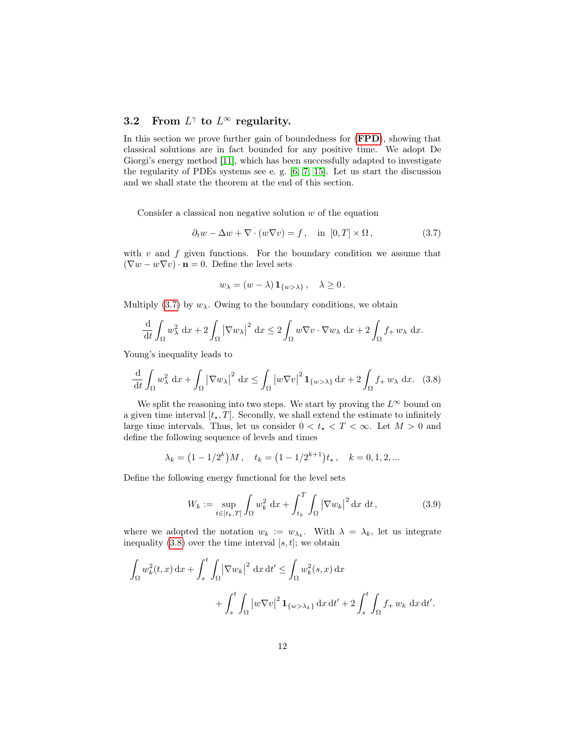### 3.2 From $L^\gamma$ to $L^\infty$ regularity.

In this section we prove further gain of boundedness for (**FPD**), showing that classical solutions are in fact bounded for any positive time. We adopt De Giorgi's energy method [11], which has been successfully adapted to investigate the regularity of PDEs systems see e. g. [6, 7, 15]. Let us start the discussion and we shall state the theorem at the end of this section.

Consider a classical non negative solution $w$ of the equation

$$
\partial_t w - \Delta w + \nabla \cdot (w \nabla v) = f\,, \quad \text{in } [0,T] \times \Omega\,, \tag{3.7}
$$

with $v$ and $f$ given functions. For the boundary condition we assume that $(\nabla w - w\nabla v)\cdot \mathbf{n} = 0$. Define the level sets

$$
w_\lambda = (w-\lambda)\,\mathbf{1}_{\{w>\lambda\}}\,, \quad \lambda \geq 0\,.
$$

Multiply (3.7) by $w_\lambda$. Owing to the boundary conditions, we obtain

$$
\frac{\mathrm{d}}{\mathrm{dt}} \int_\Omega w_\lambda^2 \,\mathrm{d}x + 2\int_\Omega \left|\nabla w_\lambda\right|^2 \,\mathrm{d}x \leq 2\int_\Omega w\nabla v \cdot \nabla w_\lambda \,\mathrm{d}x + 2\int_\Omega f_+\, w_\lambda \,\mathrm{d}x.
$$

Young's inequality leads to

$$
\frac{\mathrm{d}}{\mathrm{dt}} \int_\Omega w_\lambda^2 \,\mathrm{d}x + \int_\Omega \left|\nabla w_\lambda\right|^2 \,\mathrm{d}x \leq \int_\Omega \left|w\nabla v\right|^2 \mathbf{1}_{\{w>\lambda\}} \,\mathrm{d}x + 2\int_\Omega f_+\, w_\lambda \,\mathrm{d}x. \tag{3.8}
$$

We split the reasoning into two steps. We start by proving the $L^\infty$ bound on a given time interval $[t_\star, T]$. Secondly, we shall extend the estimate to infinitely large time intervals. Thus, let us consider $0 < t_\star < T < \infty$. Let $M > 0$ and define the following sequence of levels and times

$$
\lambda_k = \big(1 - 1/2^k\big)M\,, \quad t_k = \big(1 - 1/2^{k+1}\big)t_\star\,, \quad k = 0,1,2,...
$$

Define the following energy functional for the level sets

$$
W_k := \sup_{t\in[t_k,T]} \int_\Omega w_k^2 \,\mathrm{d}x + \int_{t_k}^T \int_\Omega \left|\nabla w_k\right|^2 \mathrm{d}x \,\mathrm{d}t\,, \tag{3.9}
$$

where we adopted the notation $w_k := w_{\lambda_k}$. With $\lambda = \lambda_k$, let us integrate inequality (3.8) over the time interval $[s,t]$; we obtain

$$
\begin{aligned}
\int_\Omega w_k^2(t,x)\,\mathrm{d}x + \int_s^t \int_\Omega \left|\nabla w_k\right|^2 \,\mathrm{d}x\,\mathrm{d}t' \leq& \int_\Omega w_k^2(s,x)\,\mathrm{d}x \\
&+ \int_s^t \int_\Omega \left|w\nabla v\right|^2 \mathbf{1}_{\{w>\lambda_k\}}\,\mathrm{d}x\,\mathrm{d}t' + 2\int_s^t \int_\Omega f_+\, w_k \,\mathrm{d}x\,\mathrm{d}t'.
\end{aligned}
$$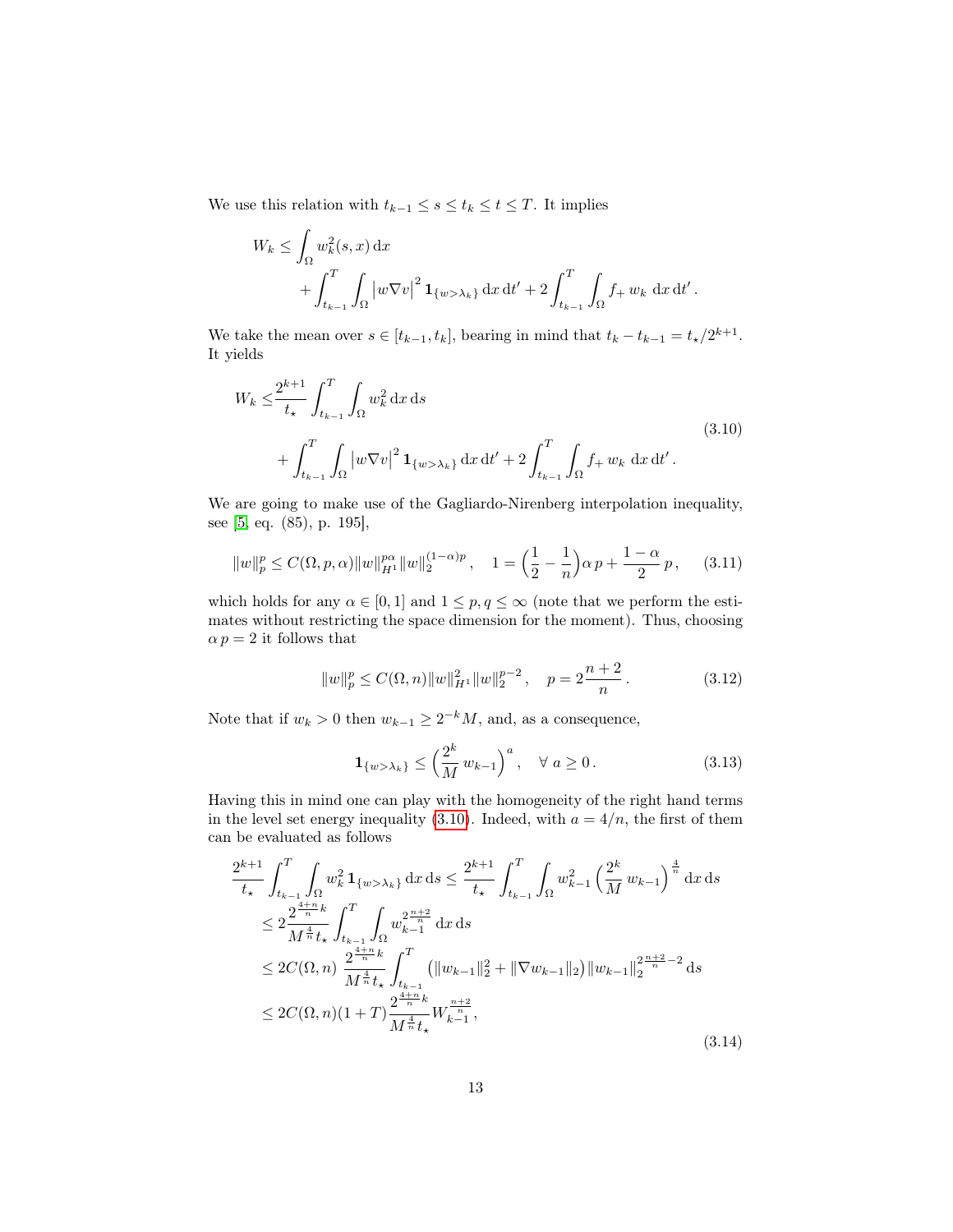We use this relation with $t_{k-1} \le s \le t_k \le t \le T$. It implies

$$
\begin{aligned}
W_k \le & \int_\Omega w_k^2(s,x)\,\mathrm{d}x \\
& + \int_{t_{k-1}}^T \int_\Omega \left|w \nabla v\right|^2 \mathbf{1}_{\{w>\lambda_k\}}\,\mathrm{d}x\,\mathrm{d}t' + 2\int_{t_{k-1}}^T \int_\Omega f_+\, w_k \,\mathrm{d}x\,\mathrm{d}t' .
\end{aligned}
$$

We take the mean over $s \in [t_{k-1}, t_k]$, bearing in mind that $t_k - t_{k-1} = t_\star / 2^{k+1}$. It yields

$$
\begin{aligned}
W_k \le & \frac{2^{k+1}}{t_\star} \int_{t_{k-1}}^T \int_\Omega w_k^2 \,\mathrm{d}x\,\mathrm{d}s \\
& + \int_{t_{k-1}}^T \int_\Omega \left|w \nabla v\right|^2 \mathbf{1}_{\{w>\lambda_k\}}\,\mathrm{d}x\,\mathrm{d}t' + 2\int_{t_{k-1}}^T \int_\Omega f_+\, w_k \,\mathrm{d}x\,\mathrm{d}t' .
\end{aligned}
\tag{3.10}
$$

We are going to make use of the Gagliardo-Nirenberg interpolation inequality, see [5, eq. (85), p. 195],

$$
\|w\|_p^p \le C(\Omega, p, \alpha) \|w\|_{H^1}^{p\alpha} \|w\|_2^{(1-\alpha)p}, \quad 1 = \Big(\frac{1}{2} - \frac{1}{n}\Big)\alpha\, p + \frac{1-\alpha}{2}\, p, \tag{3.11}
$$

which holds for any $\alpha \in [0,1]$ and $1 \le p, q \le \infty$ (note that we perform the estimates without restricting the space dimension for the moment). Thus, choosing $\alpha\, p = 2$ it follows that

$$
\|w\|_p^p \le C(\Omega, n) \|w\|_{H^1}^2 \|w\|_2^{p-2}, \quad p = 2\frac{n+2}{n}. \tag{3.12}
$$

Note that if $w_k > 0$ then $w_{k-1} \ge 2^{-k} M$, and, as a consequence,

$$
\mathbf{1}_{\{w>\lambda_k\}} \le \Big(\frac{2^k}{M}\, w_{k-1}\Big)^a, \quad \forall\, a \ge 0. \tag{3.13}
$$

Having this in mind one can play with the homogeneity of the right hand terms in the level set energy inequality (3.10). Indeed, with $a = 4/n$, the first of them can be evaluated as follows

$$
\begin{aligned}
\frac{2^{k+1}}{t_\star} \int_{t_{k-1}}^T \int_\Omega w_k^2\, \mathbf{1}_{\{w>\lambda_k\}}\,\mathrm{d}x\,\mathrm{d}s &\le \frac{2^{k+1}}{t_\star} \int_{t_{k-1}}^T \int_\Omega w_{k-1}^2 \Big(\frac{2^k}{M}\, w_{k-1}\Big)^{\frac{4}{n}}\,\mathrm{d}x\,\mathrm{d}s \\
&\le 2\frac{2^{\frac{4+n}{n}k}}{M^{\frac{4}{n}} t_\star} \int_{t_{k-1}}^T \int_\Omega w_{k-1}^{2\frac{n+2}{n}}\,\mathrm{d}x\,\mathrm{d}s \\
&\le 2C(\Omega, n)\, \frac{2^{\frac{4+n}{n}k}}{M^{\frac{4}{n}} t_\star} \int_{t_{k-1}}^T \big(\|w_{k-1}\|_2^2 + \|\nabla w_{k-1}\|_2\big) \|w_{k-1}\|_2^{2\frac{n+2}{n}-2}\,\mathrm{d}s \\
&\le 2C(\Omega, n)(1+T)\frac{2^{\frac{4+n}{n}k}}{M^{\frac{4}{n}} t_\star} W_{k-1}^{\frac{n+2}{n}},
\end{aligned}
\tag{3.14}
$$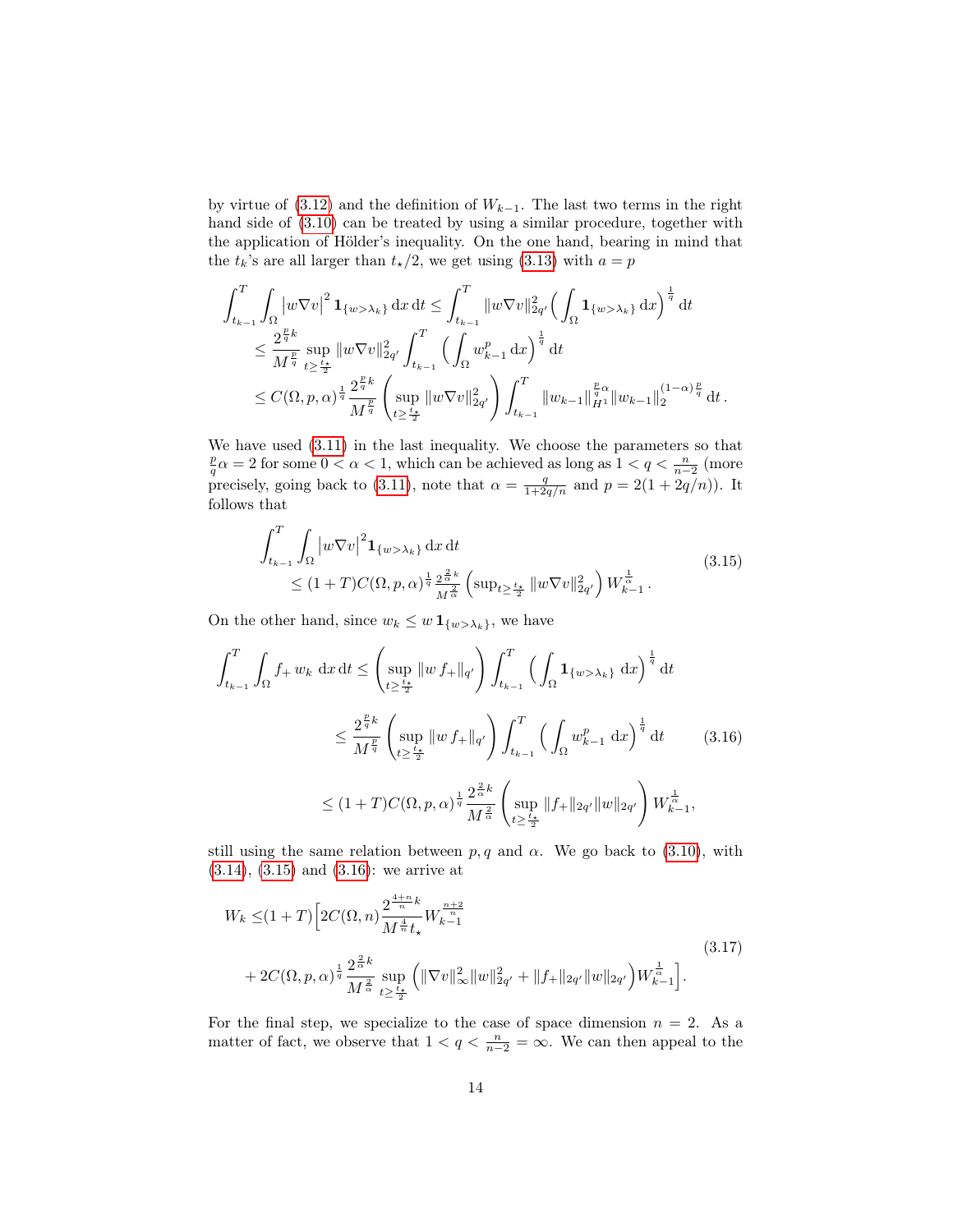by virtue of (3.12) and the definition of $W_{k-1}$. The last two terms in the right hand side of (3.10) can be treated by using a similar procedure, together with the application of Hölder's inequality. On the one hand, bearing in mind that the $t_k$'s are all larger than $t_\star/2$, we get using (3.13) with $a = p$

$$
\begin{aligned}
\int_{t_{k-1}}^T \int_\Omega \left|w\nabla v\right|^2 \mathbf{1}_{\{w>\lambda_k\}} \,\mathrm{d}x\,\mathrm{d}t &\le \int_{t_{k-1}}^T \|w\nabla v\|_{2q'}^2 \Big( \int_\Omega \mathbf{1}_{\{w>\lambda_k\}} \,\mathrm{d}x\Big)^{\frac{1}{q}} \,\mathrm{d}t \\
&\le \frac{2^{\frac{p}{q}k}}{M^{\frac{p}{q}}} \sup_{t\ge \frac{t_\star}{2}} \|w\nabla v\|_{2q'}^2 \int_{t_{k-1}}^T \Big( \int_\Omega w_{k-1}^p \,\mathrm{d}x\Big)^{\frac{1}{q}} \,\mathrm{d}t \\
&\le C(\Omega,p,\alpha)^{\frac{1}{q}} \frac{2^{\frac{p}{q}k}}{M^{\frac{p}{q}}} \left( \sup_{t\ge \frac{t_\star}{2}} \|w\nabla v\|_{2q'}^2 \right) \int_{t_{k-1}}^T \|w_{k-1}\|_{H^1}^{\frac{p}{q}\alpha} \|w_{k-1}\|_2^{(1-\alpha)\frac{p}{q}} \,\mathrm{d}t\,.
\end{aligned}
$$

We have used (3.11) in the last inequality. We choose the parameters so that $\frac{p}{q}\alpha = 2$ for some $0<\alpha<1$, which can be achieved as long as $1 < q < \frac{n}{n-2}$ (more precisely, going back to (3.11), note that $\alpha = \frac{q}{1+2q/n}$ and $p = 2(1+2q/n)$). It follows that

$$
\begin{aligned}
&\int_{t_{k-1}}^T \int_\Omega \left|w\nabla v\right|^2 \mathbf{1}_{\{w>\lambda_k\}} \,\mathrm{d}x\,\mathrm{d}t \\
&\qquad \le (1+T) C(\Omega,p,\alpha)^{\frac{1}{q}} \tfrac{2^{\frac{2}{\alpha}k}}{M^{\frac{2}{\alpha}}} \left( \sup_{t\ge \frac{t_\star}{2}} \|w\nabla v\|_{2q'}^2 \right) W_{k-1}^{\frac{1}{\alpha}}\,.
\end{aligned}
\tag{3.15}
$$

On the other hand, since $w_k \le w\,\mathbf{1}_{\{w>\lambda_k\}}$, we have

$$
\begin{aligned}
\int_{t_{k-1}}^T \int_\Omega f_+\, w_k \,\mathrm{d}x\,\mathrm{d}t &\le \left( \sup_{t\ge \frac{t_\star}{2}} \|w\, f_+\|_{q'} \right) \int_{t_{k-1}}^T \Big( \int_\Omega \mathbf{1}_{\{w>\lambda_k\}} \,\mathrm{d}x\Big)^{\frac{1}{q}} \,\mathrm{d}t \\
&\le \frac{2^{\frac{p}{q}k}}{M^{\frac{p}{q}}} \left( \sup_{t\ge \frac{t_\star}{2}} \|w\, f_+\|_{q'} \right) \int_{t_{k-1}}^T \Big( \int_\Omega w_{k-1}^p \,\mathrm{d}x\Big)^{\frac{1}{q}} \,\mathrm{d}t \\
&\le (1+T) C(\Omega,p,\alpha)^{\frac{1}{q}} \frac{2^{\frac{2}{\alpha}k}}{M^{\frac{2}{\alpha}}} \left( \sup_{t\ge \frac{t_\star}{2}} \|f_+\|_{2q'} \|w\|_{2q'} \right) W_{k-1}^{\frac{1}{\alpha}},
\end{aligned}
\tag{3.16}
$$

still using the same relation between $p, q$ and $\alpha$. We go back to (3.10), with (3.14), (3.15) and (3.16): we arrive at

$$
\begin{aligned}
W_k \le & (1+T) \Big[ 2C(\Omega,n) \frac{2^{\frac{4+n}{n}k}}{M^{\frac{4}{n}} t_\star} W_{k-1}^{\frac{n+2}{n}} \\
&+ 2C(\Omega,p,\alpha)^{\frac{1}{q}} \frac{2^{\frac{2}{\alpha}k}}{M^{\frac{2}{\alpha}}} \sup_{t\ge \frac{t_\star}{2}} \Big( \|\nabla v\|_\infty^2 \|w\|_{2q'}^2 + \|f_+\|_{2q'} \|w\|_{2q'} \Big) W_{k-1}^{\frac{1}{\alpha}} \Big].
\end{aligned}
\tag{3.17}
$$

For the final step, we specialize to the case of space dimension $n = 2$. As a matter of fact, we observe that $1 < q < \frac{n}{n-2} = \infty$. We can then appeal to the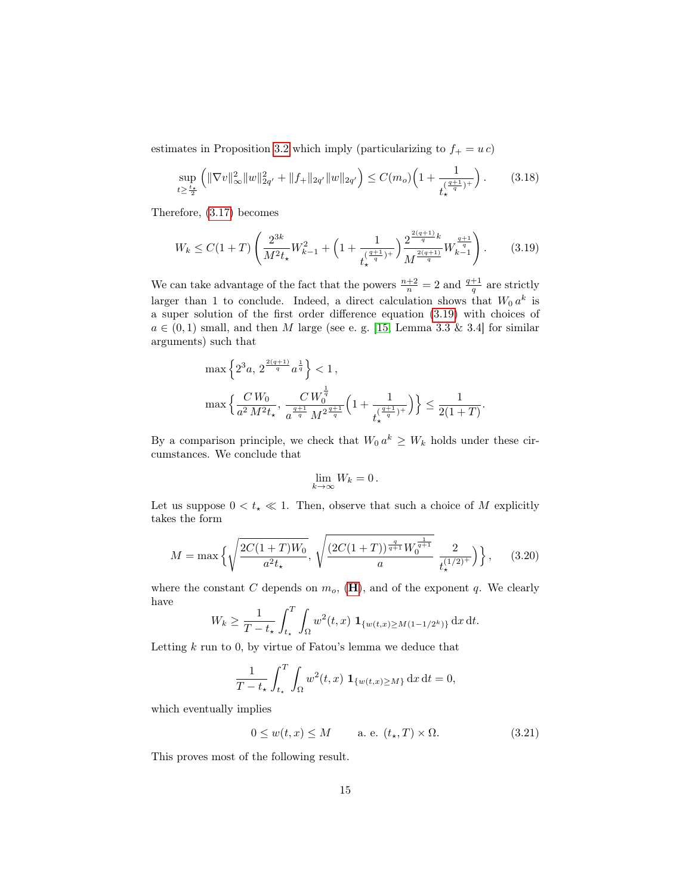estimates in Proposition 3.2 which imply (particularizing to $f_+ = u\,c$)

$$
\sup_{t\geq \frac{t_\star}{2}} \Big( \|\nabla v\|_\infty^2 \|w\|_{2q'}^2 + \|f_+\|_{2q'} \|w\|_{2q'} \Big) \leq C(m_o)\Big(1 + \frac{1}{t_\star^{(\frac{q+1}{q})^+}}\Big)\,. \tag{3.18}
$$

Therefore, (3.17) becomes

$$
W_k \leq C(1+T)\left( \frac{2^{3k}}{M^2 t_\star} W_{k-1}^2 + \Big(1 + \frac{1}{t_\star^{(\frac{q+1}{q})^+}}\Big) \frac{2^{\frac{2(q+1)}{q}k}}{M^{\frac{2(q+1)}{q}}} W_{k-1}^{\frac{q+1}{q}} \right). \tag{3.19}
$$

We can take advantage of the fact that the powers $\frac{n+2}{n} = 2$ and $\frac{q+1}{q}$ are strictly larger than 1 to conclude. Indeed, a direct calculation shows that $W_0\, a^k$ is a super solution of the first order difference equation (3.19) with choices of $a \in (0,1)$ small, and then $M$ large (see e. g. [15, Lemma 3.3 & 3.4] for similar arguments) such that

$$
\begin{aligned}
&\max\Big\{ 2^3 a,\, 2^{\frac{2(q+1)}{q}} a^{\frac{1}{q}} \Big\} < 1\,,\\
&\max\Big\{ \frac{C\,W_0}{a^2\, M^2 t_\star},\, \frac{C\,W_0^{\frac{1}{q}}}{a^{\frac{q+1}{q}}\, M^{2\frac{q+1}{q}}} \Big(1 + \frac{1}{t_\star^{(\frac{q+1}{q})^+}}\Big) \Big\} \leq \frac{1}{2(1+T)}.
\end{aligned}
$$

By a comparison principle, we check that $W_0\, a^k \geq W_k$ holds under these circumstances. We conclude that

$$
\lim_{k\to\infty} W_k = 0\,.
$$

Let us suppose $0 < t_\star \ll 1$. Then, observe that such a choice of $M$ explicitly takes the form

$$
M = \max\Big\{ \sqrt{\frac{2C(1+T)W_0}{a^2 t_\star}},\, \sqrt{\frac{(2C(1+T))^{\frac{q}{q+1}} W_0^{\frac{1}{q+1}}}{a}\, \frac{2}{t_\star^{(1/2)^+}}\Big)} \Big\}\,, \tag{3.20}
$$

where the constant $C$ depends on $m_o$, (**H**), and of the exponent $q$. We clearly have

$$
W_k \geq \frac{1}{T - t_\star} \int_{t_\star}^{T} \int_\Omega w^2(t,x)\ \mathbf{1}_{\{w(t,x) \geq M(1 - 1/2^k)\}}\, \mathrm{d}x\, \mathrm{d}t.
$$

Letting $k$ run to 0, by virtue of Fatou's lemma we deduce that

$$
\frac{1}{T - t_\star} \int_{t_\star}^{T} \int_\Omega w^2(t,x)\ \mathbf{1}_{\{w(t,x) \geq M\}}\, \mathrm{d}x\, \mathrm{d}t = 0,
$$

which eventually implies

$$
0 \leq w(t,x) \leq M \qquad \text{a. e. } (t_\star, T) \times \Omega. \tag{3.21}
$$

This proves most of the following result.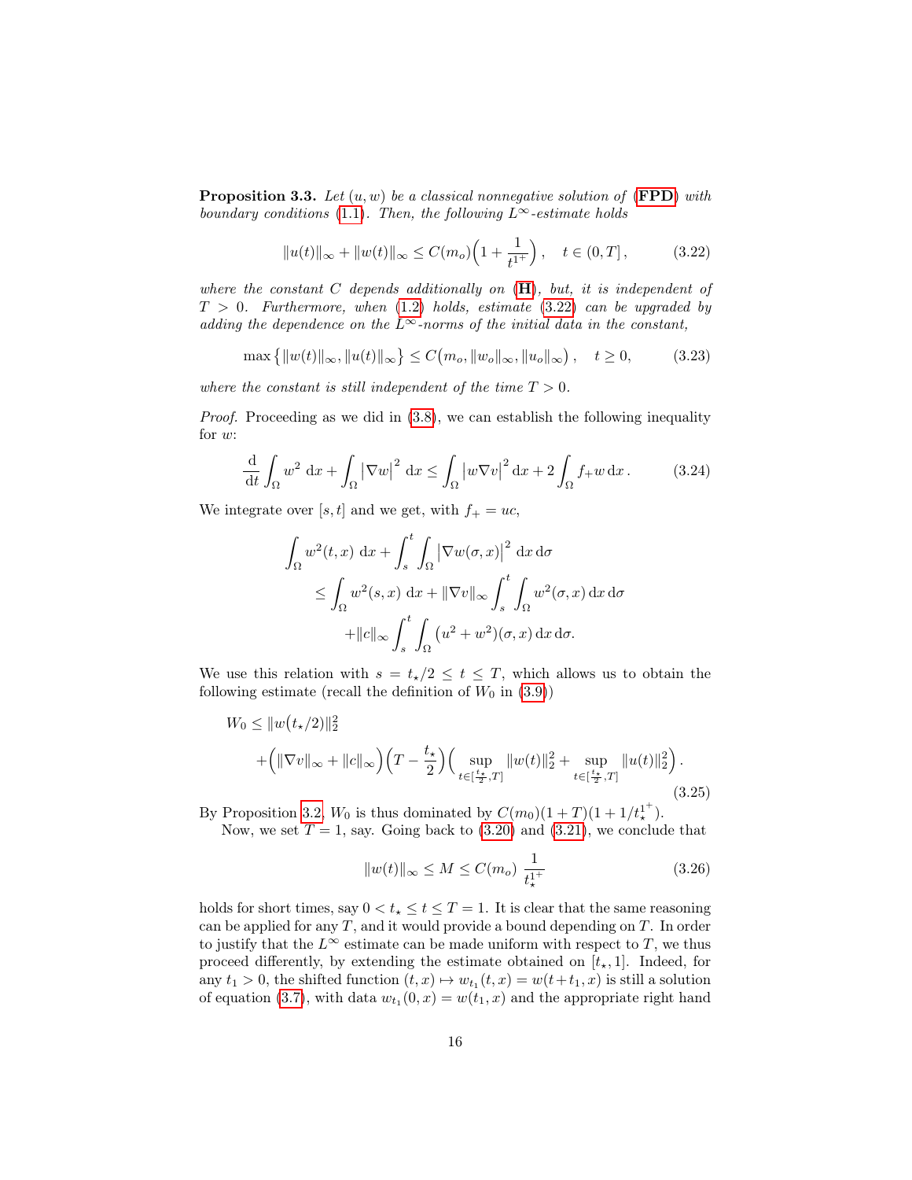**Proposition 3.3.** *Let $(u, w)$ be a classical nonnegative solution of (**FPD**) with boundary conditions (1.1). Then, the following $L^\infty$-estimate holds*

$$\|u(t)\|_\infty + \|w(t)\|_\infty \le C(m_o)\Big(1 + \frac{1}{t^{1^+}}\Big)\,, \quad t \in (0, T]\,, \tag{3.22}$$

*where the constant $C$ depends additionally on (**H**), but, it is independent of $T > 0$. Furthermore, when (1.2) holds, estimate (3.22) can be upgraded by adding the dependence on the $L^\infty$-norms of the initial data in the constant,*

$$\max\big\{\|w(t)\|_\infty, \|u(t)\|_\infty\big\} \le C\big(m_o, \|w_o\|_\infty, \|u_o\|_\infty\big)\,, \quad t \ge 0, \tag{3.23}$$

*where the constant is still independent of the time $T > 0$.*

*Proof.* Proceeding as we did in (3.8), we can establish the following inequality for $w$:

$$\frac{\mathrm{d}}{\mathrm{dt}}\int_\Omega w^2\,\mathrm{d}x + \int_\Omega |\nabla w|^2\,\mathrm{d}x \le \int_\Omega |w\nabla v|^2\,\mathrm{d}x + 2\int_\Omega f_+ w\,\mathrm{d}x\,. \tag{3.24}$$

We integrate over $[s, t]$ and we get, with $f_+ = uc$,

$$\begin{aligned}
&\int_\Omega w^2(t,x)\,\mathrm{d}x + \int_s^t \int_\Omega |\nabla w(\sigma,x)|^2\,\mathrm{d}x\,\mathrm{d}\sigma \\
&\quad \le \int_\Omega w^2(s,x)\,\mathrm{d}x + \|\nabla v\|_\infty \int_s^t \int_\Omega w^2(\sigma,x)\,\mathrm{d}x\,\mathrm{d}\sigma \\
&\qquad + \|c\|_\infty \int_s^t \int_\Omega (u^2 + w^2)(\sigma,x)\,\mathrm{d}x\,\mathrm{d}\sigma.
\end{aligned}$$

We use this relation with $s = t_\star/2 \le t \le T$, which allows us to obtain the following estimate (recall the definition of $W_0$ in (3.9))

$$\begin{aligned}
W_0 &\le \|w(t_\star/2)\|_2^2 \\
&\quad + \Big(\|\nabla v\|_\infty + \|c\|_\infty\Big)\Big(T - \frac{t_\star}{2}\Big)\Big(\sup_{t\in[\frac{t_\star}{2},T]}\|w(t)\|_2^2 + \sup_{t\in[\frac{t_\star}{2},T]}\|u(t)\|_2^2\Big)\,.
\end{aligned} \tag{3.25}$$

By Proposition 3.2, $W_0$ is thus dominated by $C(m_0)(1+T)(1 + 1/t_\star^{1^+})$.

Now, we set $T = 1$, say. Going back to (3.20) and (3.21), we conclude that

$$\|w(t)\|_\infty \le M \le C(m_o)\ \frac{1}{t_\star^{1^+}} \tag{3.26}$$

holds for short times, say $0 < t_\star \le t \le T = 1$. It is clear that the same reasoning can be applied for any $T$, and it would provide a bound depending on $T$. In order to justify that the $L^\infty$ estimate can be made uniform with respect to $T$, we thus proceed differently, by extending the estimate obtained on $[t_\star, 1]$. Indeed, for any $t_1 > 0$, the shifted function $(t, x) \mapsto w_{t_1}(t, x) = w(t+t_1, x)$ is still a solution of equation (3.7), with data $w_{t_1}(0, x) = w(t_1, x)$ and the appropriate right hand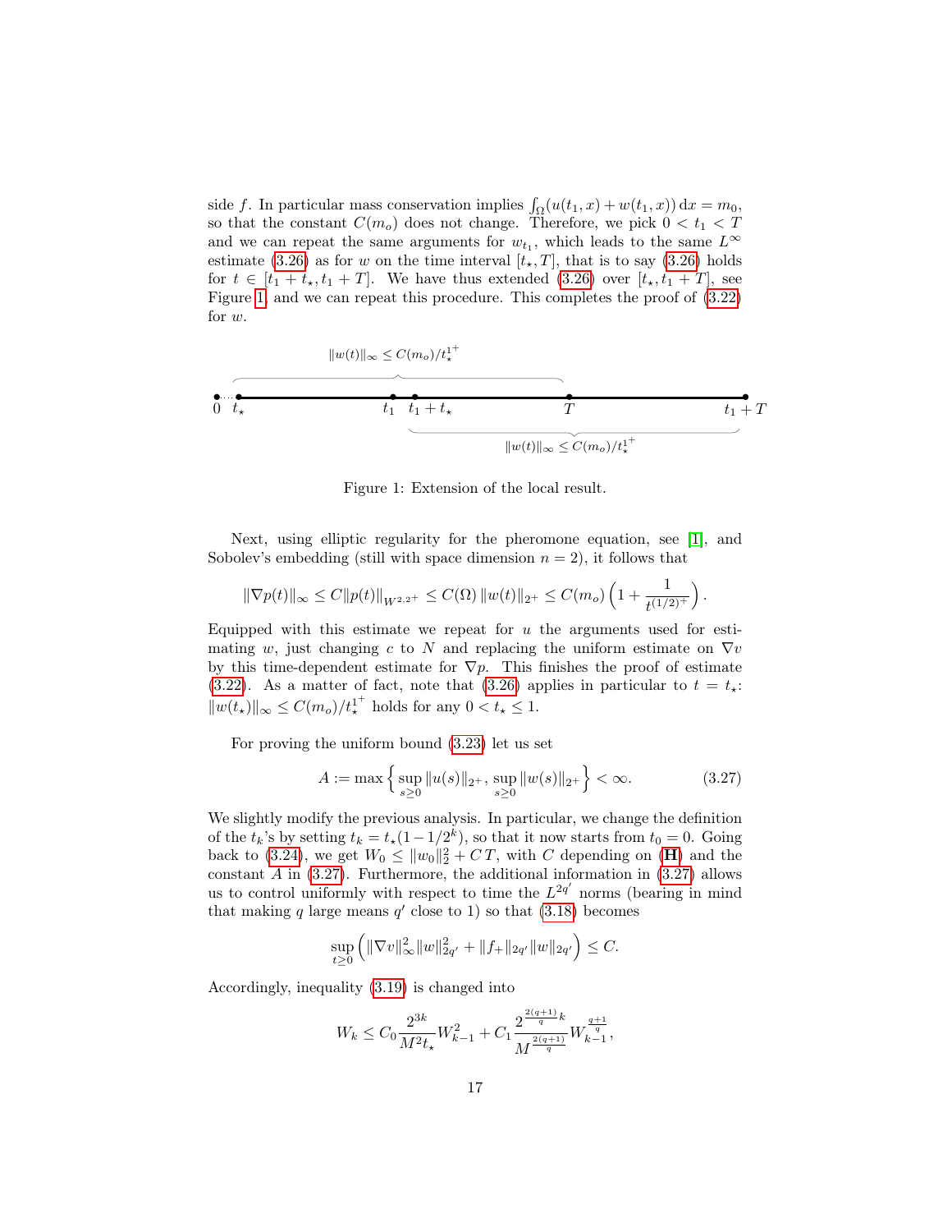side $f$. In particular mass conservation implies $\int_\Omega (u(t_1,x)+w(t_1,x))\,\mathrm{d}x = m_0$, so that the constant $C(m_o)$ does not change. Therefore, we pick $0 < t_1 < T$ and we can repeat the same arguments for $w_{t_1}$, which leads to the same $L^\infty$ estimate (3.26) as for $w$ on the time interval $[t_\star, T]$, that is to say (3.26) holds for $t \in [t_1 + t_\star, t_1 + T]$. We have thus extended (3.26) over $[t_\star, t_1 + T]$, see Figure 1, and we can repeat this procedure. This completes the proof of (3.22) for $w$.

Figure 1: Extension of the local result.

Next, using elliptic regularity for the pheromone equation, see [1], and Sobolev's embedding (still with space dimension $n = 2$), it follows that

$$\|\nabla p(t)\|_\infty \le C\|p(t)\|_{W^{2,2^+}} \le C(\Omega)\,\|w(t)\|_{2^+} \le C(m_o)\left(1 + \frac{1}{t^{(1/2)^+}}\right).$$

Equipped with this estimate we repeat for $u$ the arguments used for estimating $w$, just changing $c$ to $N$ and replacing the uniform estimate on $\nabla v$ by this time-dependent estimate for $\nabla p$. This finishes the proof of estimate (3.22). As a matter of fact, note that (3.26) applies in particular to $t = t_\star$: $\|w(t_\star)\|_\infty \le C(m_o)/t_\star^{1^+}$ holds for any $0 < t_\star \le 1$.

For proving the uniform bound (3.23) let us set

$$A := \max\left\{\sup_{s\ge 0}\|u(s)\|_{2^+},\, \sup_{s\ge 0}\|w(s)\|_{2^+}\right\} < \infty. \tag{3.27}$$

We slightly modify the previous analysis. In particular, we change the definition of the $t_k$'s by setting $t_k = t_\star(1 - 1/2^k)$, so that it now starts from $t_0 = 0$. Going back to (3.24), we get $W_0 \le \|w_0\|_2^2 + C\,T$, with $C$ depending on (**H**) and the constant $A$ in (3.27). Furthermore, the additional information in (3.27) allows us to control uniformly with respect to time the $L^{2q'}$ norms (bearing in mind that making $q$ large means $q'$ close to 1) so that (3.18) becomes

$$\sup_{t\ge 0}\left(\|\nabla v\|_\infty^2\|w\|_{2q'}^2 + \|f_+\|_{2q'}\|w\|_{2q'}\right) \le C.$$

Accordingly, inequality (3.19) is changed into

$$W_k \le C_0\frac{2^{3k}}{M^2 t_\star}W_{k-1}^2 + C_1\frac{2^{\frac{2(q+1)}{q}k}}{M^{\frac{2(q+1)}{q}}}W_{k-1}^{\frac{q+1}{q}},$$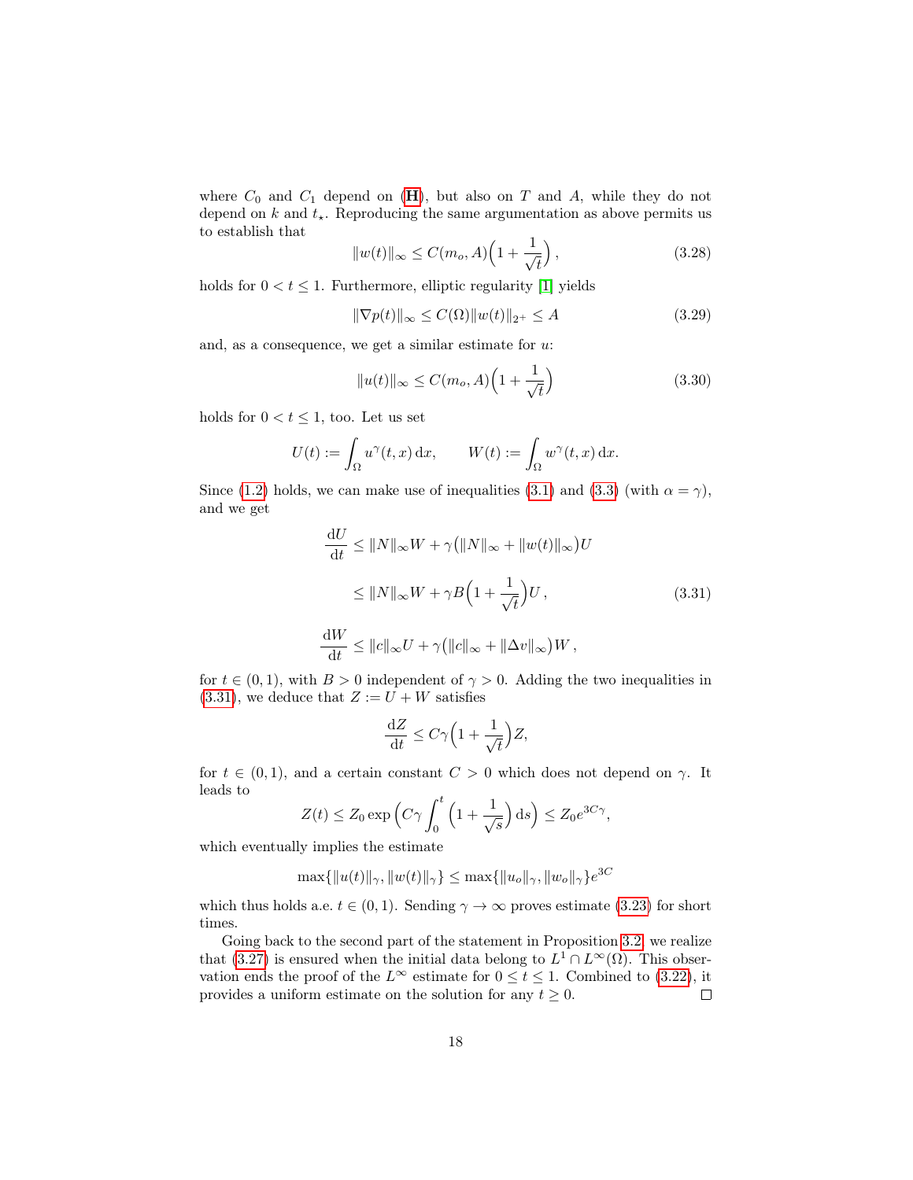where $C_0$ and $C_1$ depend on (**H**), but also on $T$ and $A$, while they do not depend on $k$ and $t_\star$. Reproducing the same argumentation as above permits us to establish that

$$\|w(t)\|_\infty \le C(m_o, A)\Big(1 + \frac{1}{\sqrt{t}}\Big)\,, \tag{3.28}$$

holds for $0 < t \le 1$. Furthermore, elliptic regularity [1] yields

$$\|\nabla p(t)\|_\infty \le C(\Omega)\|w(t)\|_{2^+} \le A \tag{3.29}$$

and, as a consequence, we get a similar estimate for $u$:

$$\|u(t)\|_\infty \le C(m_o, A)\Big(1 + \frac{1}{\sqrt{t}}\Big) \tag{3.30}$$

holds for $0 < t \le 1$, too. Let us set

$$U(t) := \int_\Omega u^\gamma(t,x)\,\mathrm{d}x, \qquad W(t) := \int_\Omega w^\gamma(t,x)\,\mathrm{d}x.$$

Since (1.2) holds, we can make use of inequalities (3.1) and (3.3) (with $\alpha = \gamma$), and we get

$$\begin{aligned}
\frac{\mathrm{d}U}{\mathrm{d}t} &\le \|N\|_\infty W + \gamma\big(\|N\|_\infty + \|w(t)\|_\infty\big)U \\
&\le \|N\|_\infty W + \gamma B\Big(1 + \frac{1}{\sqrt{t}}\Big)U\,, \\
\frac{\mathrm{d}W}{\mathrm{d}t} &\le \|c\|_\infty U + \gamma\big(\|c\|_\infty + \|\Delta v\|_\infty\big)W\,,
\end{aligned} \tag{3.31}$$

for $t \in (0,1)$, with $B > 0$ independent of $\gamma > 0$. Adding the two inequalities in (3.31), we deduce that $Z := U + W$ satisfies

$$\frac{\mathrm{d}Z}{\mathrm{d}t} \le C\gamma\Big(1 + \frac{1}{\sqrt{t}}\Big)Z,$$

for $t \in (0,1)$, and a certain constant $C > 0$ which does not depend on $\gamma$. It leads to

$$Z(t) \le Z_0 \exp\Big(C\gamma \int_0^t \Big(1 + \frac{1}{\sqrt{s}}\Big)\,\mathrm{d}s\Big) \le Z_0 e^{3C\gamma},$$

which eventually implies the estimate

$$\max\{\|u(t)\|_\gamma, \|w(t)\|_\gamma\} \le \max\{\|u_o\|_\gamma, \|w_o\|_\gamma\}e^{3C}$$

which thus holds a.e. $t \in (0,1)$. Sending $\gamma \to \infty$ proves estimate (3.23) for short times.

Going back to the second part of the statement in Proposition 3.2, we realize that (3.27) is ensured when the initial data belong to $L^1 \cap L^\infty(\Omega)$. This observation ends the proof of the $L^\infty$ estimate for $0 \le t \le 1$. Combined to (3.22), it provides a uniform estimate on the solution for any $t \ge 0$. □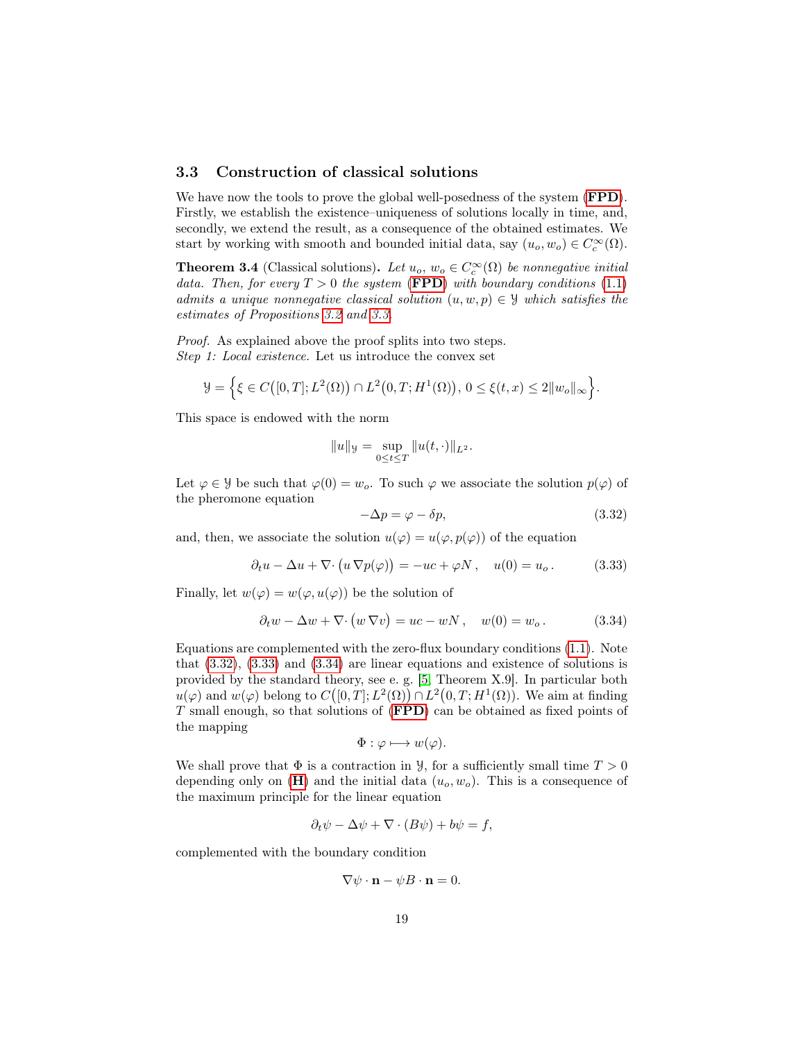### 3.3 Construction of classical solutions

We have now the tools to prove the global well-posedness of the system (**FPD**). Firstly, we establish the existence–uniqueness of solutions locally in time, and, secondly, we extend the result, as a consequence of the obtained estimates. We start by working with smooth and bounded initial data, say $(u_o, w_o) \in C_c^\infty(\Omega)$.

**Theorem 3.4** (Classical solutions)**.** *Let $u_o$, $w_o \in C_c^\infty(\Omega)$ be nonnegative initial data. Then, for every $T > 0$ the system (**FPD**) with boundary conditions (1.1) admits a unique nonnegative classical solution $(u, w, p) \in \mathcal{Y}$ which satisfies the estimates of Propositions 3.2 and 3.3.*

*Proof.* As explained above the proof splits into two steps.
*Step 1: Local existence.* Let us introduce the convex set

$$\mathcal{Y} = \Big\{ \xi \in C\big([0,T]; L^2(\Omega)\big) \cap L^2\big(0,T; H^1(\Omega)\big),\, 0 \le \xi(t,x) \le 2\|w_o\|_\infty \Big\}.$$

This space is endowed with the norm

$$\|u\|_{\mathcal{Y}} = \sup_{0 \le t \le T} \|u(t,\cdot)\|_{L^2}.$$

Let $\varphi \in \mathcal{Y}$ be such that $\varphi(0) = w_o$. To such $\varphi$ we associate the solution $p(\varphi)$ of the pheromone equation

$$-\Delta p = \varphi - \delta p, \tag{3.32}$$

and, then, we associate the solution $u(\varphi) = u(\varphi, p(\varphi))$ of the equation

$$\partial_t u - \Delta u + \nabla \cdot \big(u \, \nabla p(\varphi)\big) = -uc + \varphi N\,, \quad u(0) = u_o\,. \tag{3.33}$$

Finally, let $w(\varphi) = w(\varphi, u(\varphi))$ be the solution of

$$\partial_t w - \Delta w + \nabla \cdot \big(w \, \nabla v\big) = uc - wN\,, \quad w(0) = w_o\,. \tag{3.34}$$

Equations are complemented with the zero-flux boundary conditions (1.1). Note that (3.32), (3.33) and (3.34) are linear equations and existence of solutions is provided by the standard theory, see e. g. [5, Theorem X.9]. In particular both $u(\varphi)$ and $w(\varphi)$ belong to $C\big([0,T]; L^2(\Omega)\big) \cap L^2\big(0,T; H^1(\Omega)\big)$. We aim at finding $T$ small enough, so that solutions of (**FPD**) can be obtained as fixed points of the mapping

$$\Phi : \varphi \longmapsto w(\varphi).$$

We shall prove that $\Phi$ is a contraction in $\mathcal{Y}$, for a sufficiently small time $T > 0$ depending only on (**H**) and the initial data $(u_o, w_o)$. This is a consequence of the maximum principle for the linear equation

$$\partial_t \psi - \Delta \psi + \nabla \cdot (B\psi) + b\psi = f,$$

complemented with the boundary condition

$$\nabla \psi \cdot \mathbf{n} - \psi B \cdot \mathbf{n} = 0.$$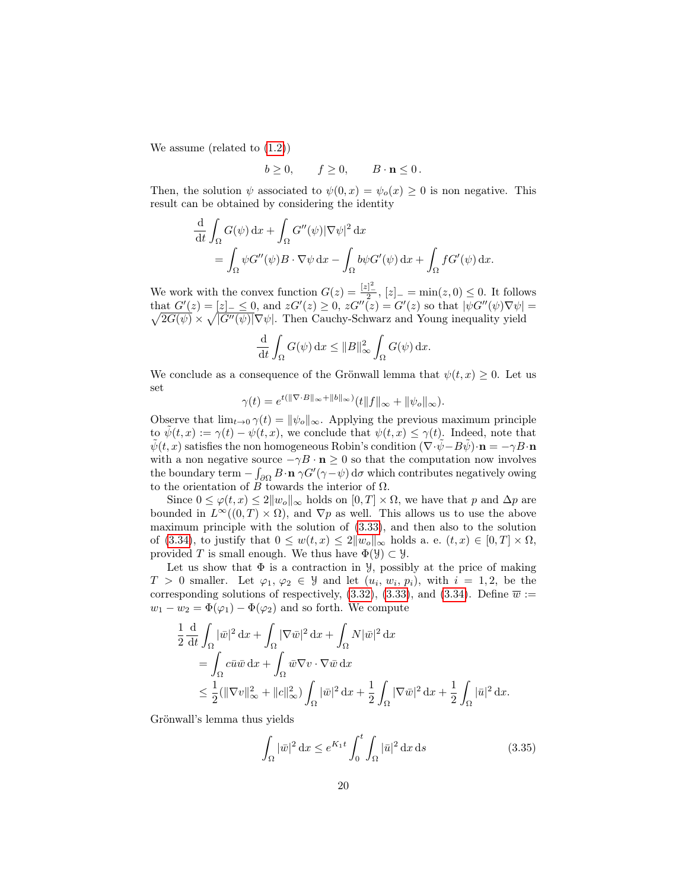We assume (related to (1.2))

$$b \geq 0, \qquad f \geq 0, \qquad B \cdot \mathbf{n} \leq 0\,.$$

Then, the solution $\psi$ associated to $\psi(0,x) = \psi_o(x) \geq 0$ is non negative. This result can be obtained by considering the identity

$$\begin{aligned}
\frac{\mathrm{d}}{\mathrm{d}t} \int_\Omega G(\psi)\,\mathrm{d}x + \int_\Omega G''(\psi)|\nabla\psi|^2\,\mathrm{d}x \\
= \int_\Omega \psi G''(\psi) B \cdot \nabla\psi\,\mathrm{d}x - \int_\Omega b\psi G'(\psi)\,\mathrm{d}x + \int_\Omega f G'(\psi)\,\mathrm{d}x.
\end{aligned}$$

We work with the convex function $G(z) = \frac{[z]_-^2}{2}$, $[z]_- = \min(z,0) \leq 0$. It follows that $G'(z) = [z]_- \leq 0$, and $zG'(z) \geq 0$, $zG''(z) = G'(z)$ so that $|\psi G''(\psi)\nabla\psi| = \sqrt{2G(\psi)} \times \sqrt{|G''(\psi)|}\nabla\psi|$. Then Cauchy-Schwarz and Young inequality yield

$$\frac{\mathrm{d}}{\mathrm{d}t} \int_\Omega G(\psi)\,\mathrm{d}x \leq \|B\|_\infty^2 \int_\Omega G(\psi)\,\mathrm{d}x.$$

We conclude as a consequence of the Grönwall lemma that $\psi(t,x) \geq 0$. Let us set

$$\gamma(t) = e^{t(\|\nabla\cdot B\|_\infty + \|b\|_\infty)}(t\|f\|_\infty + \|\psi_o\|_\infty).$$

Observe that $\lim_{t\to 0}\gamma(t) = \|\psi_o\|_\infty$. Applying the previous maximum principle to $\tilde{\psi}(t,x) := \gamma(t) - \psi(t,x)$, we conclude that $\psi(t,x) \leq \gamma(t)$. Indeed, note that $\tilde{\psi}(t,x)$ satisfies the non homogeneous Robin's condition $(\nabla\cdot\tilde{\psi} - B\tilde{\psi})\cdot\mathbf{n} = -\gamma B\cdot\mathbf{n}$ with a non negative source $-\gamma B \cdot \mathbf{n} \geq 0$ so that the computation now involves the boundary term $-\int_{\partial\Omega} B\cdot\mathbf{n}\,\gamma G'(\gamma - \psi)\,\mathrm{d}\sigma$ which contributes negatively owing to the orientation of $B$ towards the interior of $\Omega$.

Since $0 \leq \varphi(t,x) \leq 2\|w_o\|_\infty$ holds on $[0,T]\times\Omega$, we have that $p$ and $\Delta p$ are bounded in $L^\infty((0,T)\times\Omega)$, and $\nabla p$ as well. This allows us to use the above maximum principle with the solution of (3.33), and then also to the solution of (3.34), to justify that $0 \leq w(t,x) \leq 2\|w_o\|_\infty$ holds a. e. $(t,x) \in [0,T]\times\Omega$, provided $T$ is small enough. We thus have $\Phi(\mathcal{Y}) \subset \mathcal{Y}$.

Let us show that $\Phi$ is a contraction in $\mathcal{Y}$, possibly at the price of making $T > 0$ smaller. Let $\varphi_1, \varphi_2 \in \mathcal{Y}$ and let $(u_i, w_i, p_i)$, with $i = 1,2$, be the corresponding solutions of respectively, (3.32), (3.33), and (3.34). Define $\overline{w} := w_1 - w_2 = \Phi(\varphi_1) - \Phi(\varphi_2)$ and so forth. We compute

$$\begin{aligned}
\frac{1}{2}\frac{\mathrm{d}}{\mathrm{d}t}\int_\Omega |\bar{w}|^2\,\mathrm{d}x + \int_\Omega |\nabla\bar{w}|^2\,\mathrm{d}x + \int_\Omega N|\bar{w}|^2\,\mathrm{d}x \\
= \int_\Omega c\bar{u}\bar{w}\,\mathrm{d}x + \int_\Omega \bar{w}\nabla v\cdot\nabla\bar{w}\,\mathrm{d}x \\
\leq \frac{1}{2}(\|\nabla v\|_\infty^2 + \|c\|_\infty^2)\int_\Omega |\bar{w}|^2\,\mathrm{d}x + \frac{1}{2}\int_\Omega |\nabla\bar{w}|^2\,\mathrm{d}x + \frac{1}{2}\int_\Omega |\bar{u}|^2\,\mathrm{d}x.
\end{aligned}$$

Grönwall's lemma thus yields

$$\int_\Omega |\bar{w}|^2\,\mathrm{d}x \leq e^{K_1 t}\int_0^t\int_\Omega |\bar{u}|^2\,\mathrm{d}x\,\mathrm{d}s \tag{3.35}$$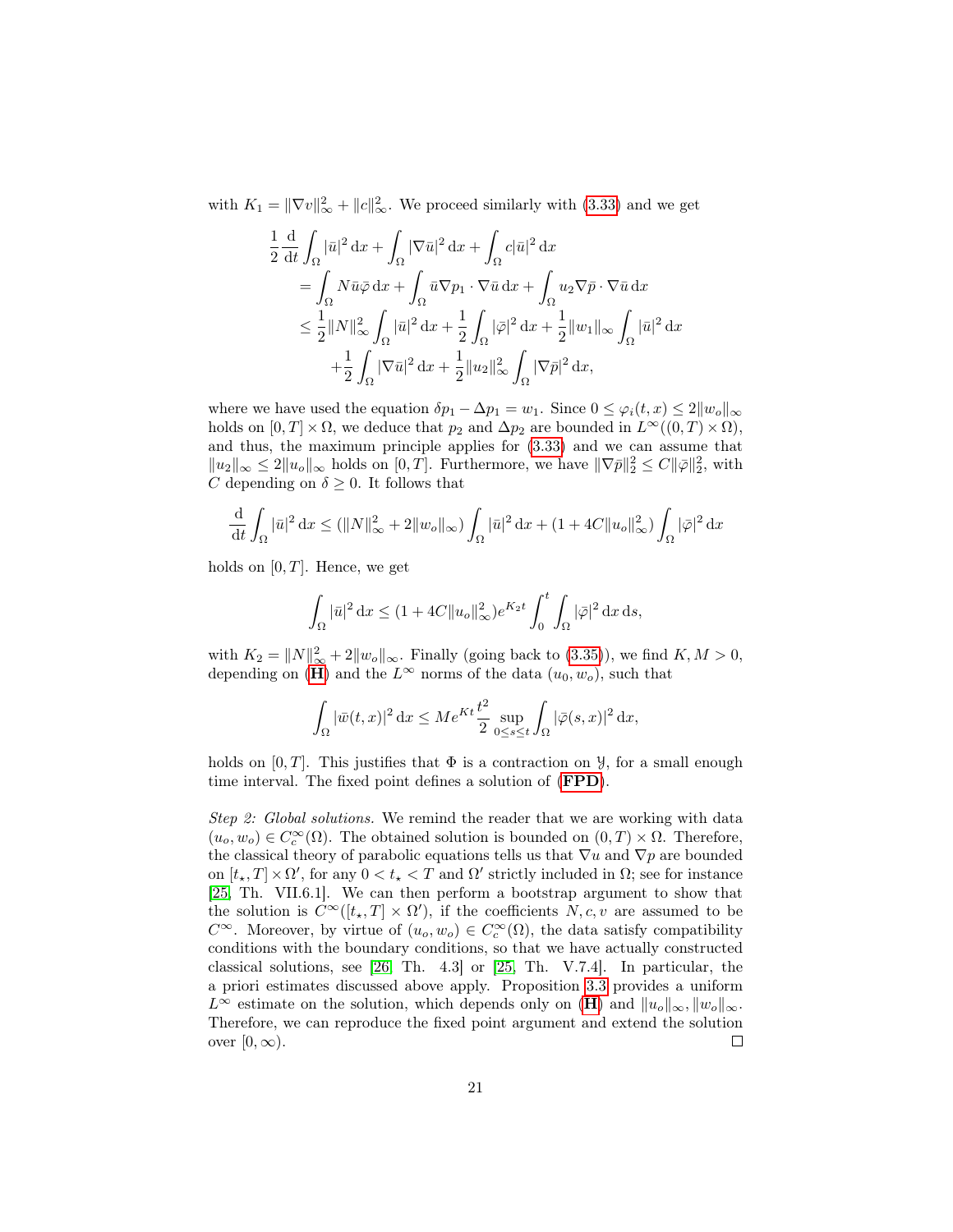with $K_1 = \|\nabla v\|_\infty^2 + \|c\|_\infty^2$. We proceed similarly with (3.33) and we get

$$
\begin{aligned}
\frac{1}{2}\frac{\mathrm{d}}{\mathrm{d}t}\int_\Omega |\bar{u}|^2\,\mathrm{d}x &+ \int_\Omega |\nabla \bar{u}|^2\,\mathrm{d}x + \int_\Omega c|\bar{u}|^2\,\mathrm{d}x \\
&= \int_\Omega N\bar{u}\bar{\varphi}\,\mathrm{d}x + \int_\Omega \bar{u}\nabla p_1 \cdot \nabla \bar{u}\,\mathrm{d}x + \int_\Omega u_2 \nabla \bar{p}\cdot\nabla\bar{u}\,\mathrm{d}x \\
&\leq \frac{1}{2}\|N\|_\infty^2 \int_\Omega |\bar{u}|^2\,\mathrm{d}x + \frac{1}{2}\int_\Omega |\bar{\varphi}|^2\,\mathrm{d}x + \frac{1}{2}\|w_1\|_\infty \int_\Omega |\bar{u}|^2\,\mathrm{d}x \\
&\quad + \frac{1}{2}\int_\Omega |\nabla\bar{u}|^2\,\mathrm{d}x + \frac{1}{2}\|u_2\|_\infty^2 \int_\Omega |\nabla \bar{p}|^2\,\mathrm{d}x,
\end{aligned}
$$

where we have used the equation $\delta p_1 - \Delta p_1 = w_1$. Since $0 \leq \varphi_i(t,x) \leq 2\|w_o\|_\infty$ holds on $[0,T]\times\Omega$, we deduce that $p_2$ and $\Delta p_2$ are bounded in $L^\infty((0,T)\times\Omega)$, and thus, the maximum principle applies for (3.33) and we can assume that $\|u_2\|_\infty \leq 2\|u_o\|_\infty$ holds on $[0,T]$. Furthermore, we have $\|\nabla \bar{p}\|_2^2 \leq C\|\bar{\varphi}\|_2^2$, with $C$ depending on $\delta \geq 0$. It follows that

$$
\frac{\mathrm{d}}{\mathrm{d}t}\int_\Omega |\bar{u}|^2\,\mathrm{d}x \leq (\|N\|_\infty^2 + 2\|w_o\|_\infty)\int_\Omega |\bar{u}|^2\,\mathrm{d}x + (1 + 4C\|u_o\|_\infty^2)\int_\Omega |\bar{\varphi}|^2\,\mathrm{d}x
$$

holds on $[0,T]$. Hence, we get

$$
\int_\Omega |\bar{u}|^2\,\mathrm{d}x \leq (1 + 4C\|u_o\|_\infty^2) e^{K_2 t}\int_0^t \int_\Omega |\bar{\varphi}|^2\,\mathrm{d}x\,\mathrm{d}s,
$$

with $K_2 = \|N\|_\infty^2 + 2\|w_o\|_\infty$. Finally (going back to (3.35)), we find $K, M > 0$, depending on (**H**) and the $L^\infty$ norms of the data $(u_0, w_o)$, such that

$$
\int_\Omega |\bar{w}(t,x)|^2\,\mathrm{d}x \leq M e^{Kt}\frac{t^2}{2}\sup_{0\leq s\leq t}\int_\Omega |\bar{\varphi}(s,x)|^2\,\mathrm{d}x,
$$

holds on $[0,T]$. This justifies that $\Phi$ is a contraction on $\mathscr{Y}$, for a small enough time interval. The fixed point defines a solution of (**FPD**).

*Step 2: Global solutions.* We remind the reader that we are working with data $(u_o, w_o) \in C_c^\infty(\Omega)$. The obtained solution is bounded on $(0,T)\times\Omega$. Therefore, the classical theory of parabolic equations tells us that $\nabla u$ and $\nabla p$ are bounded on $[t_\star, T]\times\Omega'$, for any $0 < t_\star < T$ and $\Omega'$ strictly included in $\Omega$; see for instance [25, Th. VII.6.1]. We can then perform a bootstrap argument to show that the solution is $C^\infty([t_\star, T]\times\Omega')$, if the coefficients $N, c, v$ are assumed to be $C^\infty$. Moreover, by virtue of $(u_o, w_o) \in C_c^\infty(\Omega)$, the data satisfy compatibility conditions with the boundary conditions, so that we have actually constructed classical solutions, see [26, Th. 4.3] or [25, Th. V.7.4]. In particular, the a priori estimates discussed above apply. Proposition 3.3 provides a uniform $L^\infty$ estimate on the solution, which depends only on (**H**) and $\|u_o\|_\infty, \|w_o\|_\infty$. Therefore, we can reproduce the fixed point argument and extend the solution over $[0,\infty)$. □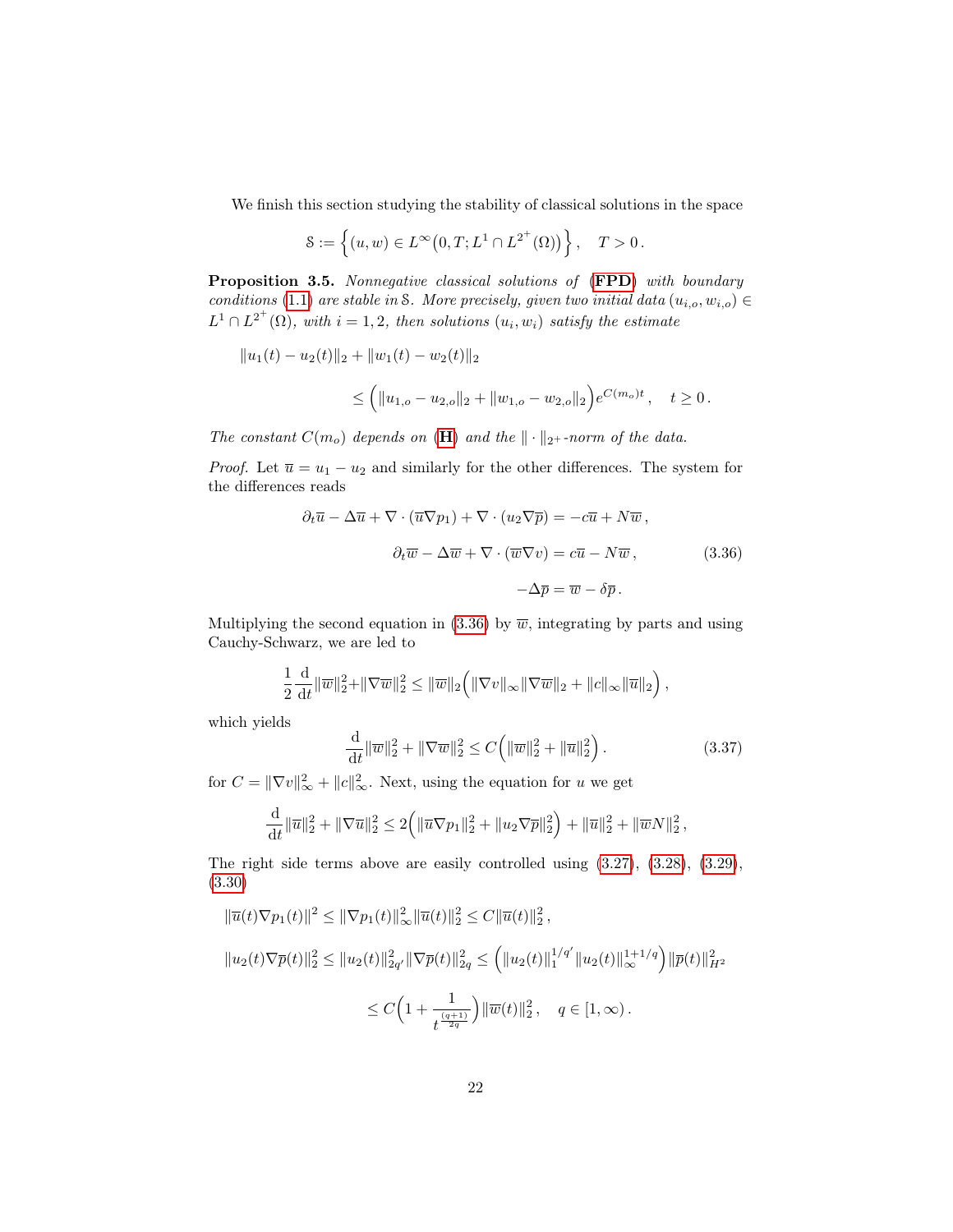We finish this section studying the stability of classical solutions in the space

$$
\mathcal{S} := \Big\{ (u,w) \in L^{\infty}\big(0,T; L^1 \cap L^{2^+}(\Omega)\big) \Big\}\,, \quad T>0\,.
$$

**Proposition 3.5.** *Nonnegative classical solutions of* (**FPD**) *with boundary conditions* (1.1) *are stable in* $\mathcal{S}$*. More precisely, given two initial data* $(u_{i,o}, w_{i,o}) \in L^1 \cap L^{2^+}(\Omega)$*, with* $i = 1,2$*, then solutions* $(u_i, w_i)$ *satisfy the estimate*

$$
\begin{aligned}
&\|u_1(t) - u_2(t)\|_2 + \|w_1(t) - w_2(t)\|_2 \\
&\qquad\qquad \le \Big( \|u_{1,o} - u_{2,o}\|_2 + \|w_{1,o} - w_{2,o}\|_2 \Big) e^{C(m_o)t}\,, \quad t \ge 0\,.
\end{aligned}
$$

*The constant* $C(m_o)$ *depends on* (**H**) *and the* $\|\cdot\|_{2^+}$*-norm of the data.*

*Proof.* Let $\overline{u} = u_1 - u_2$ and similarly for the other differences. The system for the differences reads

$$
\begin{aligned}
\partial_t \overline{u} - \Delta \overline{u} + \nabla\cdot(\overline{u}\nabla p_1) + \nabla\cdot(u_2 \nabla \overline{p}) &= -c\overline{u} + N\overline{w}\,, \\
\partial_t \overline{w} - \Delta \overline{w} + \nabla\cdot(\overline{w}\nabla v) &= c\overline{u} - N\overline{w}\,, \qquad\qquad (3.36) \\
-\Delta \overline{p} &= \overline{w} - \delta \overline{p}\,.
\end{aligned}
$$

Multiplying the second equation in (3.36) by $\overline{w}$, integrating by parts and using Cauchy-Schwarz, we are led to

$$
\frac{1}{2}\frac{\mathrm{d}}{\mathrm{d}t}\|\overline{w}\|_2^2 + \|\nabla\overline{w}\|_2^2 \le \|\overline{w}\|_2 \Big( \|\nabla v\|_\infty \|\nabla \overline{w}\|_2 + \|c\|_\infty \|\overline{u}\|_2 \Big)\,,
$$

which yields

$$
\frac{\mathrm{d}}{\mathrm{d}t}\|\overline{w}\|_2^2 + \|\nabla\overline{w}\|_2^2 \le C\Big( \|\overline{w}\|_2^2 + \|\overline{u}\|_2^2 \Big)\,. \qquad (3.37)
$$

for $C = \|\nabla v\|_\infty^2 + \|c\|_\infty^2$. Next, using the equation for $u$ we get

$$
\frac{\mathrm{d}}{\mathrm{d}t}\|\overline{u}\|_2^2 + \|\nabla\overline{u}\|_2^2 \le 2\Big( \|\overline{u}\nabla p_1\|_2^2 + \|u_2 \nabla \overline{p}\|_2^2 \Big) + \|\overline{u}\|_2^2 + \|\overline{w}N\|_2^2\,,
$$

The right side terms above are easily controlled using (3.27), (3.28), (3.29), (3.30)

$$
\begin{aligned}
&\|\overline{u}(t)\nabla p_1(t)\|^2 \le \|\nabla p_1(t)\|_\infty^2 \|\overline{u}(t)\|_2^2 \le C\|\overline{u}(t)\|_2^2\,, \\
&\|u_2(t)\nabla\overline{p}(t)\|_2^2 \le \|u_2(t)\|_{2q'}^2 \|\nabla \overline{p}(t)\|_{2q}^2 \le \Big( \|u_2(t)\|_1^{1/q'} \|u_2(t)\|_\infty^{1+1/q} \Big) \|\overline{p}(t)\|_{H^2}^2 \\
&\qquad\qquad \le C\Big( 1 + \frac{1}{t^{\frac{(q+1)}{2q}}} \Big) \|\overline{w}(t)\|_2^2\,, \quad q \in [1,\infty)\,.
\end{aligned}
$$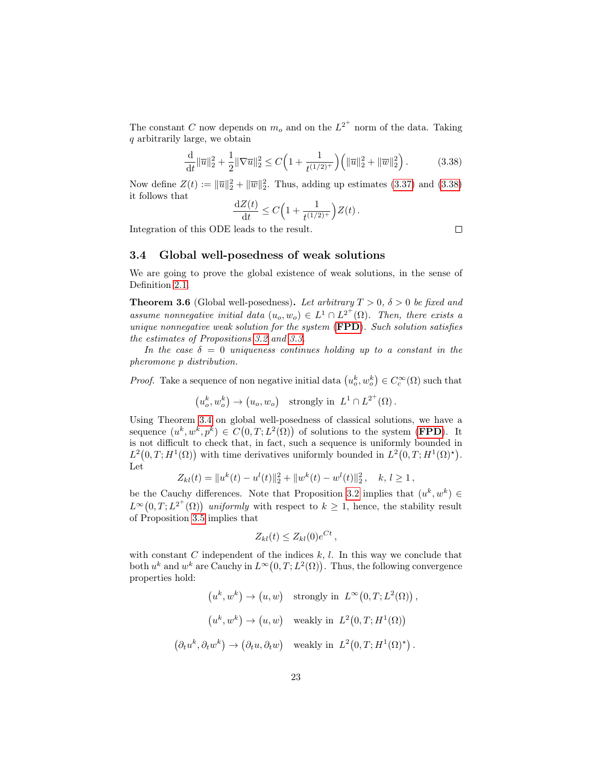The constant $C$ now depends on $m_o$ and on the $L^{2^+}$ norm of the data. Taking $q$ arbitrarily large, we obtain

$$\frac{\mathrm{d}}{\mathrm{d}t}\|\overline{u}\|_2^2 + \frac{1}{2}\|\nabla\overline{u}\|_2^2 \leq C\Big(1 + \frac{1}{t^{(1/2)^+}}\Big)\Big(\|\overline{u}\|_2^2 + \|\overline{w}\|_2^2\Big)\,. \tag{3.38}$$

Now define $Z(t) := \|\overline{u}\|_2^2 + \|\overline{w}\|_2^2$. Thus, adding up estimates (3.37) and (3.38) it follows that

$$\frac{\mathrm{d}Z(t)}{\mathrm{d}t} \leq C\Big(1 + \frac{1}{t^{(1/2)^+}}\Big)Z(t)\,.$$

Integration of this ODE leads to the result. □

### 3.4 Global well-posedness of weak solutions

We are going to prove the global existence of weak solutions, in the sense of Definition 2.1.

**Theorem 3.6** (Global well-posedness)**.** *Let arbitrary $T > 0$, $\delta > 0$ be fixed and assume nonnegative initial data $(u_o, w_o) \in L^1 \cap L^{2^+}(\Omega)$. Then, there exists a unique nonnegative weak solution for the system (**FPD**). Such solution satisfies the estimates of Propositions 3.2 and 3.3.*

*In the case $\delta = 0$ uniqueness continues holding up to a constant in the pheromone $p$ distribution.*

*Proof.* Take a sequence of non negative initial data $\big(u_o^k, w_o^k\big) \in C_c^\infty(\Omega)$ such that

$$\big(u_o^k, w_o^k\big) \to \big(u_o, w_o\big) \quad \text{strongly in } \; L^1 \cap L^{2^+}(\Omega)\,.$$

Using Theorem 3.4 on global well-posedness of classical solutions, we have a sequence $(u^k, w^k, p^k) \in C\big(0,T; L^2(\Omega)\big)$ of solutions to the system (**FPD**). It is not difficult to check that, in fact, such a sequence is uniformly bounded in $L^2\big(0,T; H^1(\Omega)\big)$ with time derivatives uniformly bounded in $L^2\big(0,T; H^1(\Omega)^\star\big)$. Let

$$Z_{kl}(t) = \|u^k(t) - u^l(t)\|_2^2 + \|w^k(t) - w^l(t)\|_2^2\,, \quad k,\, l \geq 1\,,$$

be the Cauchy differences. Note that Proposition 3.2 implies that $(u^k, w^k) \in L^\infty\big(0,T; L^{2^+}(\Omega)\big)$ *uniformly* with respect to $k \geq 1$, hence, the stability result of Proposition 3.5 implies that

$$Z_{kl}(t) \leq Z_{kl}(0)e^{Ct}\,,$$

with constant $C$ independent of the indices $k$, $l$. In this way we conclude that both $u^k$ and $w^k$ are Cauchy in $L^\infty\big(0,T; L^2(\Omega)\big)$. Thus, the following convergence properties hold:

$$\big(u^k, w^k\big) \to \big(u, w\big) \quad \text{strongly in } \; L^\infty\big(0,T; L^2(\Omega)\big)\,,$$

$$\big(u^k, w^k\big) \to \big(u, w\big) \quad \text{weakly in } \; L^2\big(0,T; H^1(\Omega)\big)$$

$$\big(\partial_t u^k, \partial_t w^k\big) \to \big(\partial_t u, \partial_t w\big) \quad \text{weakly in } \; L^2\big(0,T; H^1(\Omega)^\star\big)\,.$$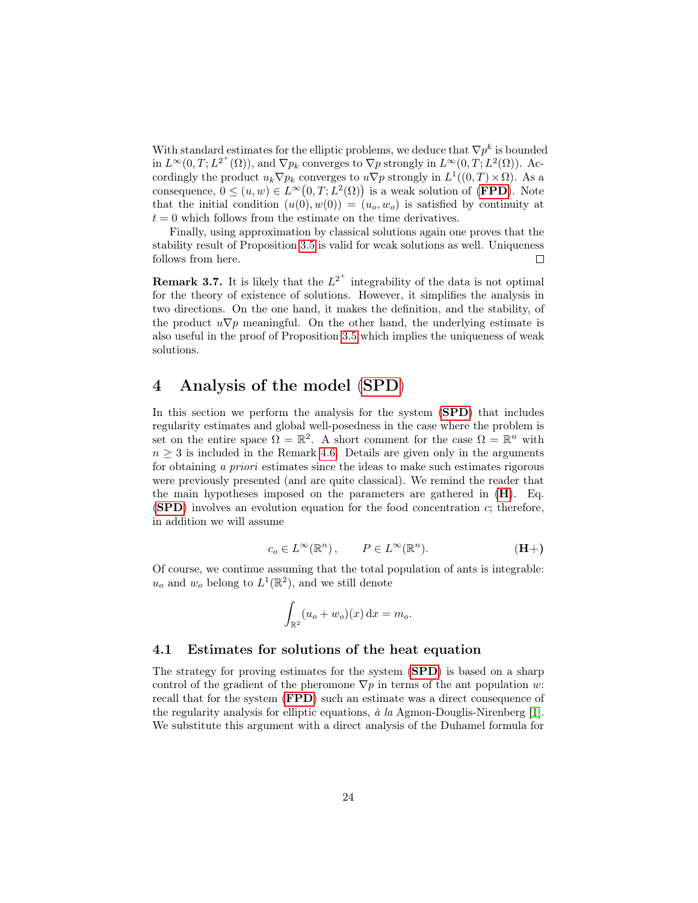With standard estimates for the elliptic problems, we deduce that $\nabla p^k$ is bounded in $L^\infty(0,T;L^{2^+}(\Omega))$, and $\nabla p_k$ converges to $\nabla p$ strongly in $L^\infty(0,T;L^2(\Omega))$. Accordingly the product $u_k \nabla p_k$ converges to $u\nabla p$ strongly in $L^1((0,T)\times\Omega)$. As a consequence, $0 \le (u,w) \in L^\infty\big(0,T;L^2(\Omega)\big)$ is a weak solution of (**FPD**). Note that the initial condition $(u(0),w(0)) = (u_o,w_o)$ is satisfied by continuity at $t=0$ which follows from the estimate on the time derivatives.

Finally, using approximation by classical solutions again one proves that the stability result of Proposition 3.5 is valid for weak solutions as well. Uniqueness follows from here. □

**Remark 3.7.** It is likely that the $L^{2^+}$ integrability of the data is not optimal for the theory of existence of solutions. However, it simplifies the analysis in two directions. On the one hand, it makes the definition, and the stability, of the product $u\nabla p$ meaningful. On the other hand, the underlying estimate is also useful in the proof of Proposition 3.5 which implies the uniqueness of weak solutions.

# 4 Analysis of the model (SPD)

In this section we perform the analysis for the system (**SPD**) that includes regularity estimates and global well-posedness in the case where the problem is set on the entire space $\Omega = \mathbb{R}^2$. A short comment for the case $\Omega = \mathbb{R}^n$ with $n \ge 3$ is included in the Remark 4.6. Details are given only in the arguments for obtaining *a priori* estimates since the ideas to make such estimates rigorous were previously presented (and are quite classical). We remind the reader that the main hypotheses imposed on the parameters are gathered in (**H**). Eq. (**SPD**) involves an evolution equation for the food concentration $c$; therefore, in addition we will assume

$$c_o \in L^\infty(\mathbb{R}^n), \qquad P \in L^\infty(\mathbb{R}^n). \tag{H+}$$

Of course, we continue assuming that the total population of ants is integrable: $u_o$ and $w_o$ belong to $L^1(\mathbb{R}^2)$, and we still denote

$$\int_{\mathbb{R}^2} (u_o + w_o)(x)\,\mathrm{d}x = m_o.$$

## 4.1 Estimates for solutions of the heat equation

The strategy for proving estimates for the system (**SPD**) is based on a sharp control of the gradient of the pheromone $\nabla p$ in terms of the ant population $w$: recall that for the system (**FPD**) such an estimate was a direct consequence of the regularity analysis for elliptic equations, *à la* Agmon-Douglis-Nirenberg [1]. We substitute this argument with a direct analysis of the Duhamel formula for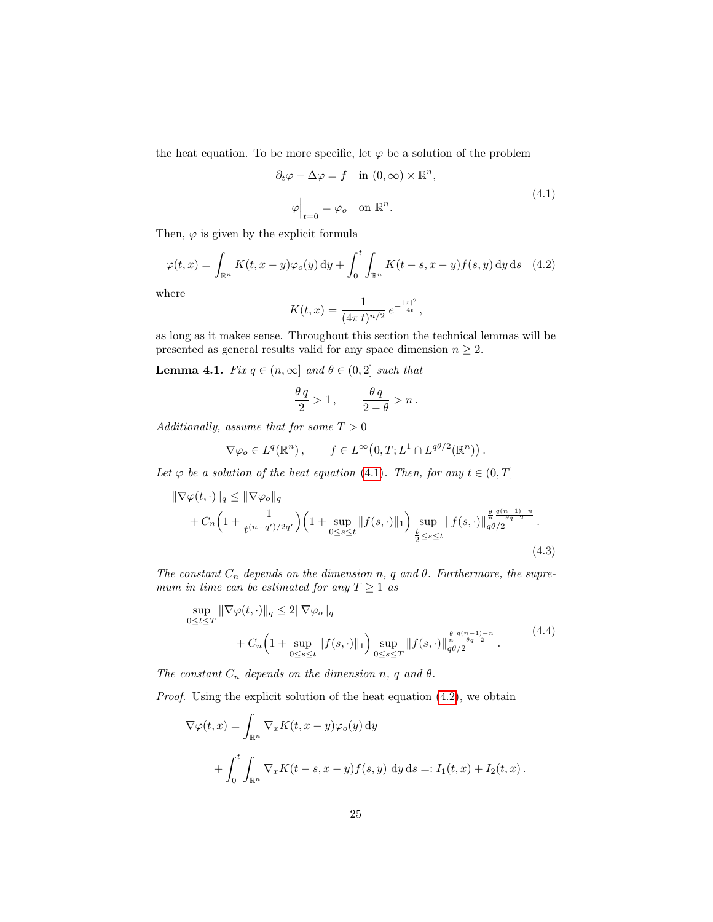the heat equation. To be more specific, let $\varphi$ be a solution of the problem

$$
\begin{aligned}
&\partial_t \varphi - \Delta \varphi = f \quad \text{in } (0,\infty)\times\mathbb{R}^n, \\
&\varphi\Big|_{t=0} = \varphi_o \quad \text{on } \mathbb{R}^n.
\end{aligned}
\tag{4.1}
$$

Then, $\varphi$ is given by the explicit formula

$$
\varphi(t,x) = \int_{\mathbb{R}^n} K(t,x-y)\varphi_o(y)\,\mathrm{d}y + \int_0^t \int_{\mathbb{R}^n} K(t-s,x-y) f(s,y)\,\mathrm{d}y\,\mathrm{d}s \tag{4.2}
$$

where

$$
K(t,x) = \frac{1}{(4\pi\, t)^{n/2}}\, e^{-\frac{|x|^2}{4t}},
$$

as long as it makes sense. Throughout this section the technical lemmas will be presented as general results valid for any space dimension $n \geq 2$.

**Lemma 4.1.** *Fix $q \in (n,\infty]$ and $\theta \in (0,2]$ such that*

$$
\frac{\theta\, q}{2} > 1\,, \qquad \frac{\theta\, q}{2-\theta} > n\,.
$$

*Additionally, assume that for some $T>0$*

$$
\nabla \varphi_o \in L^q(\mathbb{R}^n)\,, \qquad f \in L^\infty\big(0,T; L^1 \cap L^{q\theta/2}(\mathbb{R}^n)\big)\,.
$$

*Let $\varphi$ be a solution of the heat equation (4.1). Then, for any $t \in (0,T]$*

$$
\begin{aligned}
\|\nabla\varphi(t,\cdot)\|_q &\leq \|\nabla\varphi_o\|_q \\
&\quad + C_n\Big(1 + \frac{1}{t^{(n-q')/2q'}}\Big)\Big(1 + \sup_{0\leq s\leq t}\|f(s,\cdot)\|_1\Big) \sup_{\frac{t}{2}\leq s\leq t} \|f(s,\cdot)\|_{q\theta/2}^{\frac{\theta}{n}\frac{q(n-1)-n}{\theta q-2}}\,.
\end{aligned}
\tag{4.3}
$$

*The constant $C_n$ depends on the dimension $n$, $q$ and $\theta$. Furthermore, the supremum in time can be estimated for any $T \geq 1$ as*

$$
\begin{aligned}
\sup_{0\leq t\leq T}\|\nabla\varphi(t,\cdot)\|_q &\leq 2\|\nabla\varphi_o\|_q \\
&\quad + C_n\Big(1 + \sup_{0\leq s\leq t}\|f(s,\cdot)\|_1\Big) \sup_{0\leq s\leq T} \|f(s,\cdot)\|_{q\theta/2}^{\frac{\theta}{n}\frac{q(n-1)-n}{\theta q-2}}\,.
\end{aligned}
\tag{4.4}
$$

*The constant $C_n$ depends on the dimension $n$, $q$ and $\theta$.*

*Proof.* Using the explicit solution of the heat equation (4.2), we obtain

$$
\begin{aligned}
\nabla\varphi(t,x) &= \int_{\mathbb{R}^n} \nabla_x K(t,x-y)\varphi_o(y)\,\mathrm{d}y \\
&\quad + \int_0^t \int_{\mathbb{R}^n} \nabla_x K(t-s,x-y) f(s,y)\,\mathrm{d}y\,\mathrm{d}s =: I_1(t,x) + I_2(t,x)\,.
\end{aligned}
$$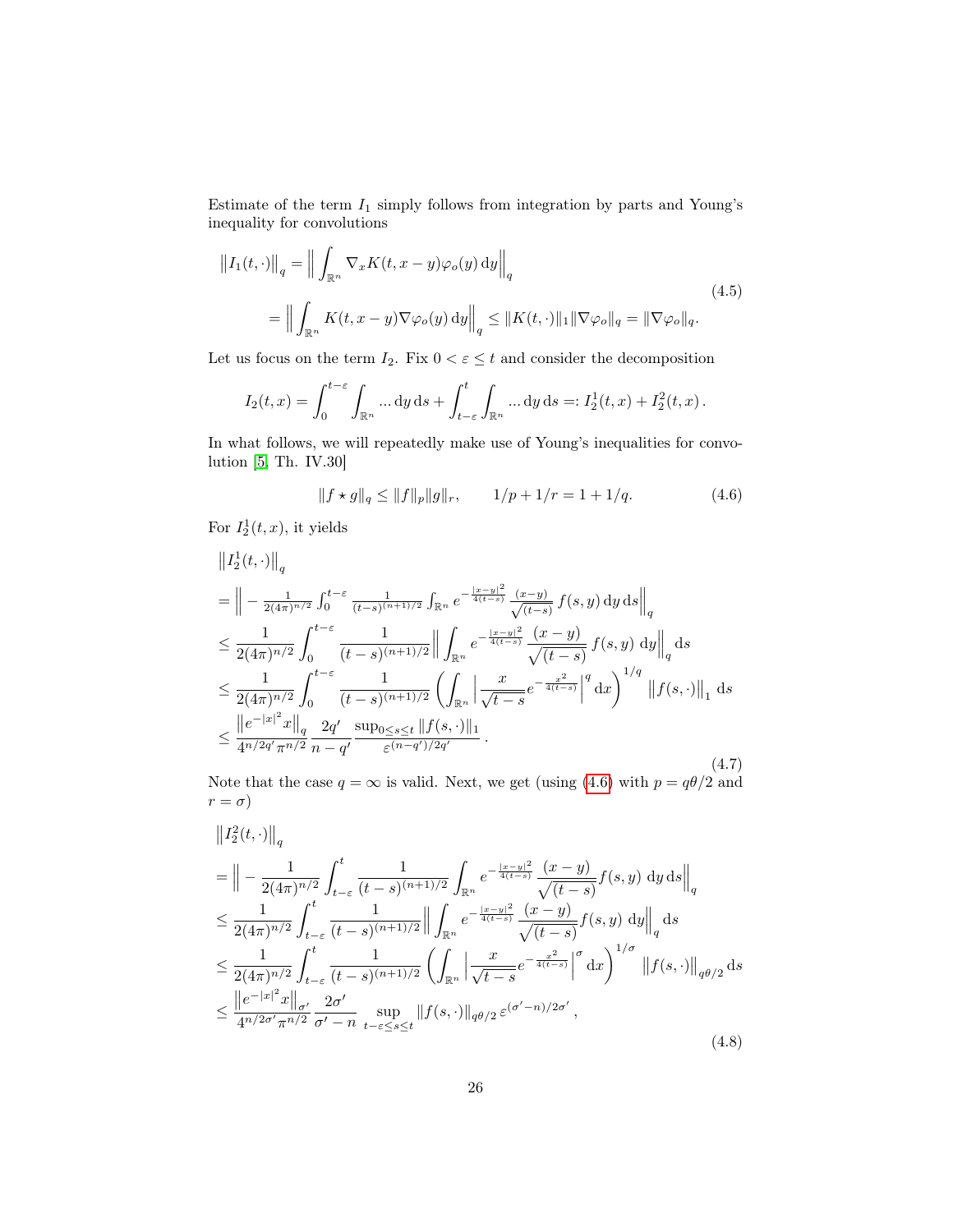Estimate of the term $I_1$ simply follows from integration by parts and Young's inequality for convolutions

$$
\begin{aligned}
\big\|I_1(t,\cdot)\big\|_q &= \Big\| \int_{\mathbb{R}^n} \nabla_x K(t,x-y)\varphi_o(y)\,\mathrm{d}y\Big\|_q \\
&= \Big\| \int_{\mathbb{R}^n} K(t,x-y)\nabla\varphi_o(y)\,\mathrm{d}y\Big\|_q \le \|K(t,\cdot)\|_1 \|\nabla\varphi_o\|_q = \|\nabla\varphi_o\|_q.
\end{aligned}
\tag{4.5}
$$

Let us focus on the term $I_2$. Fix $0<\varepsilon\le t$ and consider the decomposition

$$
I_2(t,x) = \int_0^{t-\varepsilon}\int_{\mathbb{R}^n} \dots\,\mathrm{d}y\,\mathrm{d}s + \int_{t-\varepsilon}^{t}\int_{\mathbb{R}^n} \dots\,\mathrm{d}y\,\mathrm{d}s =: I_2^1(t,x) + I_2^2(t,x)\,.
$$

In what follows, we will repeatedly make use of Young's inequalities for convolution [5, Th. IV.30]

$$
\|f\star g\|_q \le \|f\|_p\|g\|_r, \qquad 1/p+1/r = 1+1/q. \tag{4.6}
$$

For $I_2^1(t,x)$, it yields

$$
\begin{aligned}
&\big\|I_2^1(t,\cdot)\big\|_q \\
&= \Big\| -\tfrac{1}{2(4\pi)^{n/2}}\int_0^{t-\varepsilon} \tfrac{1}{(t-s)^{(n+1)/2}}\int_{\mathbb{R}^n} e^{-\frac{|x-y|^2}{4(t-s)}}\,\tfrac{(x-y)}{\sqrt{(t-s)}}\,f(s,y)\,\mathrm{d}y\,\mathrm{d}s\Big\|_q \\
&\le \frac{1}{2(4\pi)^{n/2}}\int_0^{t-\varepsilon}\frac{1}{(t-s)^{(n+1)/2}}\Big\|\int_{\mathbb{R}^n} e^{-\frac{|x-y|^2}{4(t-s)}}\,\frac{(x-y)}{\sqrt{(t-s)}}\,f(s,y)\,\mathrm{d}y\Big\|_q\,\mathrm{d}s \\
&\le \frac{1}{2(4\pi)^{n/2}}\int_0^{t-\varepsilon}\frac{1}{(t-s)^{(n+1)/2}}\left(\int_{\mathbb{R}^n}\Big|\frac{x}{\sqrt{t-s}}e^{-\frac{x^2}{4(t-s)}}\Big|^q\,\mathrm{d}x\right)^{1/q}\big\|f(s,\cdot)\big\|_1\,\mathrm{d}s \\
&\le \frac{\big\|e^{-|x|^2}x\big\|_q}{4^{n/2q'}\pi^{n/2}}\,\frac{2q'}{n-q'}\,\frac{\sup_{0\le s\le t}\|f(s,\cdot)\|_1}{\varepsilon^{(n-q')/2q'}}\,.
\end{aligned}
\tag{4.7}
$$

Note that the case $q=\infty$ is valid. Next, we get (using (4.6) with $p=q\theta/2$ and $r=\sigma$)

$$
\begin{aligned}
&\big\|I_2^2(t,\cdot)\big\|_q \\
&= \Big\| -\frac{1}{2(4\pi)^{n/2}}\int_{t-\varepsilon}^{t}\frac{1}{(t-s)^{(n+1)/2}}\int_{\mathbb{R}^n} e^{-\frac{|x-y|^2}{4(t-s)}}\,\frac{(x-y)}{\sqrt{(t-s)}}f(s,y)\,\mathrm{d}y\,\mathrm{d}s\Big\|_q \\
&\le \frac{1}{2(4\pi)^{n/2}}\int_{t-\varepsilon}^{t}\frac{1}{(t-s)^{(n+1)/2}}\Big\|\int_{\mathbb{R}^n} e^{-\frac{|x-y|^2}{4(t-s)}}\,\frac{(x-y)}{\sqrt{(t-s)}}f(s,y)\,\mathrm{d}y\Big\|_q\,\mathrm{d}s \\
&\le \frac{1}{2(4\pi)^{n/2}}\int_{t-\varepsilon}^{t}\frac{1}{(t-s)^{(n+1)/2}}\left(\int_{\mathbb{R}^n}\Big|\frac{x}{\sqrt{t-s}}e^{-\frac{x^2}{4(t-s)}}\Big|^\sigma\,\mathrm{d}x\right)^{1/\sigma}\big\|f(s,\cdot)\big\|_{q\theta/2}\,\mathrm{d}s \\
&\le \frac{\big\|e^{-|x|^2}x\big\|_{\sigma'}}{4^{n/2\sigma'}\pi^{n/2}}\,\frac{2\sigma'}{\sigma'-n}\,\sup_{t-\varepsilon\le s\le t}\|f(s,\cdot)\|_{q\theta/2}\,\varepsilon^{(\sigma'-n)/2\sigma'}\,,
\end{aligned}
\tag{4.8}
$$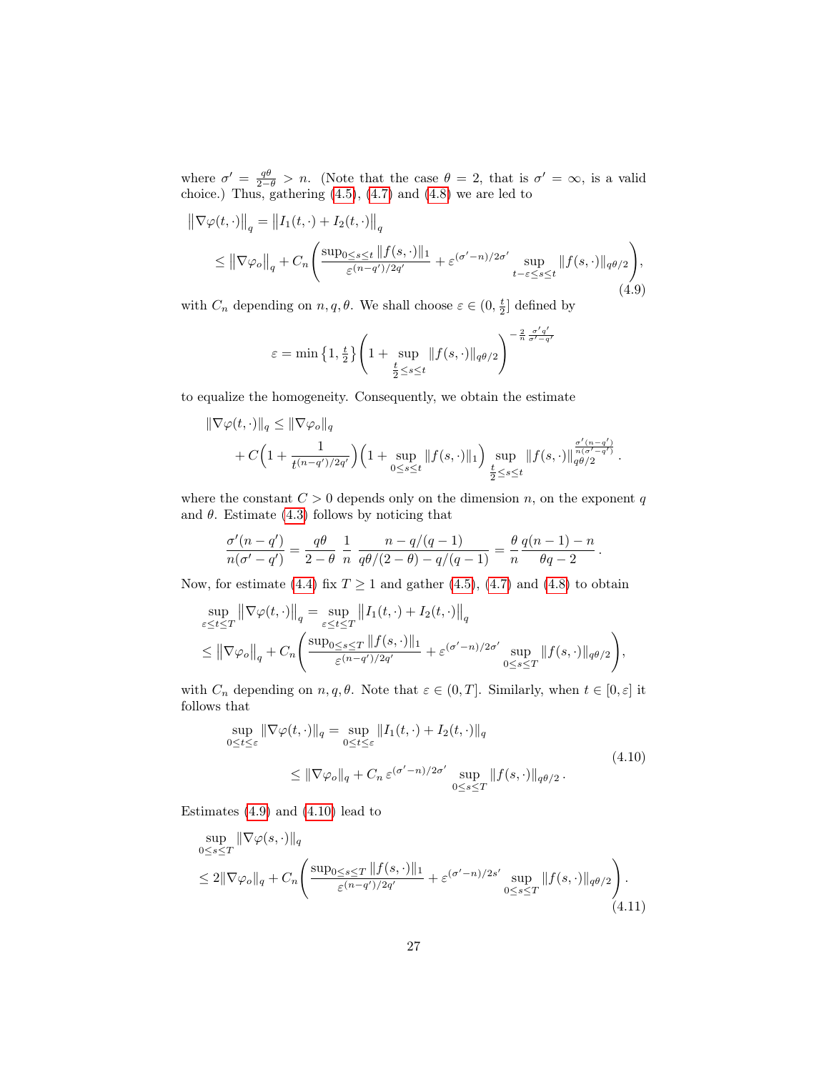where $\sigma' = \frac{q\theta}{2-\theta} > n$. (Note that the case $\theta = 2$, that is $\sigma' = \infty$, is a valid choice.) Thus, gathering (4.5), (4.7) and (4.8) we are led to

$$
\begin{aligned}
\big\|\nabla\varphi(t,\cdot)\big\|_q &= \big\|I_1(t,\cdot) + I_2(t,\cdot)\big\|_q \\
&\leq \big\|\nabla\varphi_o\big\|_q + C_n\left(\frac{\sup_{0\leq s\leq t}\|f(s,\cdot)\|_1}{\varepsilon^{(n-q')/2q'}} + \varepsilon^{(\sigma'-n)/2\sigma'}\sup_{t-\varepsilon\leq s\leq t}\|f(s,\cdot)\|_{q\theta/2}\right),
\end{aligned}
\tag{4.9}
$$

with $C_n$ depending on $n, q, \theta$. We shall choose $\varepsilon \in (0, \frac{t}{2}]$ defined by

$$
\varepsilon = \min\left\{1, \tfrac{t}{2}\right\}\left(1 + \sup_{\frac{t}{2}\leq s\leq t}\|f(s,\cdot)\|_{q\theta/2}\right)^{-\frac{2}{n}\frac{\sigma' q'}{\sigma'-q'}}
$$

to equalize the homogeneity. Consequently, we obtain the estimate

$$
\begin{aligned}
\|\nabla\varphi(t,\cdot)\|_q &\leq \|\nabla\varphi_o\|_q \\
&\quad + C\Big(1 + \frac{1}{t^{(n-q')/2q'}}\Big)\Big(1 + \sup_{0\leq s\leq t}\|f(s,\cdot)\|_1\Big)\sup_{\frac{t}{2}\leq s\leq t}\|f(s,\cdot)\|_{q\theta/2}^{\frac{\sigma'(n-q')}{n(\sigma'-q')}}.
\end{aligned}
$$

where the constant $C > 0$ depends only on the dimension $n$, on the exponent $q$ and $\theta$. Estimate (4.3) follows by noticing that

$$
\frac{\sigma'(n-q')}{n(\sigma'-q')} = \frac{q\theta}{2-\theta}\;\frac{1}{n}\;\frac{n - q/(q-1)}{q\theta/(2-\theta) - q/(q-1)} = \frac{\theta}{n}\frac{q(n-1)-n}{\theta q - 2}\,.
$$

Now, for estimate (4.4) fix $T \geq 1$ and gather (4.5), (4.7) and (4.8) to obtain

$$
\begin{aligned}
&\sup_{\varepsilon\leq t\leq T}\big\|\nabla\varphi(t,\cdot)\big\|_q = \sup_{\varepsilon\leq t\leq T}\big\|I_1(t,\cdot) + I_2(t,\cdot)\big\|_q \\
&\leq \big\|\nabla\varphi_o\big\|_q + C_n\left(\frac{\sup_{0\leq s\leq T}\|f(s,\cdot)\|_1}{\varepsilon^{(n-q')/2q'}} + \varepsilon^{(\sigma'-n)/2\sigma'}\sup_{0\leq s\leq T}\|f(s,\cdot)\|_{q\theta/2}\right),
\end{aligned}
$$

with $C_n$ depending on $n, q, \theta$. Note that $\varepsilon \in (0, T]$. Similarly, when $t \in [0, \varepsilon]$ it follows that

$$
\begin{aligned}
\sup_{0\leq t\leq\varepsilon}\|\nabla\varphi(t,\cdot)\|_q &= \sup_{0\leq t\leq\varepsilon}\|I_1(t,\cdot) + I_2(t,\cdot)\|_q \\
&\leq \|\nabla\varphi_o\|_q + C_n\,\varepsilon^{(\sigma'-n)/2\sigma'}\sup_{0\leq s\leq T}\|f(s,\cdot)\|_{q\theta/2}\,.
\end{aligned}
\tag{4.10}
$$

Estimates (4.9) and (4.10) lead to

$$
\begin{aligned}
&\sup_{0\leq s\leq T}\|\nabla\varphi(s,\cdot)\|_q \\
&\leq 2\|\nabla\varphi_o\|_q + C_n\left(\frac{\sup_{0\leq s\leq T}\|f(s,\cdot)\|_1}{\varepsilon^{(n-q')/2q'}} + \varepsilon^{(\sigma'-n)/2s'}\sup_{0\leq s\leq T}\|f(s,\cdot)\|_{q\theta/2}\right).
\end{aligned}
\tag{4.11}
$$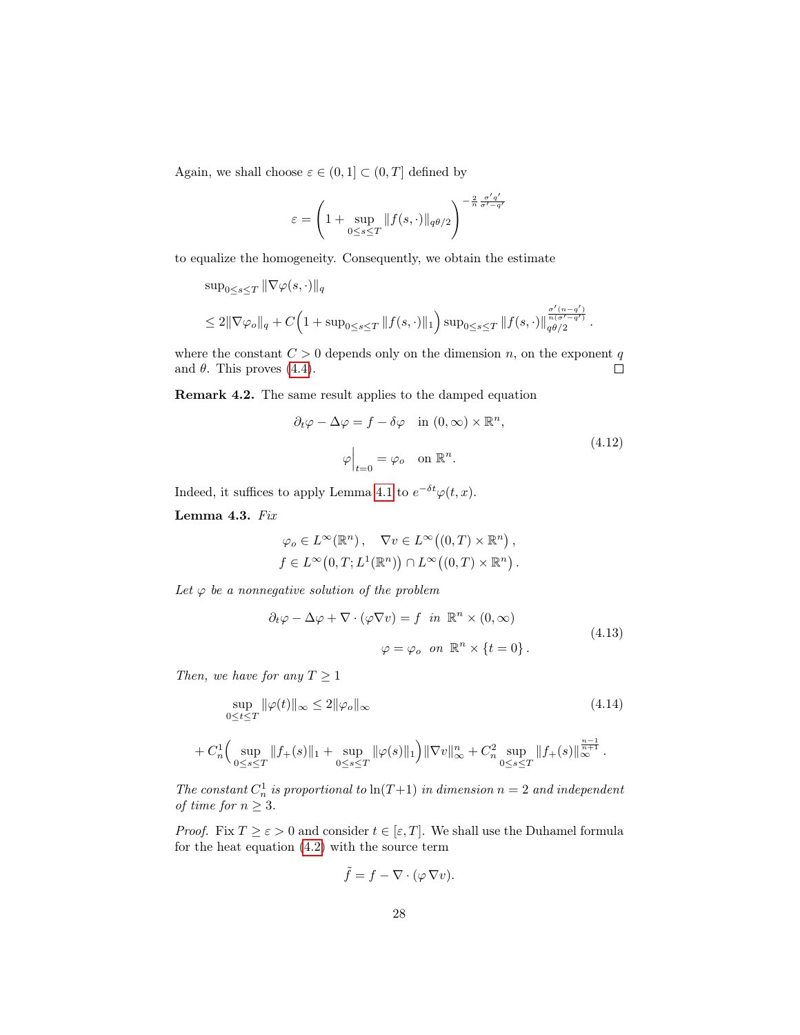Again, we shall choose $\varepsilon \in (0,1] \subset (0,T]$ defined by

$$\varepsilon = \left(1 + \sup_{0\le s\le T} \|f(s,\cdot)\|_{q\theta/2}\right)^{-\frac{2}{n}\frac{\sigma' q'}{\sigma' - q'}}$$

to equalize the homogeneity. Consequently, we obtain the estimate

$$\sup_{0\le s\le T} \|\nabla\varphi(s,\cdot)\|_q$$

$$\le 2\|\nabla\varphi_o\|_q + C\Big(1 + \sup_{0\le s\le T}\|f(s,\cdot)\|_1\Big)\sup_{0\le s\le T}\|f(s,\cdot)\|_{q\theta/2}^{\frac{\sigma'(n-q')}{n(\sigma'-q')}}.$$

where the constant $C>0$ depends only on the dimension $n$, on the exponent $q$ and $\theta$. This proves (4.4). $\square$

**Remark 4.2.** The same result applies to the damped equation

$$\begin{aligned} \partial_t\varphi - \Delta\varphi &= f - \delta\varphi \quad \text{in } (0,\infty)\times\mathbb{R}^n, \\ \varphi\Big|_{t=0} &= \varphi_o \quad \text{on } \mathbb{R}^n. \end{aligned} \tag{4.12}$$

Indeed, it suffices to apply Lemma 4.1 to $e^{-\delta t}\varphi(t,x)$.

**Lemma 4.3.** *Fix*

$$\varphi_o \in L^\infty(\mathbb{R}^n), \quad \nabla v \in L^\infty\big((0,T)\times\mathbb{R}^n\big),$$
$$f \in L^\infty\big(0,T;L^1(\mathbb{R}^n)\big)\cap L^\infty\big((0,T)\times\mathbb{R}^n\big).$$

*Let $\varphi$ be a nonnegative solution of the problem*

$$\begin{aligned} \partial_t\varphi - \Delta\varphi + \nabla\cdot(\varphi\nabla v) &= f \quad \text{in } \mathbb{R}^n\times(0,\infty) \\ \varphi &= \varphi_o \quad \text{on } \mathbb{R}^n\times\{t=0\}. \end{aligned} \tag{4.13}$$

*Then, we have for any $T\ge 1$*

$$\sup_{0\le t\le T}\|\varphi(t)\|_\infty \le 2\|\varphi_o\|_\infty \tag{4.14}$$

$$+ C_n^1\Big(\sup_{0\le s\le T}\|f_+(s)\|_1 + \sup_{0\le s\le T}\|\varphi(s)\|_1\Big)\|\nabla v\|_\infty^n + C_n^2\sup_{0\le s\le T}\|f_+(s)\|_\infty^{\frac{n-1}{n+1}}.$$

*The constant $C_n^1$ is proportional to $\ln(T+1)$ in dimension $n=2$ and independent of time for $n\ge 3$.*

*Proof.* Fix $T\ge\varepsilon>0$ and consider $t\in[\varepsilon,T]$. We shall use the Duhamel formula for the heat equation (4.2) with the source term

$$\tilde f = f - \nabla\cdot(\varphi\,\nabla v).$$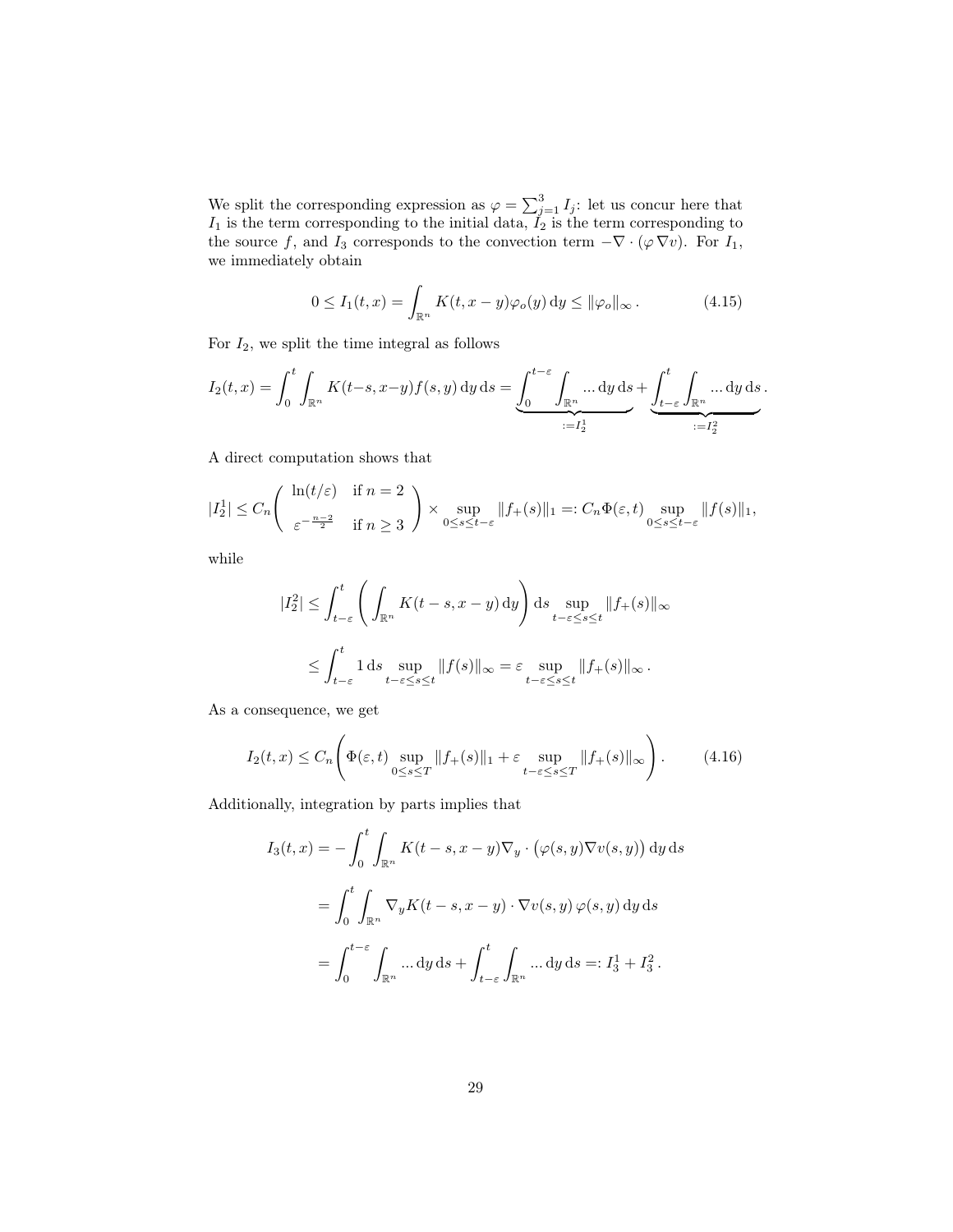We split the corresponding expression as $\varphi = \sum_{j=1}^{3} I_j$: let us concur here that $I_1$ is the term corresponding to the initial data, $I_2$ is the term corresponding to the source $f$, and $I_3$ corresponds to the convection term $-\nabla\cdot(\varphi\,\nabla v)$. For $I_1$, we immediately obtain

$$0 \le I_1(t,x) = \int_{\mathbb{R}^n} K(t,x-y)\varphi_o(y)\,\mathrm{d}y \le \|\varphi_o\|_\infty\,. \tag{4.15}$$

For $I_2$, we split the time integral as follows

$$I_2(t,x) = \int_0^t \int_{\mathbb{R}^n} K(t-s,x-y)f(s,y)\,\mathrm{d}y\,\mathrm{d}s = \underbrace{\int_0^{t-\varepsilon}\int_{\mathbb{R}^n} ...\,\mathrm{d}y\,\mathrm{d}s}_{:=I_2^1} + \underbrace{\int_{t-\varepsilon}^{t}\int_{\mathbb{R}^n} ...\,\mathrm{d}y\,\mathrm{d}s}_{:=I_2^2}\,.$$

A direct computation shows that

$$|I_2^1| \le C_n \begin{pmatrix} \ln(t/\varepsilon) & \text{if } n=2 \\ \varepsilon^{-\frac{n-2}{2}} & \text{if } n\ge 3 \end{pmatrix} \times \sup_{0\le s\le t-\varepsilon} \|f_+(s)\|_1 =: C_n\Phi(\varepsilon,t) \sup_{0\le s\le t-\varepsilon}\|f(s)\|_1,$$

while

$$\begin{aligned} |I_2^2| &\le \int_{t-\varepsilon}^t \left(\int_{\mathbb{R}^n} K(t-s,x-y)\,\mathrm{d}y\right)\mathrm{d}s \sup_{t-\varepsilon\le s\le t}\|f_+(s)\|_\infty \\ &\le \int_{t-\varepsilon}^t 1\,\mathrm{d}s \sup_{t-\varepsilon\le s\le t}\|f(s)\|_\infty = \varepsilon \sup_{t-\varepsilon\le s\le t}\|f_+(s)\|_\infty\,. \end{aligned}$$

As a consequence, we get

$$I_2(t,x) \le C_n\left(\Phi(\varepsilon,t)\sup_{0\le s\le T}\|f_+(s)\|_1 + \varepsilon \sup_{t-\varepsilon\le s\le T}\|f_+(s)\|_\infty\right). \tag{4.16}$$

Additionally, integration by parts implies that

$$\begin{aligned} I_3(t,x) &= -\int_0^t\int_{\mathbb{R}^n} K(t-s,x-y)\nabla_y\cdot\big(\varphi(s,y)\nabla v(s,y)\big)\,\mathrm{d}y\,\mathrm{d}s \\ &= \int_0^t\int_{\mathbb{R}^n} \nabla_y K(t-s,x-y)\cdot\nabla v(s,y)\,\varphi(s,y)\,\mathrm{d}y\,\mathrm{d}s \\ &= \int_0^{t-\varepsilon}\int_{\mathbb{R}^n} ...\,\mathrm{d}y\,\mathrm{d}s + \int_{t-\varepsilon}^t\int_{\mathbb{R}^n} ...\,\mathrm{d}y\,\mathrm{d}s =: I_3^1 + I_3^2\,. \end{aligned}$$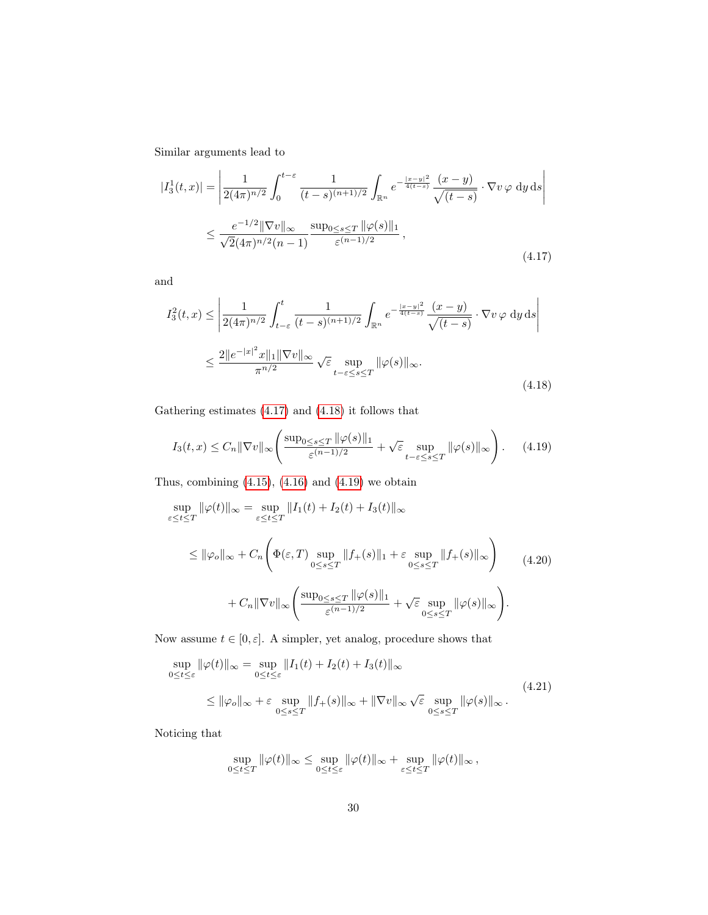Similar arguments lead to

$$
\begin{aligned}
|I_3^1(t,x)| &= \left| \frac{1}{2(4\pi)^{n/2}} \int_0^{t-\varepsilon} \frac{1}{(t-s)^{(n+1)/2}} \int_{\mathbb{R}^n} e^{-\frac{|x-y|^2}{4(t-s)}} \frac{(x-y)}{\sqrt{(t-s)}} \cdot \nabla v \, \varphi \; \mathrm{d}y \, \mathrm{d}s \right| \\
&\leq \frac{e^{-1/2} \|\nabla v\|_\infty}{\sqrt{2}(4\pi)^{n/2}(n-1)} \frac{\sup_{0 \leq s \leq T} \|\varphi(s)\|_1}{\varepsilon^{(n-1)/2}} \,,
\end{aligned}
\tag{4.17}
$$

and

$$
\begin{aligned}
I_3^2(t,x) &\leq \left| \frac{1}{2(4\pi)^{n/2}} \int_{t-\varepsilon}^{t} \frac{1}{(t-s)^{(n+1)/2}} \int_{\mathbb{R}^n} e^{-\frac{|x-y|^2}{4(t-s)}} \frac{(x-y)}{\sqrt{(t-s)}} \cdot \nabla v \, \varphi \; \mathrm{d}y \, \mathrm{d}s \right| \\
&\leq \frac{2 \| e^{-|x|^2} x \|_1 \|\nabla v\|_\infty}{\pi^{n/2}} \sqrt{\varepsilon} \sup_{t-\varepsilon \leq s \leq T} \|\varphi(s)\|_\infty .
\end{aligned}
\tag{4.18}
$$

Gathering estimates (4.17) and (4.18) it follows that

$$
I_3(t,x) \leq C_n \|\nabla v\|_\infty \left( \frac{\sup_{0 \leq s \leq T} \|\varphi(s)\|_1}{\varepsilon^{(n-1)/2}} + \sqrt{\varepsilon} \sup_{t-\varepsilon \leq s \leq T} \|\varphi(s)\|_\infty \right). \tag{4.19}
$$

Thus, combining (4.15), (4.16) and (4.19) we obtain

$$
\begin{aligned}
\sup_{\varepsilon \leq t \leq T} \|\varphi(t)\|_\infty &= \sup_{\varepsilon \leq t \leq T} \|I_1(t) + I_2(t) + I_3(t)\|_\infty \\
&\leq \|\varphi_o\|_\infty + C_n \left( \Phi(\varepsilon, T) \sup_{0 \leq s \leq T} \|f_+(s)\|_1 + \varepsilon \sup_{0 \leq s \leq T} \|f_+(s)\|_\infty \right) \\
&\quad + C_n \|\nabla v\|_\infty \left( \frac{\sup_{0 \leq s \leq T} \|\varphi(s)\|_1}{\varepsilon^{(n-1)/2}} + \sqrt{\varepsilon} \sup_{0 \leq s \leq T} \|\varphi(s)\|_\infty \right).
\end{aligned}
\tag{4.20}
$$

Now assume $t \in [0, \varepsilon]$. A simpler, yet analog, procedure shows that

$$
\begin{aligned}
\sup_{0 \leq t \leq \varepsilon} \|\varphi(t)\|_\infty &= \sup_{0 \leq t \leq \varepsilon} \|I_1(t) + I_2(t) + I_3(t)\|_\infty \\
&\leq \|\varphi_o\|_\infty + \varepsilon \sup_{0 \leq s \leq T} \|f_+(s)\|_\infty + \|\nabla v\|_\infty \sqrt{\varepsilon} \sup_{0 \leq s \leq T} \|\varphi(s)\|_\infty .
\end{aligned}
\tag{4.21}
$$

Noticing that

$$
\sup_{0 \leq t \leq T} \|\varphi(t)\|_\infty \leq \sup_{0 \leq t \leq \varepsilon} \|\varphi(t)\|_\infty + \sup_{\varepsilon \leq t \leq T} \|\varphi(t)\|_\infty \,,
$$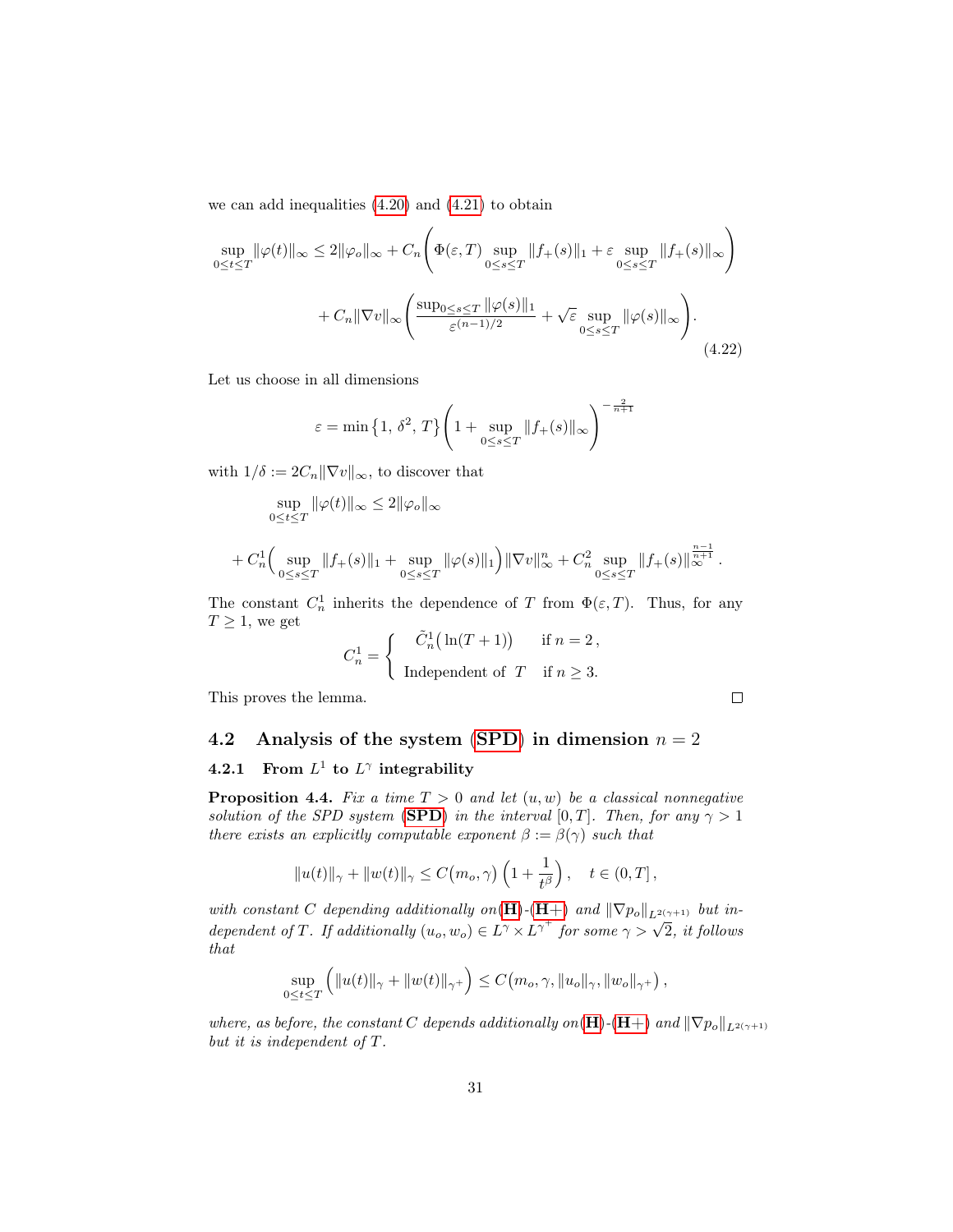we can add inequalities (4.20) and (4.21) to obtain

$$
\sup_{0\le t\le T}\|\varphi(t)\|_\infty \le 2\|\varphi_o\|_\infty + C_n\left(\Phi(\varepsilon,T)\sup_{0\le s\le T}\|f_+(s)\|_1 + \varepsilon\sup_{0\le s\le T}\|f_+(s)\|_\infty\right)
$$

$$
+ C_n\|\nabla v\|_\infty\left(\frac{\sup_{0\le s\le T}\|\varphi(s)\|_1}{\varepsilon^{(n-1)/2}} + \sqrt{\varepsilon}\sup_{0\le s\le T}\|\varphi(s)\|_\infty\right). \tag{4.22}
$$

Let us choose in all dimensions

$$
\varepsilon = \min\{1,\,\delta^2,\,T\}\left(1+\sup_{0\le s\le T}\|f_+(s)\|_\infty\right)^{-\frac{2}{n+1}}
$$

with $1/\delta := 2C_n\|\nabla v\|_\infty$, to discover that

$$
\sup_{0\le t\le T}\|\varphi(t)\|_\infty \le 2\|\varphi_o\|_\infty
$$

$$
+ C_n^1\Big(\sup_{0\le s\le T}\|f_+(s)\|_1 + \sup_{0\le s\le T}\|\varphi(s)\|_1\Big)\|\nabla v\|_\infty^n + C_n^2\sup_{0\le s\le T}\|f_+(s)\|_\infty^{\frac{n-1}{n+1}}.
$$

The constant $C_n^1$ inherits the dependence of $T$ from $\Phi(\varepsilon,T)$. Thus, for any $T\ge 1$, we get

$$
C_n^1 = \begin{cases} \tilde{C}_n^1\big(\ln(T+1)\big) & \text{if } n=2\,, \\ \text{Independent of } T & \text{if } n\ge 3. \end{cases}
$$

This proves the lemma. ☐

## 4.2 Analysis of the system (SPD) in dimension $n=2$

### 4.2.1 From $L^1$ to $L^\gamma$ integrability

**Proposition 4.4.** *Fix a time $T>0$ and let $(u,w)$ be a classical nonnegative solution of the SPD system (SPD) in the interval $[0,T]$. Then, for any $\gamma>1$ there exists an explicitly computable exponent $\beta:=\beta(\gamma)$ such that*

$$
\|u(t)\|_\gamma + \|w(t)\|_\gamma \le C\big(m_o,\gamma\big)\left(1+\frac{1}{t^\beta}\right),\quad t\in(0,T]\,,
$$

*with constant $C$ depending additionally on(H)-(H+) and $\|\nabla p_o\|_{L^{2(\gamma+1)}}$ but independent of $T$. If additionally $(u_o,w_o)\in L^\gamma\times L^{\gamma^+}$ for some $\gamma>\sqrt{2}$, it follows that*

$$
\sup_{0\le t\le T}\Big(\|u(t)\|_\gamma + \|w(t)\|_{\gamma^+}\Big) \le C\big(m_o,\gamma,\|u_o\|_\gamma,\|w_o\|_{\gamma^+}\big)\,,
$$

*where, as before, the constant $C$ depends additionally on(H)-(H+) and $\|\nabla p_o\|_{L^{2(\gamma+1)}}$ but it is independent of $T$.*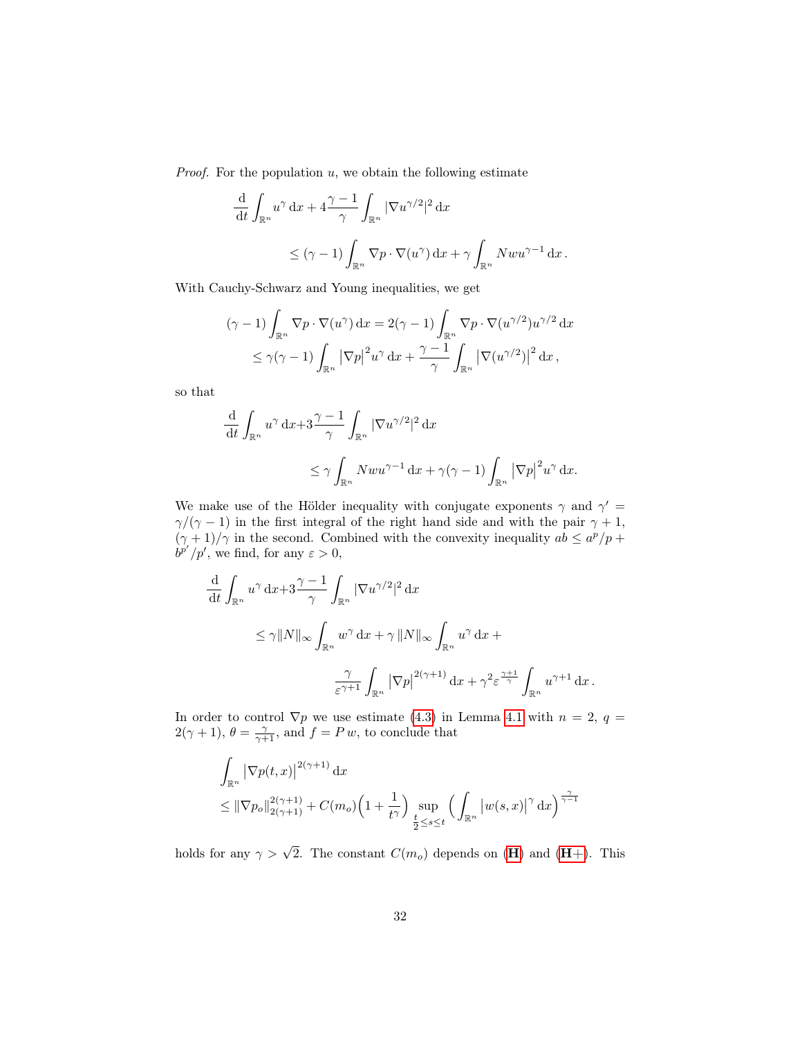*Proof.* For the population $u$, we obtain the following estimate

$$
\frac{\mathrm{d}}{\mathrm{d}t}\int_{\mathbb{R}^n} u^\gamma \,\mathrm{d}x + 4\frac{\gamma-1}{\gamma}\int_{\mathbb{R}^n} |\nabla u^{\gamma/2}|^2 \,\mathrm{d}x
$$

$$
\leq (\gamma-1)\int_{\mathbb{R}^n} \nabla p \cdot \nabla(u^\gamma)\,\mathrm{d}x + \gamma \int_{\mathbb{R}^n} N w u^{\gamma-1}\,\mathrm{d}x\,.
$$

With Cauchy-Schwarz and Young inequalities, we get

$$
(\gamma-1)\int_{\mathbb{R}^n} \nabla p\cdot\nabla(u^\gamma)\,\mathrm{d}x = 2(\gamma-1)\int_{\mathbb{R}^n} \nabla p\cdot \nabla(u^{\gamma/2})u^{\gamma/2}\,\mathrm{d}x
$$

$$
\leq \gamma(\gamma-1)\int_{\mathbb{R}^n} \left|\nabla p\right|^2 u^\gamma \,\mathrm{d}x + \frac{\gamma-1}{\gamma}\int_{\mathbb{R}^n}\left|\nabla(u^{\gamma/2})\right|^2\mathrm{d}x\,,
$$

so that

$$
\frac{\mathrm{d}}{\mathrm{d}t}\int_{\mathbb{R}^n} u^\gamma \,\mathrm{d}x + 3\frac{\gamma-1}{\gamma}\int_{\mathbb{R}^n} |\nabla u^{\gamma/2}|^2 \,\mathrm{d}x
$$

$$
\leq \gamma \int_{\mathbb{R}^n} N w u^{\gamma-1}\,\mathrm{d}x + \gamma(\gamma-1)\int_{\mathbb{R}^n}\left|\nabla p\right|^2 u^\gamma\,\mathrm{d}x.
$$

We make use of the Hölder inequality with conjugate exponents $\gamma$ and $\gamma' = \gamma/(\gamma-1)$ in the first integral of the right hand side and with the pair $\gamma+1$, $(\gamma+1)/\gamma$ in the second. Combined with the convexity inequality $ab \leq a^p/p + b^{p'}/p'$, we find, for any $\varepsilon > 0$,

$$
\frac{\mathrm{d}}{\mathrm{d}t}\int_{\mathbb{R}^n} u^\gamma \,\mathrm{d}x + 3\frac{\gamma-1}{\gamma}\int_{\mathbb{R}^n} |\nabla u^{\gamma/2}|^2 \,\mathrm{d}x
$$

$$
\leq \gamma\|N\|_\infty \int_{\mathbb{R}^n} w^\gamma\,\mathrm{d}x + \gamma\,\|N\|_\infty \int_{\mathbb{R}^n} u^\gamma\,\mathrm{d}x +
$$

$$
\frac{\gamma}{\varepsilon^{\gamma+1}}\int_{\mathbb{R}^n}\left|\nabla p\right|^{2(\gamma+1)}\mathrm{d}x + \gamma^2\varepsilon^{\frac{\gamma+1}{\gamma}}\int_{\mathbb{R}^n} u^{\gamma+1}\,\mathrm{d}x\,.
$$

In order to control $\nabla p$ we use estimate (4.3) in Lemma 4.1 with $n=2$, $q = 2(\gamma+1)$, $\theta = \frac{\gamma}{\gamma+1}$, and $f = P\,w$, to conclude that

$$
\int_{\mathbb{R}^n}\left|\nabla p(t,x)\right|^{2(\gamma+1)}\mathrm{d}x
$$

$$
\leq \|\nabla p_o\|_{2(\gamma+1)}^{2(\gamma+1)} + C(m_o)\Big(1+\frac{1}{t^\gamma}\Big)\sup_{\frac{t}{2}\leq s\leq t}\Big(\int_{\mathbb{R}^n}\left|w(s,x)\right|^\gamma\,\mathrm{d}x\Big)^{\frac{\gamma}{\gamma-1}}
$$

holds for any $\gamma > \sqrt{2}$. The constant $C(m_o)$ depends on (**H**) and (**H+**). This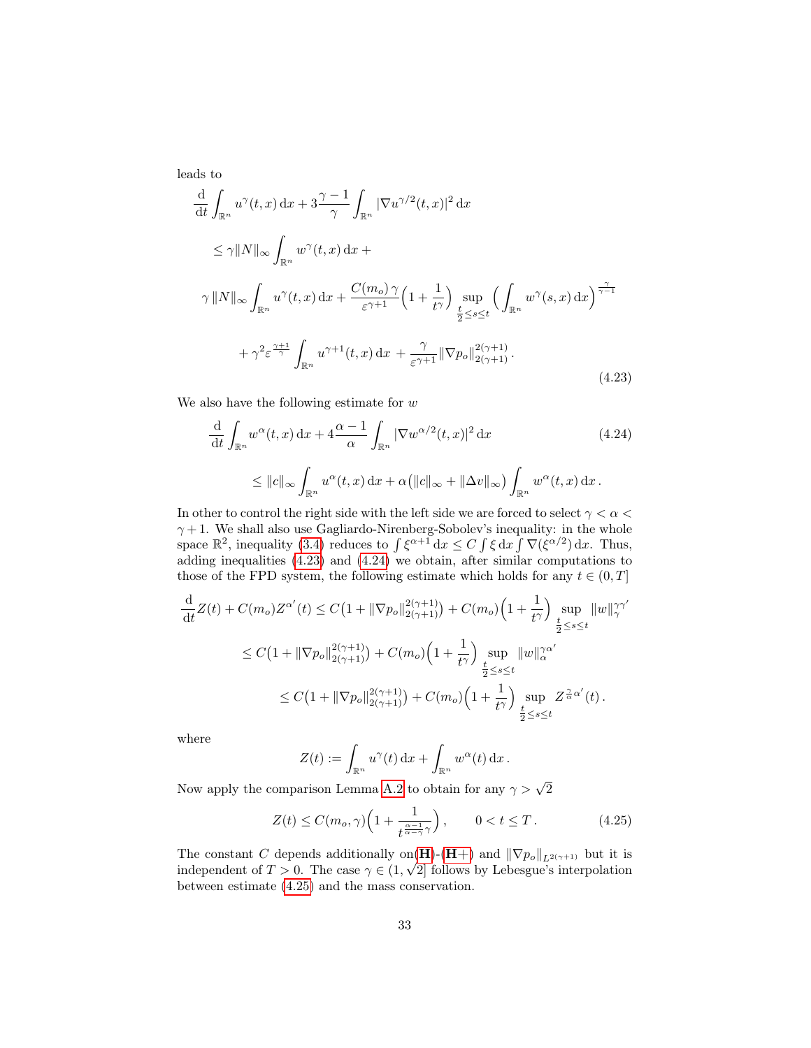leads to

$$
\begin{aligned}
&\frac{\mathrm{d}}{\mathrm{d}t}\int_{\mathbb{R}^n} u^{\gamma}(t,x)\,\mathrm{d}x + 3\frac{\gamma-1}{\gamma}\int_{\mathbb{R}^n} |\nabla u^{\gamma/2}(t,x)|^2\,\mathrm{d}x \\
&\quad\le \gamma\|N\|_{\infty}\int_{\mathbb{R}^n} w^{\gamma}(t,x)\,\mathrm{d}x + \\
&\gamma\,\|N\|_{\infty}\int_{\mathbb{R}^n} u^{\gamma}(t,x)\,\mathrm{d}x + \frac{C(m_o)\,\gamma}{\varepsilon^{\gamma+1}}\Big(1+\frac{1}{t^{\gamma}}\Big)\sup_{\frac{t}{2}\le s\le t}\Big(\int_{\mathbb{R}^n} w^{\gamma}(s,x)\,\mathrm{d}x\Big)^{\frac{\gamma}{\gamma-1}} \\
&\qquad + \gamma^2\varepsilon^{\frac{\gamma+1}{\gamma}}\int_{\mathbb{R}^n} u^{\gamma+1}(t,x)\,\mathrm{d}x + \frac{\gamma}{\varepsilon^{\gamma+1}}\|\nabla p_o\|_{2(\gamma+1)}^{2(\gamma+1)}\,.
\end{aligned}
\tag{4.23}
$$

We also have the following estimate for $w$

$$
\begin{aligned}
&\frac{\mathrm{d}}{\mathrm{d}t}\int_{\mathbb{R}^n} w^{\alpha}(t,x)\,\mathrm{d}x + 4\frac{\alpha-1}{\alpha}\int_{\mathbb{R}^n} |\nabla w^{\alpha/2}(t,x)|^2\,\mathrm{d}x \\
&\qquad \le \|c\|_{\infty}\int_{\mathbb{R}^n} u^{\alpha}(t,x)\,\mathrm{d}x + \alpha\big(\|c\|_{\infty}+\|\Delta v\|_{\infty}\big)\int_{\mathbb{R}^n} w^{\alpha}(t,x)\,\mathrm{d}x\,.
\end{aligned}
\tag{4.24}
$$

In other to control the right side with the left side we are forced to select $\gamma<\alpha<\gamma+1$. We shall also use Gagliardo-Nirenberg-Sobolev's inequality: in the whole space $\mathbb{R}^2$, inequality (3.4) reduces to $\int \xi^{\alpha+1}\,dx \le C\int \xi\,\mathrm{d}x\int \nabla(\xi^{\alpha/2})\,\mathrm{d}x$. Thus, adding inequalities (4.23) and (4.24) we obtain, after similar computations to those of the FPD system, the following estimate which holds for any $t\in(0,T]$

$$
\begin{aligned}
\frac{\mathrm{d}}{\mathrm{d}t}Z(t) + C(m_o)Z^{\alpha'}(t) &\le C\big(1+\|\nabla p_o\|_{2(\gamma+1)}^{2(\gamma+1)}\big) + C(m_o)\Big(1+\frac{1}{t^{\gamma}}\Big)\sup_{\frac{t}{2}\le s\le t}\|w\|_{\gamma}^{\gamma\gamma'} \\
&\le C\big(1+\|\nabla p_o\|_{2(\gamma+1)}^{2(\gamma+1)}\big) + C(m_o)\Big(1+\frac{1}{t^{\gamma}}\Big)\sup_{\frac{t}{2}\le s\le t}\|w\|_{\alpha}^{\gamma\alpha'} \\
&\le C\big(1+\|\nabla p_o\|_{2(\gamma+1)}^{2(\gamma+1)}\big) + C(m_o)\Big(1+\frac{1}{t^{\gamma}}\Big)\sup_{\frac{t}{2}\le s\le t} Z^{\frac{\gamma}{\alpha}\alpha'}(t)\,.
\end{aligned}
$$

where

$$
Z(t) := \int_{\mathbb{R}^n} u^{\gamma}(t)\,\mathrm{d}x + \int_{\mathbb{R}^n} w^{\alpha}(t)\,\mathrm{d}x\,.
$$

Now apply the comparison Lemma A.2 to obtain for any $\gamma>\sqrt{2}$

$$
Z(t) \le C(m_o,\gamma)\Big(1+\frac{1}{t^{\frac{\alpha-1}{\alpha-\gamma}\gamma}}\Big)\,,\qquad 0<t\le T\,.
\tag{4.25}
$$

The constant $C$ depends additionally on(**H**)-(**H+**) and $\|\nabla p_o\|_{L^{2(\gamma+1)}}$ but it is independent of $T>0$. The case $\gamma\in(1,\sqrt{2}]$ follows by Lebesgue's interpolation between estimate (4.25) and the mass conservation.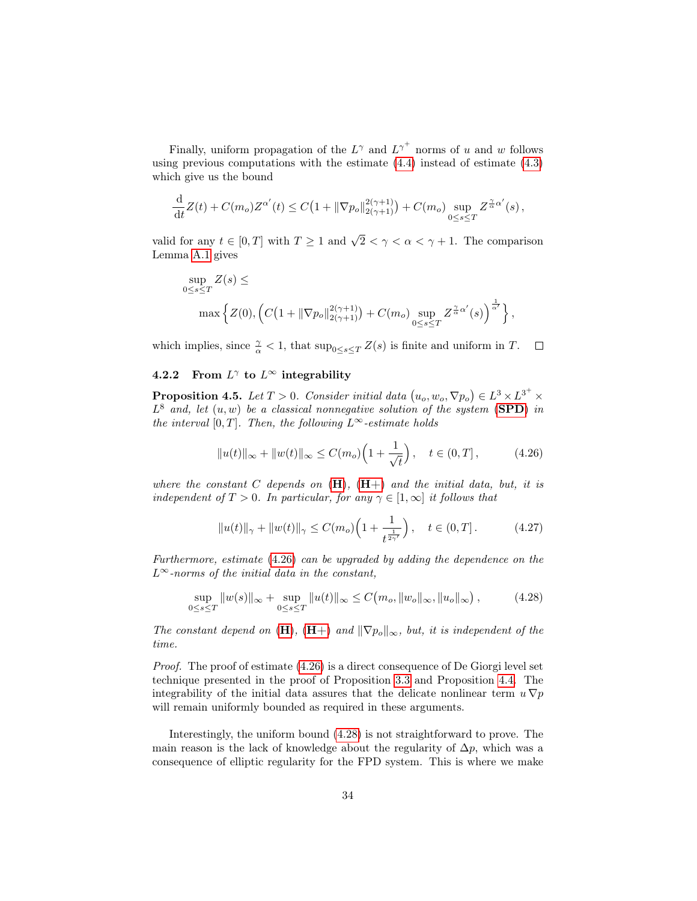Finally, uniform propagation of the $L^\gamma$ and $L^{\gamma^+}$ norms of $u$ and $w$ follows using previous computations with the estimate (4.4) instead of estimate (4.3) which give us the bound

$$\frac{\mathrm{d}}{\mathrm{d}t}Z(t) + C(m_o)Z^{\alpha'}(t) \leq C\big(1 + \|\nabla p_o\|_{2(\gamma+1)}^{2(\gamma+1)}\big) + C(m_o)\sup_{0\leq s\leq T} Z^{\frac{\gamma}{\alpha}\alpha'}(s)\,,$$

valid for any $t \in [0,T]$ with $T \geq 1$ and $\sqrt{2} < \gamma < \alpha < \gamma + 1$. The comparison Lemma A.1 gives

$$\sup_{0\leq s\leq T} Z(s) \leq \max\Big\{ Z(0), \Big( C\big(1 + \|\nabla p_o\|_{2(\gamma+1)}^{2(\gamma+1)}\big) + C(m_o)\sup_{0\leq s\leq T} Z^{\frac{\gamma}{\alpha}\alpha'}(s)\Big)^{\frac{1}{\alpha'}} \Big\}\,,$$

which implies, since $\frac{\gamma}{\alpha} < 1$, that $\sup_{0\leq s\leq T} Z(s)$ is finite and uniform in $T$. $\square$

### 4.2.2 From $L^\gamma$ to $L^\infty$ integrability

**Proposition 4.5.** *Let $T > 0$. Consider initial data $\big(u_o, w_o, \nabla p_o\big) \in L^3 \times L^{3^+} \times L^8$ and, let $(u,w)$ be a classical nonnegative solution of the system (**SPD**) in the interval $[0,T]$. Then, the following $L^\infty$-estimate holds*

$$\|u(t)\|_\infty + \|w(t)\|_\infty \leq C(m_o)\Big(1 + \frac{1}{\sqrt{t}}\Big)\,, \quad t \in (0,T]\,, \tag{4.26}$$

*where the constant $C$ depends on (**H**), (**H+**) and the initial data, but, it is independent of $T > 0$. In particular, for any $\gamma \in [1,\infty]$ it follows that*

$$\|u(t)\|_\gamma + \|w(t)\|_\gamma \leq C(m_o)\Big(1 + \frac{1}{t^{\frac{1}{2\gamma'}}}\Big)\,, \quad t \in (0,T]\,. \tag{4.27}$$

*Furthermore, estimate (4.26) can be upgraded by adding the dependence on the $L^\infty$-norms of the initial data in the constant,*

$$\sup_{0\leq s\leq T}\|w(s)\|_\infty + \sup_{0\leq s\leq T}\|u(t)\|_\infty \leq C\big(m_o, \|w_o\|_\infty, \|u_o\|_\infty\big)\,, \tag{4.28}$$

*The constant depend on (**H**), (**H+**) and $\|\nabla p_o\|_\infty$, but, it is independent of the time.*

*Proof.* The proof of estimate (4.26) is a direct consequence of De Giorgi level set technique presented in the proof of Proposition 3.3 and Proposition 4.4. The integrability of the initial data assures that the delicate nonlinear term $u\,\nabla p$ will remain uniformly bounded as required in these arguments.

Interestingly, the uniform bound (4.28) is not straightforward to prove. The main reason is the lack of knowledge about the regularity of $\Delta p$, which was a consequence of elliptic regularity for the FPD system. This is where we make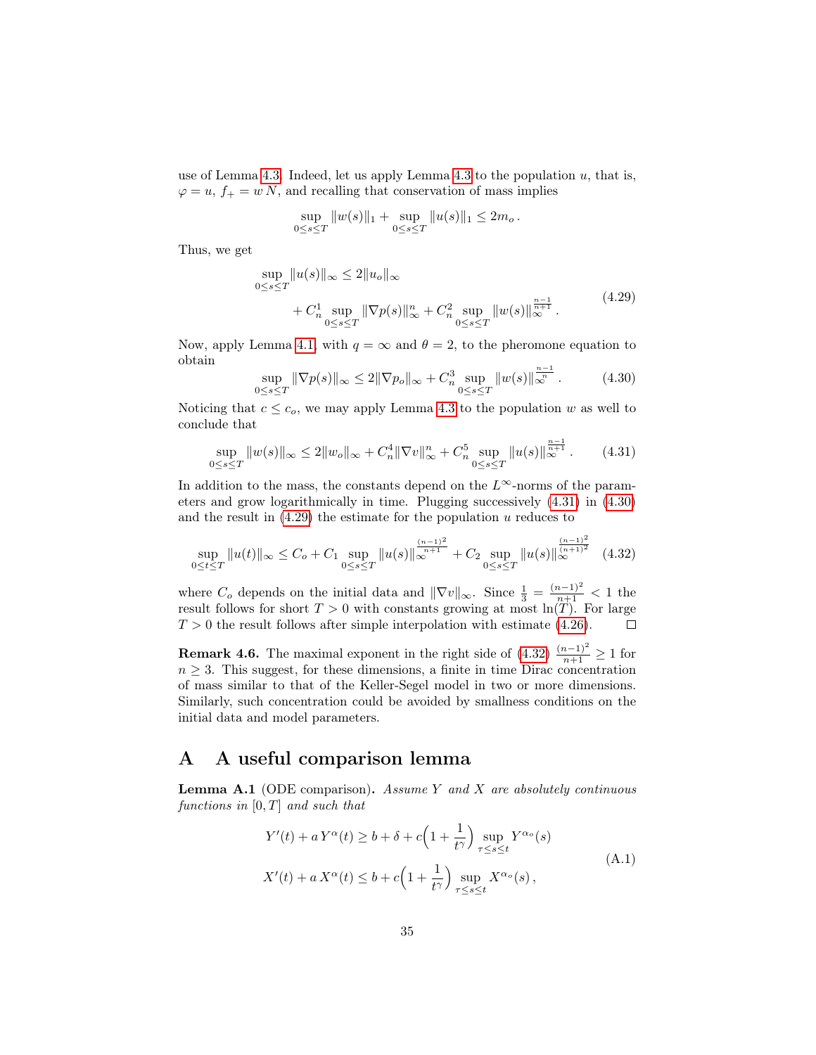use of Lemma 4.3. Indeed, let us apply Lemma 4.3 to the population $u$, that is, $\varphi = u$, $f_+ = w\,N$, and recalling that conservation of mass implies

$$\sup_{0\leq s\leq T} \|w(s)\|_1 + \sup_{0\leq s\leq T} \|u(s)\|_1 \leq 2m_o\,.$$

Thus, we get

$$\begin{aligned}\sup_{0\leq s\leq T} \|u(s)\|_\infty &\leq 2\|u_o\|_\infty \\ &\quad + C_n^1 \sup_{0\leq s\leq T} \|\nabla p(s)\|_\infty^n + C_n^2 \sup_{0\leq s\leq T} \|w(s)\|_\infty^{\frac{n-1}{n+1}}\,.\end{aligned} \tag{4.29}$$

Now, apply Lemma 4.1, with $q=\infty$ and $\theta = 2$, to the pheromone equation to obtain

$$\sup_{0\leq s\leq T} \|\nabla p(s)\|_\infty \leq 2\|\nabla p_o\|_\infty + C_n^3 \sup_{0\leq s\leq T} \|w(s)\|_\infty^{\frac{n-1}{n}}\,. \tag{4.30}$$

Noticing that $c\leq c_o$, we may apply Lemma 4.3 to the population $w$ as well to conclude that

$$\sup_{0\leq s\leq T} \|w(s)\|_\infty \leq 2\|w_o\|_\infty + C_n^4 \|\nabla v\|_\infty^n + C_n^5 \sup_{0\leq s\leq T} \|u(s)\|_\infty^{\frac{n-1}{n+1}}\,. \tag{4.31}$$

In addition to the mass, the constants depend on the $L^\infty$-norms of the parameters and grow logarithmically in time. Plugging successively (4.31) in (4.30) and the result in (4.29) the estimate for the population $u$ reduces to

$$\sup_{0\leq t\leq T} \|u(t)\|_\infty \leq C_o + C_1 \sup_{0\leq s\leq T} \|u(s)\|_\infty^{\frac{(n-1)^2}{n+1}} + C_2 \sup_{0\leq s\leq T} \|u(s)\|_\infty^{\frac{(n-1)^2}{(n+1)^2}} \tag{4.32}$$

where $C_o$ depends on the initial data and $\|\nabla v\|_\infty$. Since $\frac{1}{3} = \frac{(n-1)^2}{n+1} < 1$ the result follows for short $T>0$ with constants growing at most $\ln(T)$. For large $T>0$ the result follows after simple interpolation with estimate (4.26). $\square$

**Remark 4.6.** The maximal exponent in the right side of (4.32) $\frac{(n-1)^2}{n+1}\geq 1$ for $n\geq 3$. This suggest, for these dimensions, a finite in time Dirac concentration of mass similar to that of the Keller-Segel model in two or more dimensions. Similarly, such concentration could be avoided by smallness conditions on the initial data and model parameters.

# A A useful comparison lemma

**Lemma A.1** (ODE comparison)**.** *Assume $Y$ and $X$ are absolutely continuous functions in $[0,T]$ and such that*

$$\begin{aligned} Y'(t) + a\,Y^\alpha(t) &\geq b + \delta + c\Big(1+\frac{1}{t^\gamma}\Big) \sup_{\tau\leq s\leq t} Y^{\alpha_o}(s) \\ X'(t) + a\,X^\alpha(t) &\leq b + c\Big(1+\frac{1}{t^\gamma}\Big) \sup_{\tau\leq s\leq t} X^{\alpha_o}(s)\,, \end{aligned} \tag{A.1}$$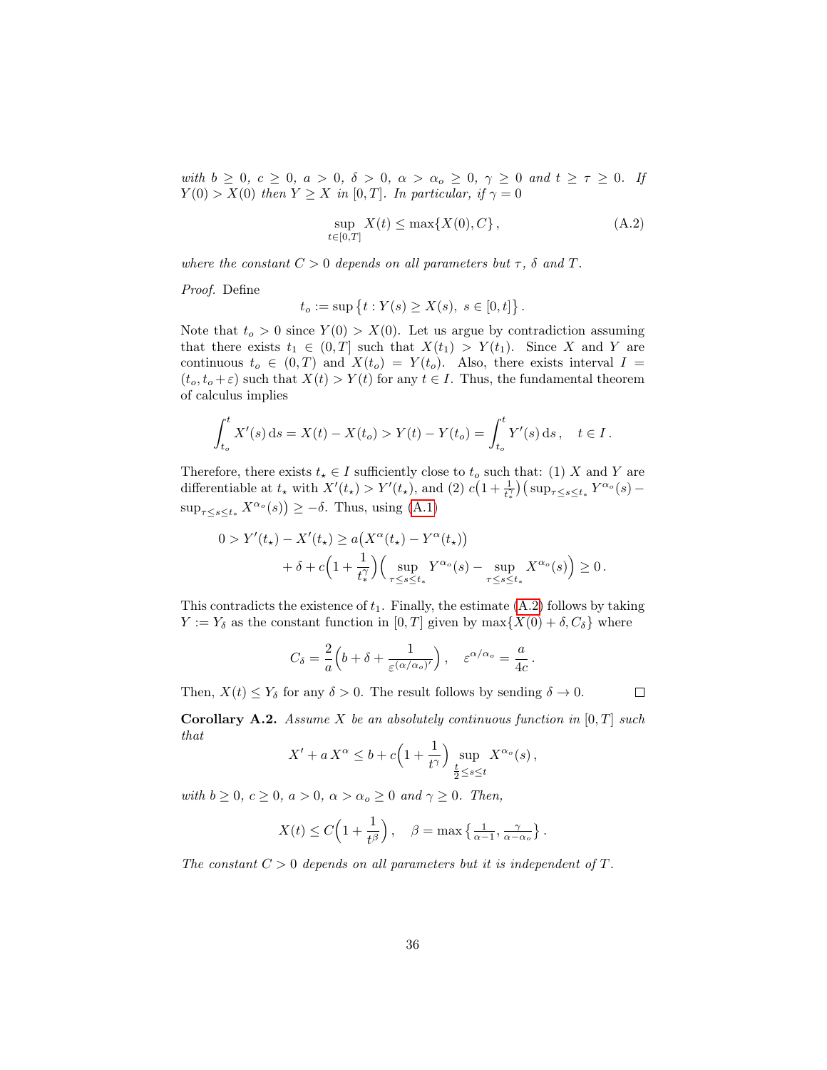*with $b \geq 0$, $c \geq 0$, $a > 0$, $\delta > 0$, $\alpha > \alpha_o \geq 0$, $\gamma \geq 0$ and $t \geq \tau \geq 0$. If $Y(0) > X(0)$ then $Y \geq X$ in $[0,T]$. In particular, if $\gamma = 0$*

$$\sup_{t\in[0,T]} X(t) \leq \max\{X(0), C\}\,, \tag{A.2}$$

*where the constant $C > 0$ depends on all parameters but $\tau$, $\delta$ and $T$.*

*Proof.* Define

$$t_o := \sup\big\{t : Y(s) \geq X(s),\ s \in [0,t]\big\}\,.$$

Note that $t_o > 0$ since $Y(0) > X(0)$. Let us argue by contradiction assuming that there exists $t_1 \in (0,T]$ such that $X(t_1) > Y(t_1)$. Since $X$ and $Y$ are continuous $t_o \in (0,T)$ and $X(t_o) = Y(t_o)$. Also, there exists interval $I = (t_o, t_o + \varepsilon)$ such that $X(t) > Y(t)$ for any $t \in I$. Thus, the fundamental theorem of calculus implies

$$\int_{t_o}^{t} X'(s)\,\mathrm{d}s = X(t) - X(t_o) > Y(t) - Y(t_o) = \int_{t_o}^{t} Y'(s)\,\mathrm{d}s\,, \quad t \in I\,.$$

Therefore, there exists $t_\star \in I$ sufficiently close to $t_o$ such that: (1) $X$ and $Y$ are differentiable at $t_\star$ with $X'(t_\star) > Y'(t_\star)$, and (2) $c\big(1 + \frac{1}{t_\star^\gamma}\big)\big(\sup_{\tau\leq s\leq t_\star} Y^{\alpha_o}(s) - \sup_{\tau\leq s\leq t_\star} X^{\alpha_o}(s)\big) \geq -\delta$. Thus, using (A.1)

$$\begin{aligned} 0 > Y'(t_\star) - X'(t_\star) &\geq a\big(X^\alpha(t_\star) - Y^\alpha(t_\star)\big) \\ &\quad + \delta + c\Big(1 + \frac{1}{t_\star^\gamma}\Big)\Big(\sup_{\tau\leq s\leq t_\star} Y^{\alpha_o}(s) - \sup_{\tau\leq s\leq t_\star} X^{\alpha_o}(s)\Big) \geq 0\,. \end{aligned}$$

This contradicts the existence of $t_1$. Finally, the estimate (A.2) follows by taking $Y := Y_\delta$ as the constant function in $[0,T]$ given by $\max\{X(0) + \delta, C_\delta\}$ where

$$C_\delta = \frac{2}{a}\Big(b + \delta + \frac{1}{\varepsilon^{(\alpha/\alpha_o)'}}\Big)\,, \quad \varepsilon^{\alpha/\alpha_o} = \frac{a}{4c}\,.$$

Then, $X(t) \leq Y_\delta$ for any $\delta > 0$. The result follows by sending $\delta \to 0$. $\square$

**Corollary A.2.** *Assume $X$ be an absolutely continuous function in $[0,T]$ such that*

$$X' + a\,X^\alpha \leq b + c\Big(1 + \frac{1}{t^\gamma}\Big)\sup_{\frac{t}{2}\leq s\leq t} X^{\alpha_o}(s)\,,$$

*with $b \geq 0$, $c \geq 0$, $a > 0$, $\alpha > \alpha_o \geq 0$ and $\gamma \geq 0$. Then,*

$$X(t) \leq C\Big(1 + \frac{1}{t^\beta}\Big)\,, \quad \beta = \max\big\{\tfrac{1}{\alpha-1}, \tfrac{\gamma}{\alpha-\alpha_o}\big\}\,.$$

*The constant $C > 0$ depends on all parameters but it is independent of $T$.*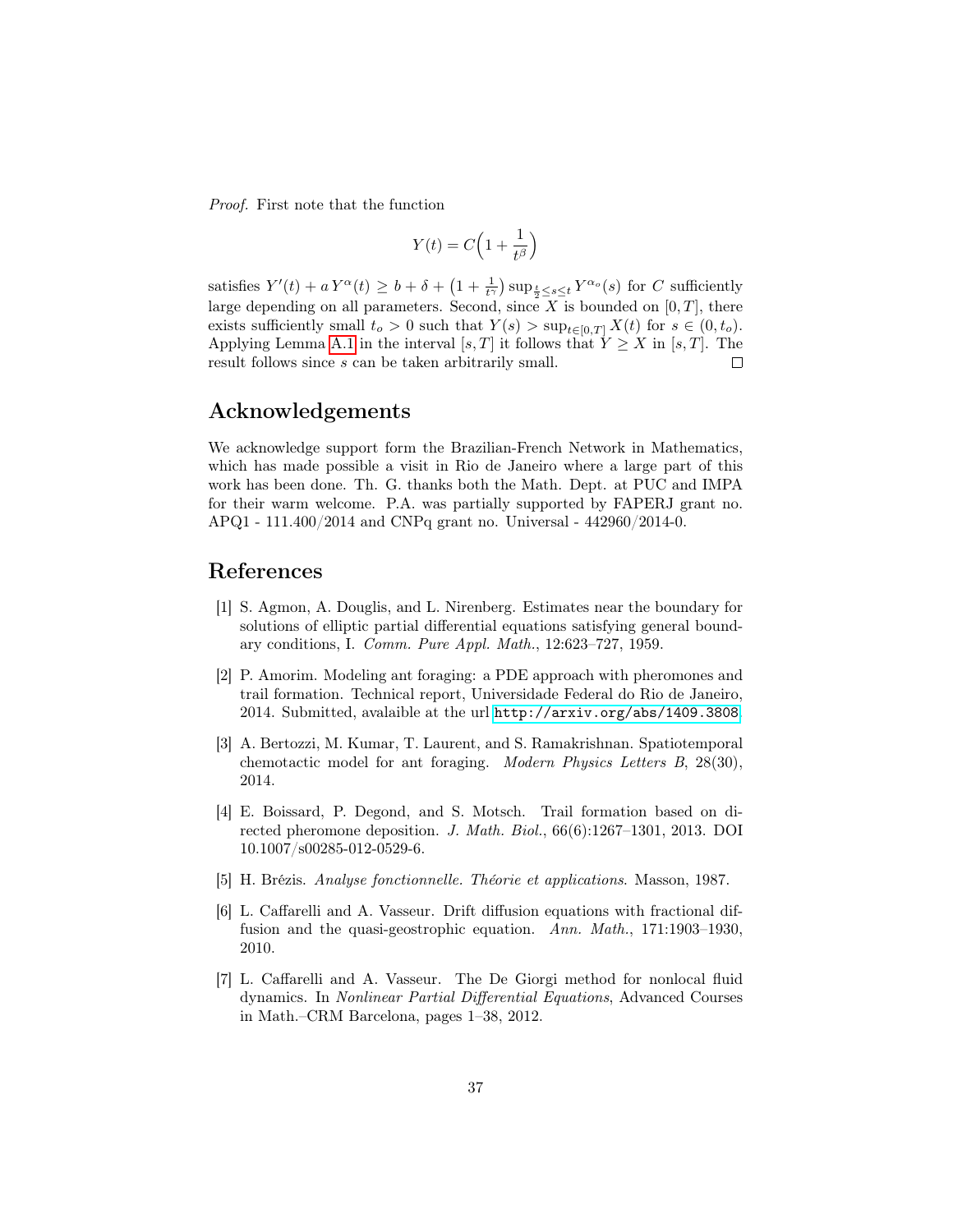*Proof.* First note that the function

$$Y(t) = C\Big(1 + \frac{1}{t^{\beta}}\Big)$$

satisfies $Y'(t) + a\,Y^{\alpha}(t) \geq b + \delta + \big(1 + \frac{1}{t^{\gamma}}\big)\sup_{\frac{t}{2}\leq s\leq t} Y^{\alpha_o}(s)$ for $C$ sufficiently large depending on all parameters. Second, since $X$ is bounded on $[0,T]$, there exists sufficiently small $t_o > 0$ such that $Y(s) > \sup_{t\in[0,T]} X(t)$ for $s \in (0, t_o)$. Applying Lemma A.1 in the interval $[s,T]$ it follows that $Y \geq X$ in $[s,T]$. The result follows since $s$ can be taken arbitrarily small. □

## Acknowledgements

We acknowledge support form the Brazilian-French Network in Mathematics, which has made possible a visit in Rio de Janeiro where a large part of this work has been done. Th. G. thanks both the Math. Dept. at PUC and IMPA for their warm welcome. P.A. was partially supported by FAPERJ grant no. APQ1 - 111.400/2014 and CNPq grant no. Universal - 442960/2014-0.

## References

[1] S. Agmon, A. Douglis, and L. Nirenberg. Estimates near the boundary for solutions of elliptic partial differential equations satisfying general boundary conditions, I. *Comm. Pure Appl. Math.*, 12:623–727, 1959.

[2] P. Amorim. Modeling ant foraging: a PDE approach with pheromones and trail formation. Technical report, Universidade Federal do Rio de Janeiro, 2014. Submitted, avalaible at the url http://arxiv.org/abs/1409.3808.

[3] A. Bertozzi, M. Kumar, T. Laurent, and S. Ramakrishnan. Spatiotemporal chemotactic model for ant foraging. *Modern Physics Letters B*, 28(30), 2014.

[4] E. Boissard, P. Degond, and S. Motsch. Trail formation based on directed pheromone deposition. *J. Math. Biol.*, 66(6):1267–1301, 2013. DOI 10.1007/s00285-012-0529-6.

[5] H. Brézis. *Analyse fonctionnelle. Théorie et applications*. Masson, 1987.

[6] L. Caffarelli and A. Vasseur. Drift diffusion equations with fractional diffusion and the quasi-geostrophic equation. *Ann. Math.*, 171:1903–1930, 2010.

[7] L. Caffarelli and A. Vasseur. The De Giorgi method for nonlocal fluid dynamics. In *Nonlinear Partial Differential Equations*, Advanced Courses in Math.–CRM Barcelona, pages 1–38, 2012.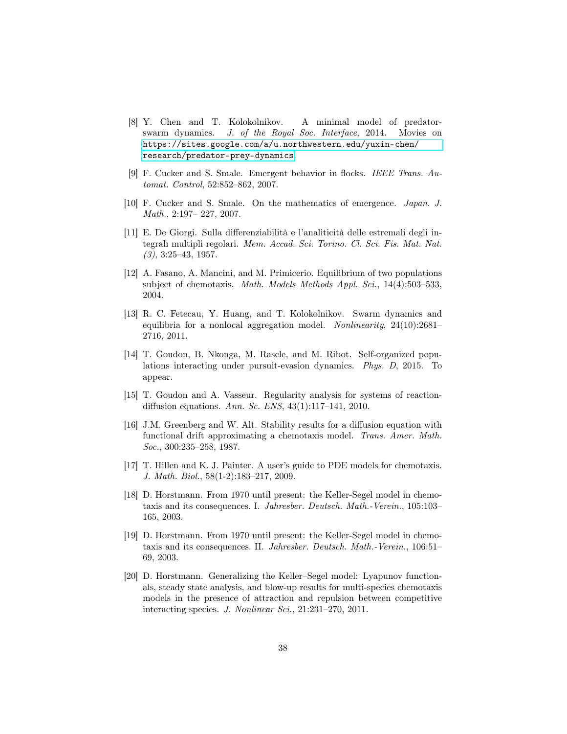[8] Y. Chen and T. Kolokolnikov. A minimal model of predator-swarm dynamics. *J. of the Royal Soc. Interface*, 2014. Movies on https://sites.google.com/a/u.northwestern.edu/yuxin-chen/research/predator-prey-dynamics.

[9] F. Cucker and S. Smale. Emergent behavior in flocks. *IEEE Trans. Automat. Control*, 52:852–862, 2007.

[10] F. Cucker and S. Smale. On the mathematics of emergence. *Japan. J. Math.*, 2:197– 227, 2007.

[11] E. De Giorgi. Sulla differenziabilità e l'analiticità delle estremali degli integrali multipli regolari. *Mem. Accad. Sci. Torino. Cl. Sci. Fis. Mat. Nat. (3)*, 3:25–43, 1957.

[12] A. Fasano, A. Mancini, and M. Primicerio. Equilibrium of two populations subject of chemotaxis. *Math. Models Methods Appl. Sci.*, 14(4):503–533, 2004.

[13] R. C. Fetecau, Y. Huang, and T. Kolokolnikov. Swarm dynamics and equilibria for a nonlocal aggregation model. *Nonlinearity*, 24(10):2681–2716, 2011.

[14] T. Goudon, B. Nkonga, M. Rascle, and M. Ribot. Self-organized populations interacting under pursuit-evasion dynamics. *Phys. D*, 2015. To appear.

[15] T. Goudon and A. Vasseur. Regularity analysis for systems of reaction-diffusion equations. *Ann. Sc. ENS*, 43(1):117–141, 2010.

[16] J.M. Greenberg and W. Alt. Stability results for a diffusion equation with functional drift approximating a chemotaxis model. *Trans. Amer. Math. Soc.*, 300:235–258, 1987.

[17] T. Hillen and K. J. Painter. A user's guide to PDE models for chemotaxis. *J. Math. Biol.*, 58(1-2):183–217, 2009.

[18] D. Horstmann. From 1970 until present: the Keller-Segel model in chemotaxis and its consequences. I. *Jahresber. Deutsch. Math.-Verein.*, 105:103–165, 2003.

[19] D. Horstmann. From 1970 until present: the Keller-Segel model in chemotaxis and its consequences. II. *Jahresber. Deutsch. Math.-Verein.*, 106:51–69, 2003.

[20] D. Horstmann. Generalizing the Keller–Segel model: Lyapunov functionals, steady state analysis, and blow-up results for multi-species chemotaxis models in the presence of attraction and repulsion between competitive interacting species. *J. Nonlinear Sci.*, 21:231–270, 2011.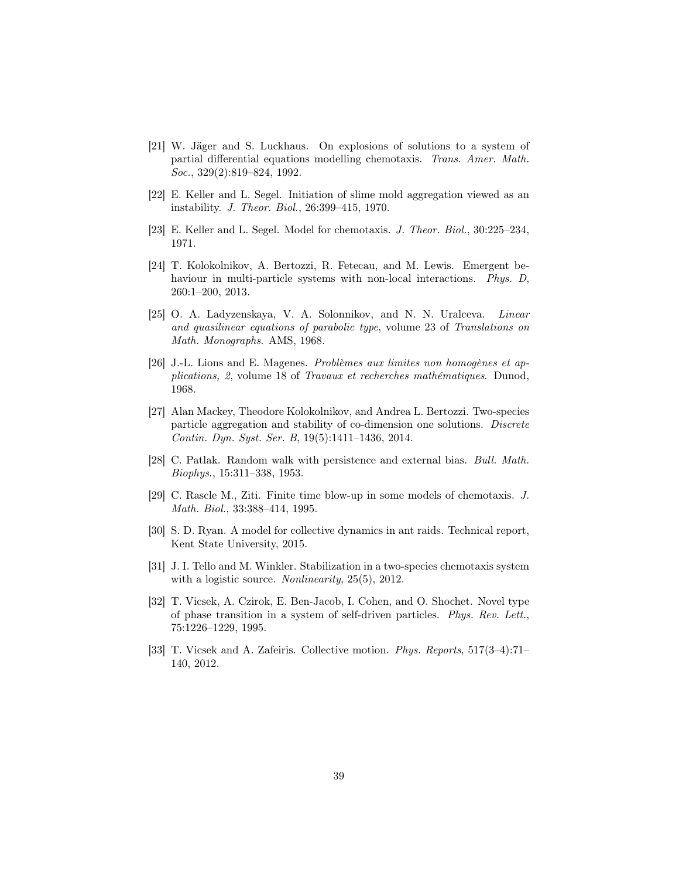[21] W. Jäger and S. Luckhaus. On explosions of solutions to a system of partial differential equations modelling chemotaxis. *Trans. Amer. Math. Soc.*, 329(2):819–824, 1992.

[22] E. Keller and L. Segel. Initiation of slime mold aggregation viewed as an instability. *J. Theor. Biol.*, 26:399–415, 1970.

[23] E. Keller and L. Segel. Model for chemotaxis. *J. Theor. Biol.*, 30:225–234, 1971.

[24] T. Kolokolnikov, A. Bertozzi, R. Fetecau, and M. Lewis. Emergent behaviour in multi-particle systems with non-local interactions. *Phys. D*, 260:1–200, 2013.

[25] O. A. Ladyzenskaya, V. A. Solonnikov, and N. N. Uralceva. *Linear and quasilinear equations of parabolic type*, volume 23 of *Translations on Math. Monographs*. AMS, 1968.

[26] J.-L. Lions and E. Magenes. *Problèmes aux limites non homogènes et applications, 2*, volume 18 of *Travaux et recherches mathématiques*. Dunod, 1968.

[27] Alan Mackey, Theodore Kolokolnikov, and Andrea L. Bertozzi. Two-species particle aggregation and stability of co-dimension one solutions. *Discrete Contin. Dyn. Syst. Ser. B*, 19(5):1411–1436, 2014.

[28] C. Patlak. Random walk with persistence and external bias. *Bull. Math. Biophys.*, 15:311–338, 1953.

[29] C. Rascle M., Ziti. Finite time blow-up in some models of chemotaxis. *J. Math. Biol.*, 33:388–414, 1995.

[30] S. D. Ryan. A model for collective dynamics in ant raids. Technical report, Kent State University, 2015.

[31] J. I. Tello and M. Winkler. Stabilization in a two-species chemotaxis system with a logistic source. *Nonlinearity*, 25(5), 2012.

[32] T. Vicsek, A. Czirok, E. Ben-Jacob, I. Cohen, and O. Shochet. Novel type of phase transition in a system of self-driven particles. *Phys. Rev. Lett.*, 75:1226–1229, 1995.

[33] T. Vicsek and A. Zafeiris. Collective motion. *Phys. Reports*, 517(3–4):71–140, 2012.